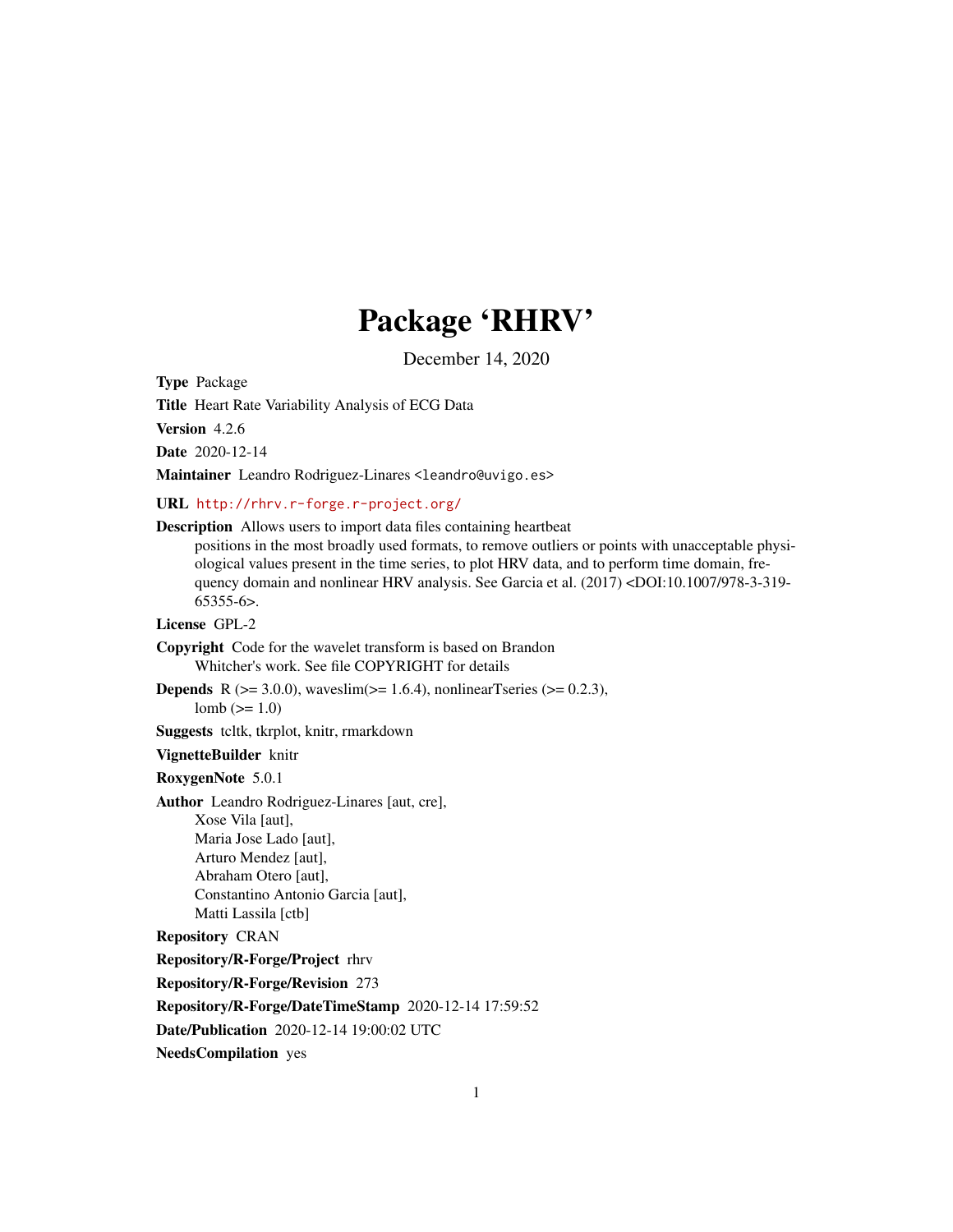# Package 'RHRV'

December 14, 2020

**Type** Package

**Title** Heart Rate Variability Analysis of ECG Data

**Version** 4.2.6

**Date** 2020-12-14

**Maintainer** Leandro Rodriguez-Linares <leandro@uvigo.es>

**URL** http://rhrv.r-forge.r-project.org/

**Description** Allows users to import data files containing heartbeat positions in the most broadly used formats, to remove outliers or points with unacceptable physiological values present in the time series, to plot HRV data, and to perform time domain, frequency domain and nonlinear HRV analysis. See Garcia et al. (2017) <DOI:10.1007/978-3-319-65355-6>.

**License** GPL-2

**Copyright** Code for the wavelet transform is based on Brandon Whitcher's work. See file COPYRIGHT for details

**Depends** R (>= 3.0.0), waveslim(>= 1.6.4), nonlinearTseries (>= 0.2.3), lomb (>= 1.0)

**Suggests** tcltk, tkrplot, knitr, rmarkdown

**VignetteBuilder** knitr

**RoxygenNote** 5.0.1

**Author** Leandro Rodriguez-Linares [aut, cre],
Xose Vila [aut],
Maria Jose Lado [aut],
Arturo Mendez [aut],
Abraham Otero [aut],
Constantino Antonio Garcia [aut],
Matti Lassila [ctb]

**Repository** CRAN

**Repository/R-Forge/Project** rhrv

**Repository/R-Forge/Revision** 273

**Repository/R-Forge/DateTimeStamp** 2020-12-14 17:59:52

**Date/Publication** 2020-12-14 19:00:02 UTC

**NeedsCompilation** yes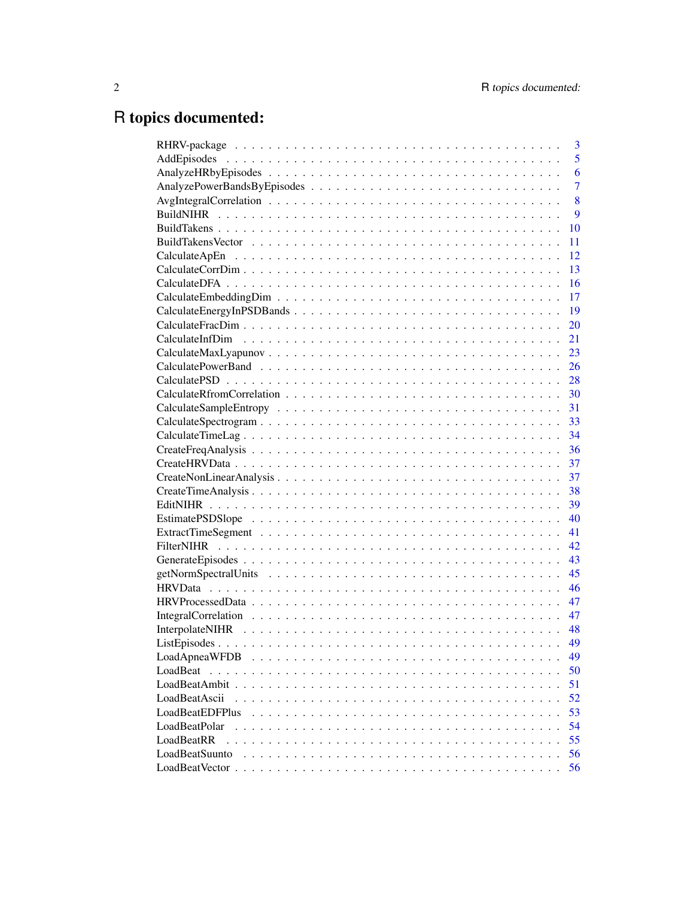# R topics documented:

| | |
|---|---|
| RHRV-package | 3 |
| AddEpisodes | 5 |
| AnalyzeHRbyEpisodes | 6 |
| AnalyzePowerBandsByEpisodes | 7 |
| AvgIntegralCorrelation | 8 |
| BuildNIHR | 9 |
| BuildTakens | 10 |
| BuildTakensVector | 11 |
| CalculateApEn | 12 |
| CalculateCorrDim | 13 |
| CalculateDFA | 16 |
| CalculateEmbeddingDim | 17 |
| CalculateEnergyInPSDBands | 19 |
| CalculateFracDim | 20 |
| CalculateInfDim | 21 |
| CalculateMaxLyapunov | 23 |
| CalculatePowerBand | 26 |
| CalculatePSD | 28 |
| CalculateRfromCorrelation | 30 |
| CalculateSampleEntropy | 31 |
| CalculateSpectrogram | 33 |
| CalculateTimeLag | 34 |
| CreateFreqAnalysis | 36 |
| CreateHRVData | 37 |
| CreateNonLinearAnalysis | 37 |
| CreateTimeAnalysis | 38 |
| EditNIHR | 39 |
| EstimatePSDSlope | 40 |
| ExtractTimeSegment | 41 |
| FilterNIHR | 42 |
| GenerateEpisodes | 43 |
| getNormSpectralUnits | 45 |
| HRVData | 46 |
| HRVProcessedData | 47 |
| IntegralCorrelation | 47 |
| InterpolateNIHR | 48 |
| ListEpisodes | 49 |
| LoadApneaWFDB | 49 |
| LoadBeat | 50 |
| LoadBeatAmbit | 51 |
| LoadBeatAscii | 52 |
| LoadBeatEDFPlus | 53 |
| LoadBeatPolar | 54 |
| LoadBeatRR | 55 |
| LoadBeatSuunto | 56 |
| LoadBeatVector | 56 |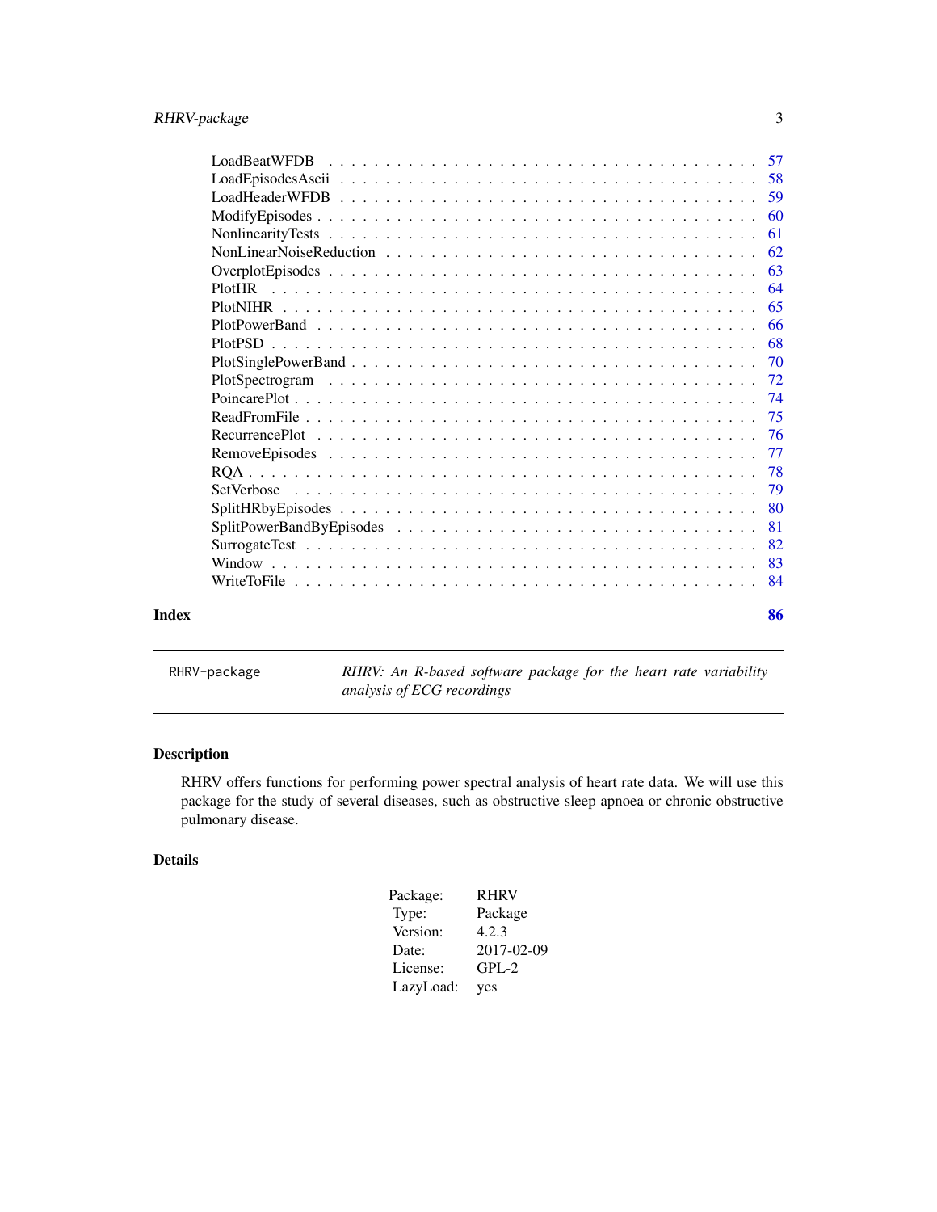| | |
|---|---|
| LoadBeatWFDB | 57 |
| LoadEpisodesAscii | 58 |
| LoadHeaderWFDB | 59 |
| ModifyEpisodes | 60 |
| NonlinearityTests | 61 |
| NonLinearNoiseReduction | 62 |
| OverplotEpisodes | 63 |
| PlotHR | 64 |
| PlotNIHR | 65 |
| PlotPowerBand | 66 |
| PlotPSD | 68 |
| PlotSinglePowerBand | 70 |
| PlotSpectrogram | 72 |
| PoincarePlot | 74 |
| ReadFromFile | 75 |
| RecurrencePlot | 76 |
| RemoveEpisodes | 77 |
| RQA | 78 |
| SetVerbose | 79 |
| SplitHRbyEpisodes | 80 |
| SplitPowerBandByEpisodes | 81 |
| SurrogateTest | 82 |
| Window | 83 |
| WriteToFile | 84 |

**Index** **86**

---

RHRV-package *RHRV: An R-based software package for the heart rate variability analysis of ECG recordings*

---

## Description

RHRV offers functions for performing power spectral analysis of heart rate data. We will use this package for the study of several diseases, such as obstructive sleep apnoea or chronic obstructive pulmonary disease.

## Details

| | |
|---|---|
| Package: | RHRV |
| Type: | Package |
| Version: | 4.2.3 |
| Date: | 2017-02-09 |
| License: | GPL-2 |
| LazyLoad: | yes |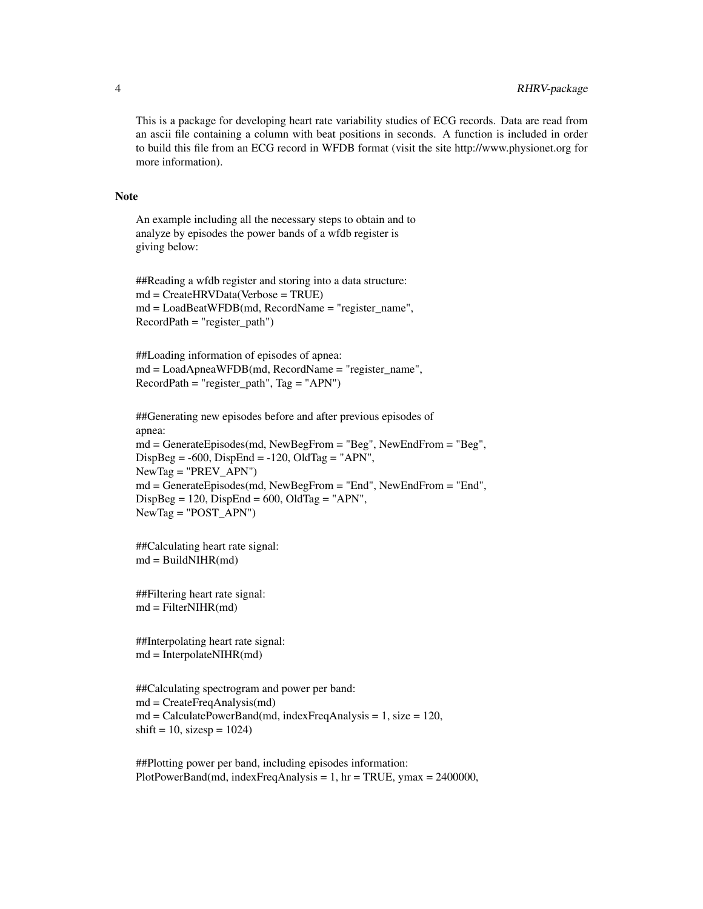This is a package for developing heart rate variability studies of ECG records. Data are read from an ascii file containing a column with beat positions in seconds. A function is included in order to build this file from an ECG record in WFDB format (visit the site http://www.physionet.org for more information).

### Note

An example including all the necessary steps to obtain and to analyze by episodes the power bands of a wfdb register is giving below:

```
##Reading a wfdb register and storing into a data structure:
md = CreateHRVData(Verbose = TRUE)
md = LoadBeatWFDB(md, RecordName = "register_name",
RecordPath = "register_path")

##Loading information of episodes of apnea:
md = LoadApneaWFDB(md, RecordName = "register_name",
RecordPath = "register_path", Tag = "APN")

##Generating new episodes before and after previous episodes of
apnea:
md = GenerateEpisodes(md, NewBegFrom = "Beg", NewEndFrom = "Beg",
DispBeg = -600, DispEnd = -120, OldTag = "APN",
NewTag = "PREV_APN")
md = GenerateEpisodes(md, NewBegFrom = "End", NewEndFrom = "End",
DispBeg = 120, DispEnd = 600, OldTag = "APN",
NewTag = "POST_APN")

##Calculating heart rate signal:
md = BuildNIHR(md)

##Filtering heart rate signal:
md = FilterNIHR(md)

##Interpolating heart rate signal:
md = InterpolateNIHR(md)

##Calculating spectrogram and power per band:
md = CreateFreqAnalysis(md)
md = CalculatePowerBand(md, indexFreqAnalysis = 1, size = 120,
shift = 10, sizesp = 1024)

##Plotting power per band, including episodes information:
PlotPowerBand(md, indexFreqAnalysis = 1, hr = TRUE, ymax = 2400000,
```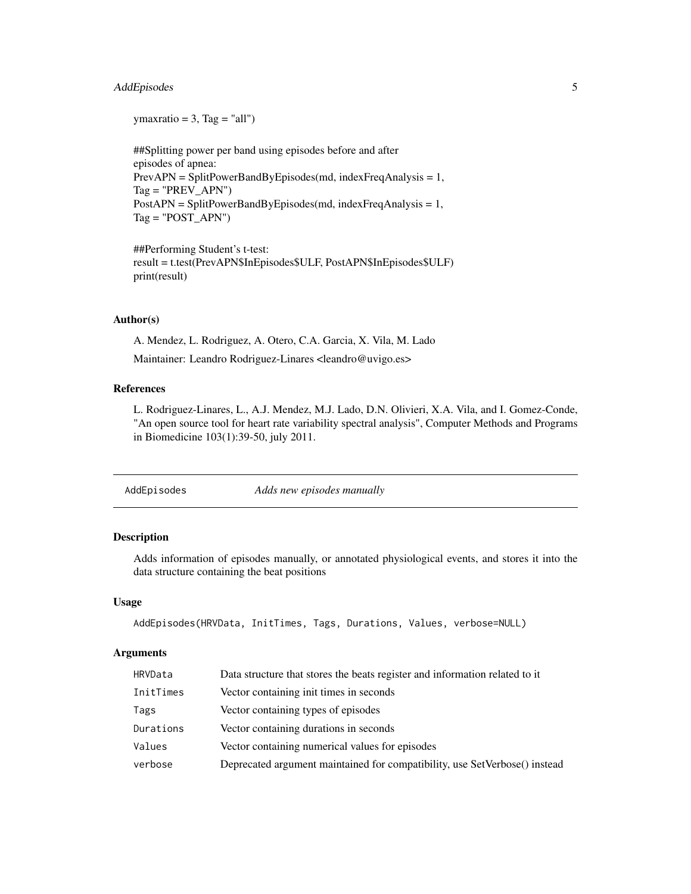```
ymaxratio = 3, Tag = "all")

##Splitting power per band using episodes before and after
episodes of apnea:
PrevAPN = SplitPowerBandByEpisodes(md, indexFreqAnalysis = 1,
Tag = "PREV_APN")
PostAPN = SplitPowerBandByEpisodes(md, indexFreqAnalysis = 1,
Tag = "POST_APN")

##Performing Student's t-test:
result = t.test(PrevAPN$InEpisodes$ULF, PostAPN$InEpisodes$ULF)
print(result)
```

### Author(s)

A. Mendez, L. Rodriguez, A. Otero, C.A. Garcia, X. Vila, M. Lado

Maintainer: Leandro Rodriguez-Linares <leandro@uvigo.es>

### References

L. Rodriguez-Linares, L., A.J. Mendez, M.J. Lado, D.N. Olivieri, X.A. Vila, and I. Gomez-Conde, "An open source tool for heart rate variability spectral analysis", Computer Methods and Programs in Biomedicine 103(1):39-50, july 2011.

---

## AddEpisodes *Adds new episodes manually*

### Description

Adds information of episodes manually, or annotated physiological events, and stores it into the data structure containing the beat positions

### Usage

```
AddEpisodes(HRVData, InitTimes, Tags, Durations, Values, verbose=NULL)
```

### Arguments

| | |
|---|---|
| HRVData | Data structure that stores the beats register and information related to it |
| InitTimes | Vector containing init times in seconds |
| Tags | Vector containing types of episodes |
| Durations | Vector containing durations in seconds |
| Values | Vector containing numerical values for episodes |
| verbose | Deprecated argument maintained for compatibility, use SetVerbose() instead |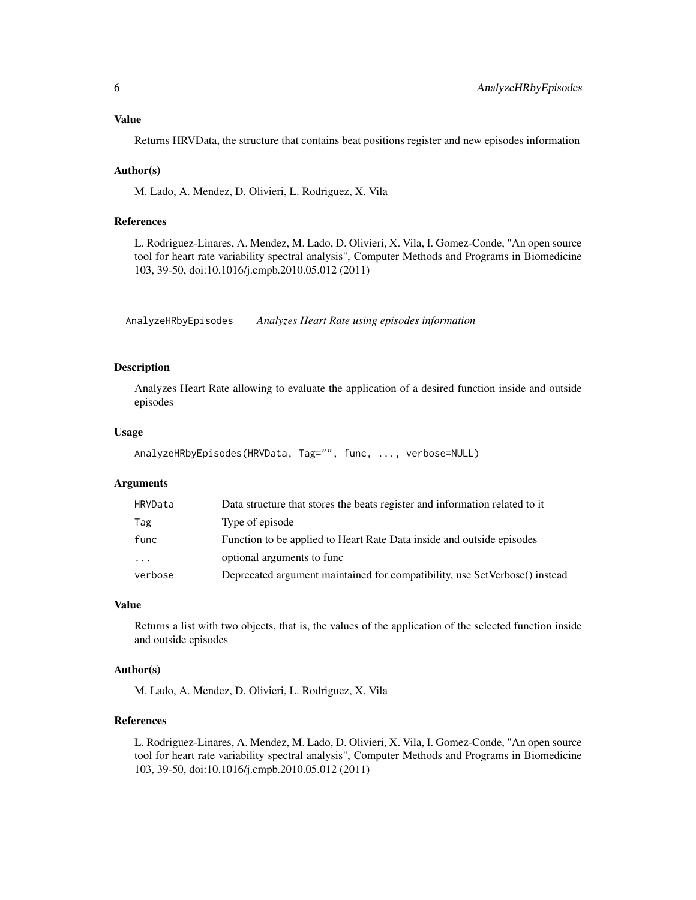### Value

Returns HRVData, the structure that contains beat positions register and new episodes information

### Author(s)

M. Lado, A. Mendez, D. Olivieri, L. Rodriguez, X. Vila

### References

L. Rodriguez-Linares, A. Mendez, M. Lado, D. Olivieri, X. Vila, I. Gomez-Conde, "An open source tool for heart rate variability spectral analysis", Computer Methods and Programs in Biomedicine 103, 39-50, doi:10.1016/j.cmpb.2010.05.012 (2011)

---

## AnalyzeHRbyEpisodes    *Analyzes Heart Rate using episodes information*

---

### Description

Analyzes Heart Rate allowing to evaluate the application of a desired function inside and outside episodes

### Usage

```
AnalyzeHRbyEpisodes(HRVData, Tag="", func, ..., verbose=NULL)
```

### Arguments

| | |
|---|---|
| `HRVData` | Data structure that stores the beats register and information related to it |
| `Tag` | Type of episode |
| `func` | Function to be applied to Heart Rate Data inside and outside episodes |
| `...` | optional arguments to func |
| `verbose` | Deprecated argument maintained for compatibility, use SetVerbose() instead |

### Value

Returns a list with two objects, that is, the values of the application of the selected function inside and outside episodes

### Author(s)

M. Lado, A. Mendez, D. Olivieri, L. Rodriguez, X. Vila

### References

L. Rodriguez-Linares, A. Mendez, M. Lado, D. Olivieri, X. Vila, I. Gomez-Conde, "An open source tool for heart rate variability spectral analysis", Computer Methods and Programs in Biomedicine 103, 39-50, doi:10.1016/j.cmpb.2010.05.012 (2011)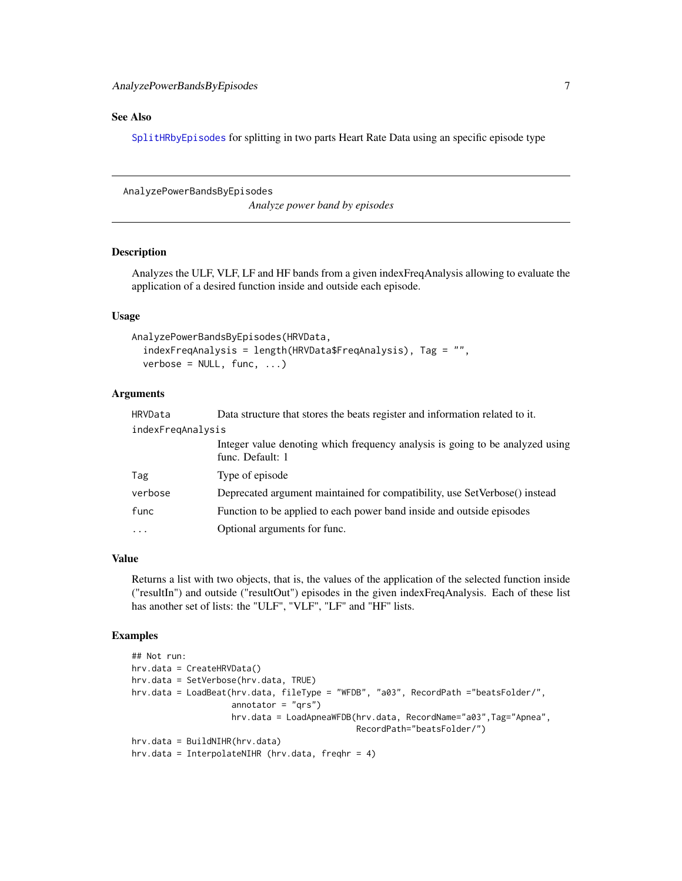## See Also

SplitHRbyEpisodes for splitting in two parts Heart Rate Data using an specific episode type

---

AnalyzePowerBandsByEpisodes

*Analyze power band by episodes*

---

### Description

Analyzes the ULF, VLF, LF and HF bands from a given indexFreqAnalysis allowing to evaluate the application of a desired function inside and outside each episode.

### Usage

```
AnalyzePowerBandsByEpisodes(HRVData,
  indexFreqAnalysis = length(HRVData$FreqAnalysis), Tag = "",
  verbose = NULL, func, ...)
```

### Arguments

| | |
|---|---|
| HRVData | Data structure that stores the beats register and information related to it. |
| indexFreqAnalysis | Integer value denoting which frequency analysis is going to be analyzed using func. Default: 1 |
| Tag | Type of episode |
| verbose | Deprecated argument maintained for compatibility, use SetVerbose() instead |
| func | Function to be applied to each power band inside and outside episodes |
| ... | Optional arguments for func. |

### Value

Returns a list with two objects, that is, the values of the application of the selected function inside ("resultIn") and outside ("resultOut") episodes in the given indexFreqAnalysis. Each of these list has another set of lists: the "ULF", "VLF", "LF" and "HF" lists.

### Examples

```
## Not run:
hrv.data = CreateHRVData()
hrv.data = SetVerbose(hrv.data, TRUE)
hrv.data = LoadBeat(hrv.data, fileType = "WFDB", "a03", RecordPath ="beatsFolder/",
                    annotator = "qrs")
                    hrv.data = LoadApneaWFDB(hrv.data, RecordName="a03",Tag="Apnea",
                                             RecordPath="beatsFolder/")
hrv.data = BuildNIHR(hrv.data)
hrv.data = InterpolateNIHR (hrv.data, freqhr = 4)
```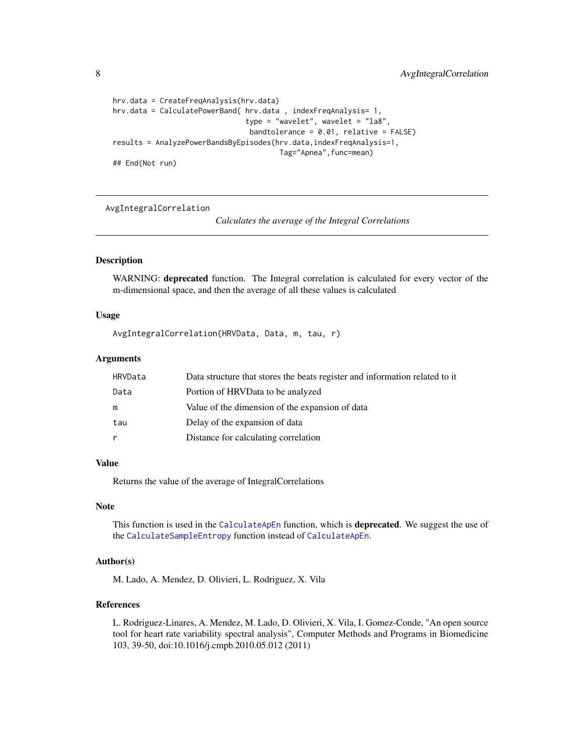```
hrv.data = CreateFreqAnalysis(hrv.data)
hrv.data = CalculatePowerBand( hrv.data , indexFreqAnalysis= 1,
                               type = "wavelet", wavelet = "la8",
                                bandtolerance = 0.01, relative = FALSE)
results = AnalyzePowerBandsByEpisodes(hrv.data,indexFreqAnalysis=1,
                                       Tag="Apnea",func=mean)
## End(Not run)
```

---

`AvgIntegralCorrelation` *Calculates the average of the Integral Correlations*

---

### Description

WARNING: **deprecated** function. The Integral correlation is calculated for every vector of the m-dimensional space, and then the average of all these values is calculated

### Usage

```
AvgIntegralCorrelation(HRVData, Data, m, tau, r)
```

### Arguments

| | |
|---|---|
| `HRVData` | Data structure that stores the beats register and information related to it |
| `Data` | Portion of HRVData to be analyzed |
| `m` | Value of the dimension of the expansion of data |
| `tau` | Delay of the expansion of data |
| `r` | Distance for calculating correlation |

### Value

Returns the value of the average of IntegralCorrelations

### Note

This function is used in the `CalculateApEn` function, which is **deprecated**. We suggest the use of the `CalculateSampleEntropy` function instead of `CalculateApEn`.

### Author(s)

M. Lado, A. Mendez, D. Olivieri, L. Rodriguez, X. Vila

### References

L. Rodriguez-Linares, A. Mendez, M. Lado, D. Olivieri, X. Vila, I. Gomez-Conde, "An open source tool for heart rate variability spectral analysis", Computer Methods and Programs in Biomedicine 103, 39-50, doi:10.1016/j.cmpb.2010.05.012 (2011)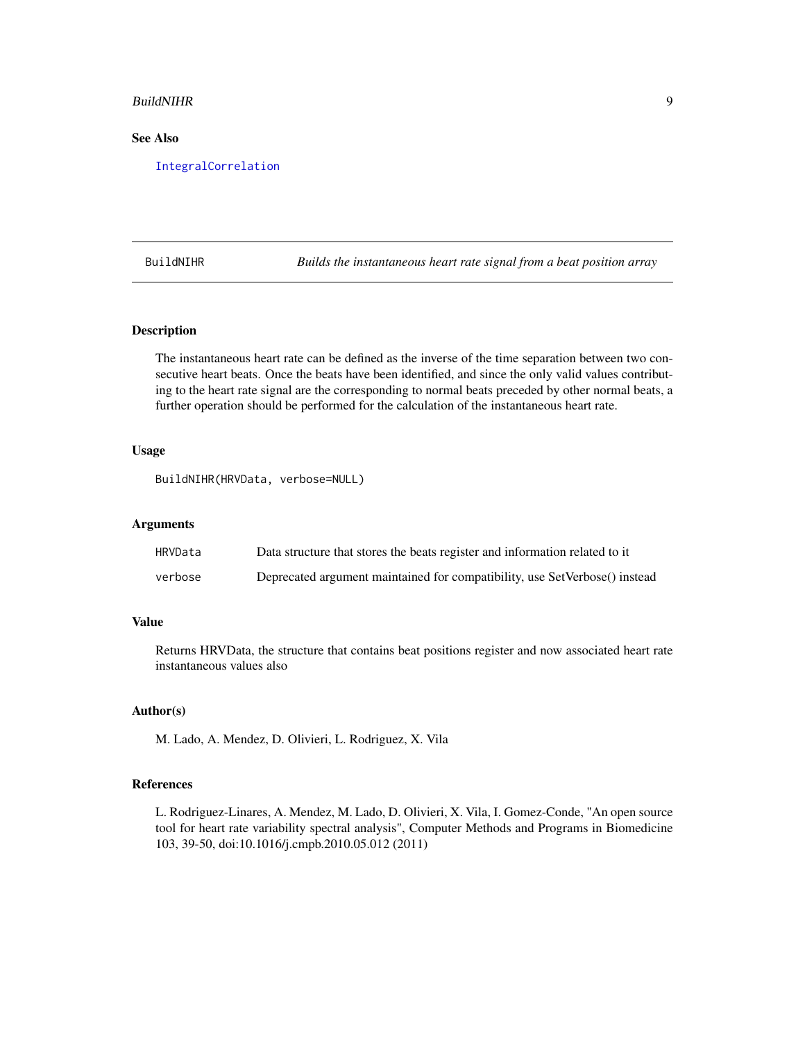## See Also

IntegralCorrelation

---

## BuildNIHR — *Builds the instantaneous heart rate signal from a beat position array*

### Description

The instantaneous heart rate can be defined as the inverse of the time separation between two consecutive heart beats. Once the beats have been identified, and since the only valid values contributing to the heart rate signal are the corresponding to normal beats preceded by other normal beats, a further operation should be performed for the calculation of the instantaneous heart rate.

### Usage

```
BuildNIHR(HRVData, verbose=NULL)
```

### Arguments

| | |
|---|---|
| HRVData | Data structure that stores the beats register and information related to it |
| verbose | Deprecated argument maintained for compatibility, use SetVerbose() instead |

### Value

Returns HRVData, the structure that contains beat positions register and now associated heart rate instantaneous values also

### Author(s)

M. Lado, A. Mendez, D. Olivieri, L. Rodriguez, X. Vila

### References

L. Rodriguez-Linares, A. Mendez, M. Lado, D. Olivieri, X. Vila, I. Gomez-Conde, "An open source tool for heart rate variability spectral analysis", Computer Methods and Programs in Biomedicine 103, 39-50, doi:10.1016/j.cmpb.2010.05.012 (2011)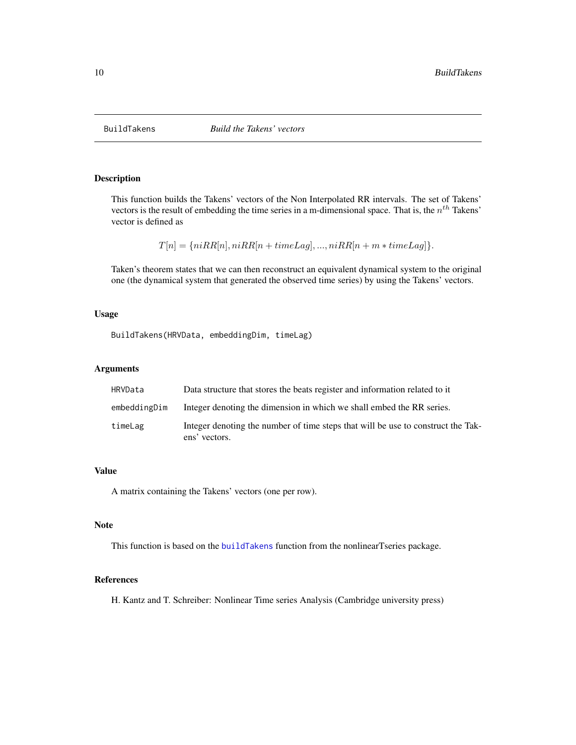## BuildTakens — *Build the Takens' vectors*

### Description

This function builds the Takens' vectors of the Non Interpolated RR intervals. The set of Takens' vectors is the result of embedding the time series in a m-dimensional space. That is, the $n^{th}$ Takens' vector is defined as

$$T[n] = \{niRR[n], niRR[n + timeLag], ..., niRR[n + m * timeLag]\}.$$

Taken's theorem states that we can then reconstruct an equivalent dynamical system to the original one (the dynamical system that generated the observed time series) by using the Takens' vectors.

### Usage

```
BuildTakens(HRVData, embeddingDim, timeLag)
```

### Arguments

| | |
|---|---|
| HRVData | Data structure that stores the beats register and information related to it |
| embeddingDim | Integer denoting the dimension in which we shall embed the RR series. |
| timeLag | Integer denoting the number of time steps that will be use to construct the Takens' vectors. |

### Value

A matrix containing the Takens' vectors (one per row).

### Note

This function is based on the buildTakens function from the nonlinearTseries package.

### References

H. Kantz and T. Schreiber: Nonlinear Time series Analysis (Cambridge university press)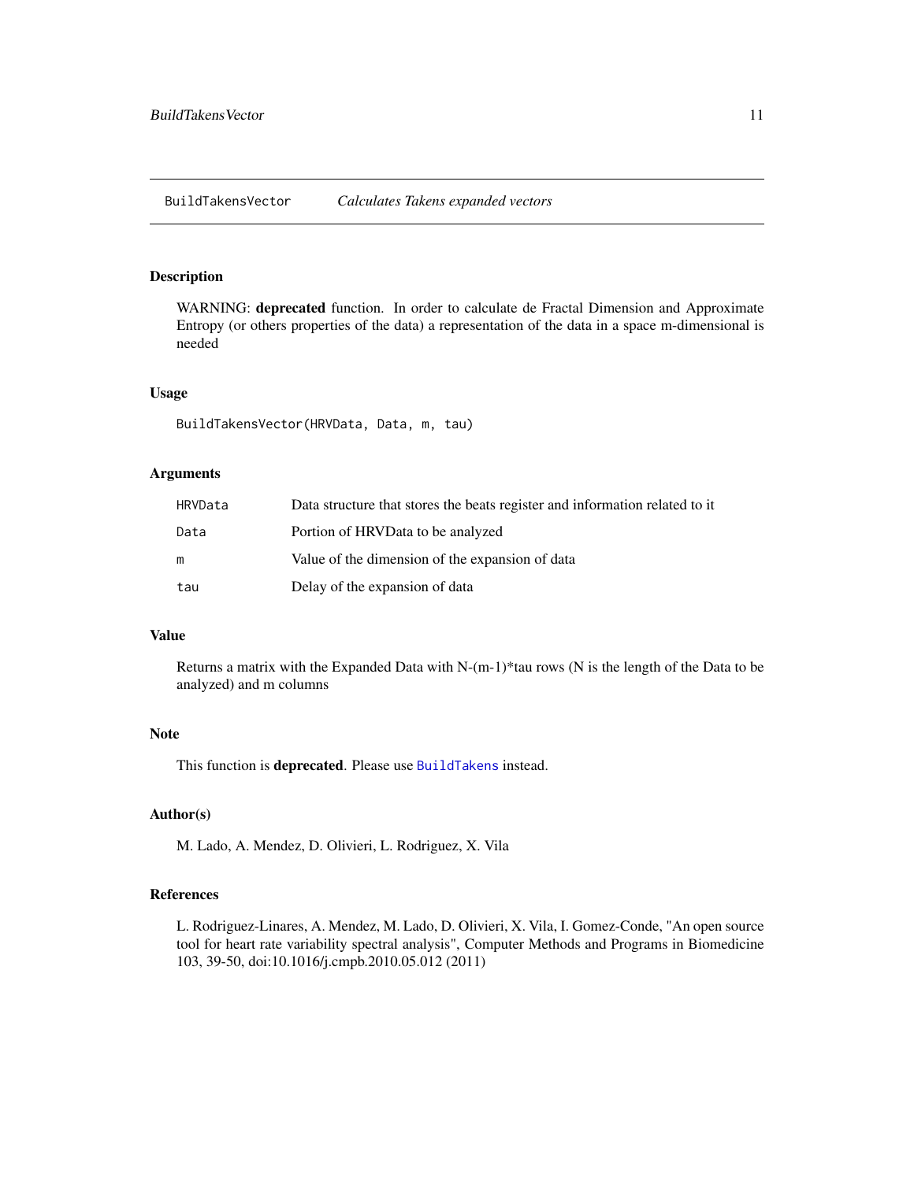BuildTakensVector    *Calculates Takens expanded vectors*

## Description

WARNING: **deprecated** function. In order to calculate de Fractal Dimension and Approximate Entropy (or others properties of the data) a representation of the data in a space m-dimensional is needed

## Usage

```
BuildTakensVector(HRVData, Data, m, tau)
```

## Arguments

| | |
|---|---|
| HRVData | Data structure that stores the beats register and information related to it |
| Data | Portion of HRVData to be analyzed |
| m | Value of the dimension of the expansion of data |
| tau | Delay of the expansion of data |

## Value

Returns a matrix with the Expanded Data with N-(m-1)*tau rows (N is the length of the Data to be analyzed) and m columns

## Note

This function is **deprecated**. Please use BuildTakens instead.

## Author(s)

M. Lado, A. Mendez, D. Olivieri, L. Rodriguez, X. Vila

## References

L. Rodriguez-Linares, A. Mendez, M. Lado, D. Olivieri, X. Vila, I. Gomez-Conde, "An open source tool for heart rate variability spectral analysis", Computer Methods and Programs in Biomedicine 103, 39-50, doi:10.1016/j.cmpb.2010.05.012 (2011)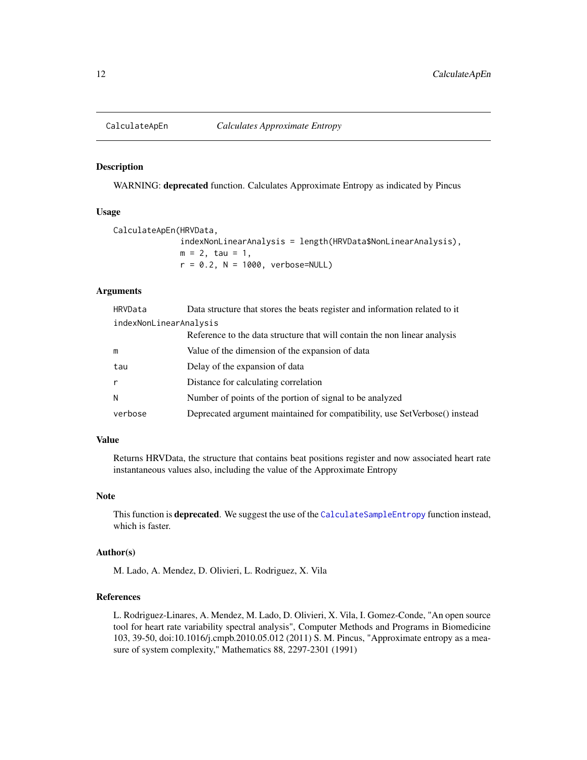## CalculateApEn — *Calculates Approximate Entropy*

### Description

WARNING: **deprecated** function. Calculates Approximate Entropy as indicated by Pincus

### Usage

```
CalculateApEn(HRVData,
              indexNonLinearAnalysis = length(HRVData$NonLinearAnalysis),
              m = 2, tau = 1,
              r = 0.2, N = 1000, verbose=NULL)
```

### Arguments

| | |
|---|---|
| `HRVData` | Data structure that stores the beats register and information related to it |
| `indexNonLinearAnalysis` | Reference to the data structure that will contain the non linear analysis |
| `m` | Value of the dimension of the expansion of data |
| `tau` | Delay of the expansion of data |
| `r` | Distance for calculating correlation |
| `N` | Number of points of the portion of signal to be analyzed |
| `verbose` | Deprecated argument maintained for compatibility, use SetVerbose() instead |

### Value

Returns HRVData, the structure that contains beat positions register and now associated heart rate instantaneous values also, including the value of the Approximate Entropy

### Note

This function is **deprecated**. We suggest the use of the `CalculateSampleEntropy` function instead, which is faster.

### Author(s)

M. Lado, A. Mendez, D. Olivieri, L. Rodriguez, X. Vila

### References

L. Rodriguez-Linares, A. Mendez, M. Lado, D. Olivieri, X. Vila, I. Gomez-Conde, "An open source tool for heart rate variability spectral analysis", Computer Methods and Programs in Biomedicine 103, 39-50, doi:10.1016/j.cmpb.2010.05.012 (2011) S. M. Pincus, "Approximate entropy as a measure of system complexity," Mathematics 88, 2297-2301 (1991)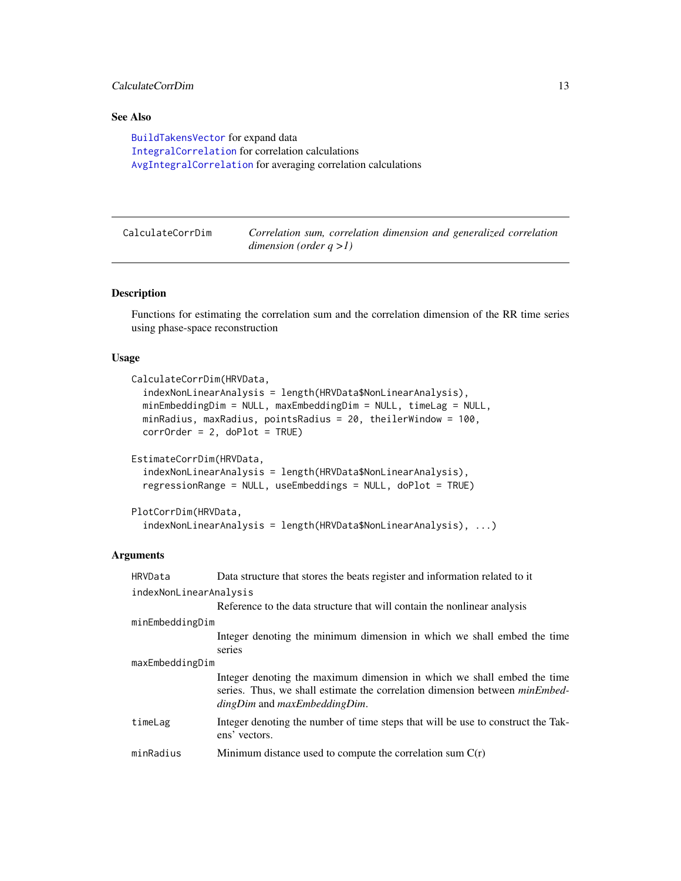## See Also

BuildTakensVector for expand data
IntegralCorrelation for correlation calculations
AvgIntegralCorrelation for averaging correlation calculations

---

CalculateCorrDim — *Correlation sum, correlation dimension and generalized correlation dimension (order q >1)*

---

### Description

Functions for estimating the correlation sum and the correlation dimension of the RR time series using phase-space reconstruction

### Usage

```
CalculateCorrDim(HRVData,
  indexNonLinearAnalysis = length(HRVData$NonLinearAnalysis),
  minEmbeddingDim = NULL, maxEmbeddingDim = NULL, timeLag = NULL,
  minRadius, maxRadius, pointsRadius = 20, theilerWindow = 100,
  corrOrder = 2, doPlot = TRUE)

EstimateCorrDim(HRVData,
  indexNonLinearAnalysis = length(HRVData$NonLinearAnalysis),
  regressionRange = NULL, useEmbeddings = NULL, doPlot = TRUE)

PlotCorrDim(HRVData,
  indexNonLinearAnalysis = length(HRVData$NonLinearAnalysis), ...)
```

### Arguments

`HRVData` Data structure that stores the beats register and information related to it

`indexNonLinearAnalysis`
Reference to the data structure that will contain the nonlinear analysis

`minEmbeddingDim`
Integer denoting the minimum dimension in which we shall embed the time series

`maxEmbeddingDim`
Integer denoting the maximum dimension in which we shall embed the time series. Thus, we shall estimate the correlation dimension between *minEmbeddingDim* and *maxEmbeddingDim*.

`timeLag` Integer denoting the number of time steps that will be use to construct the Takens' vectors.

`minRadius` Minimum distance used to compute the correlation sum C(r)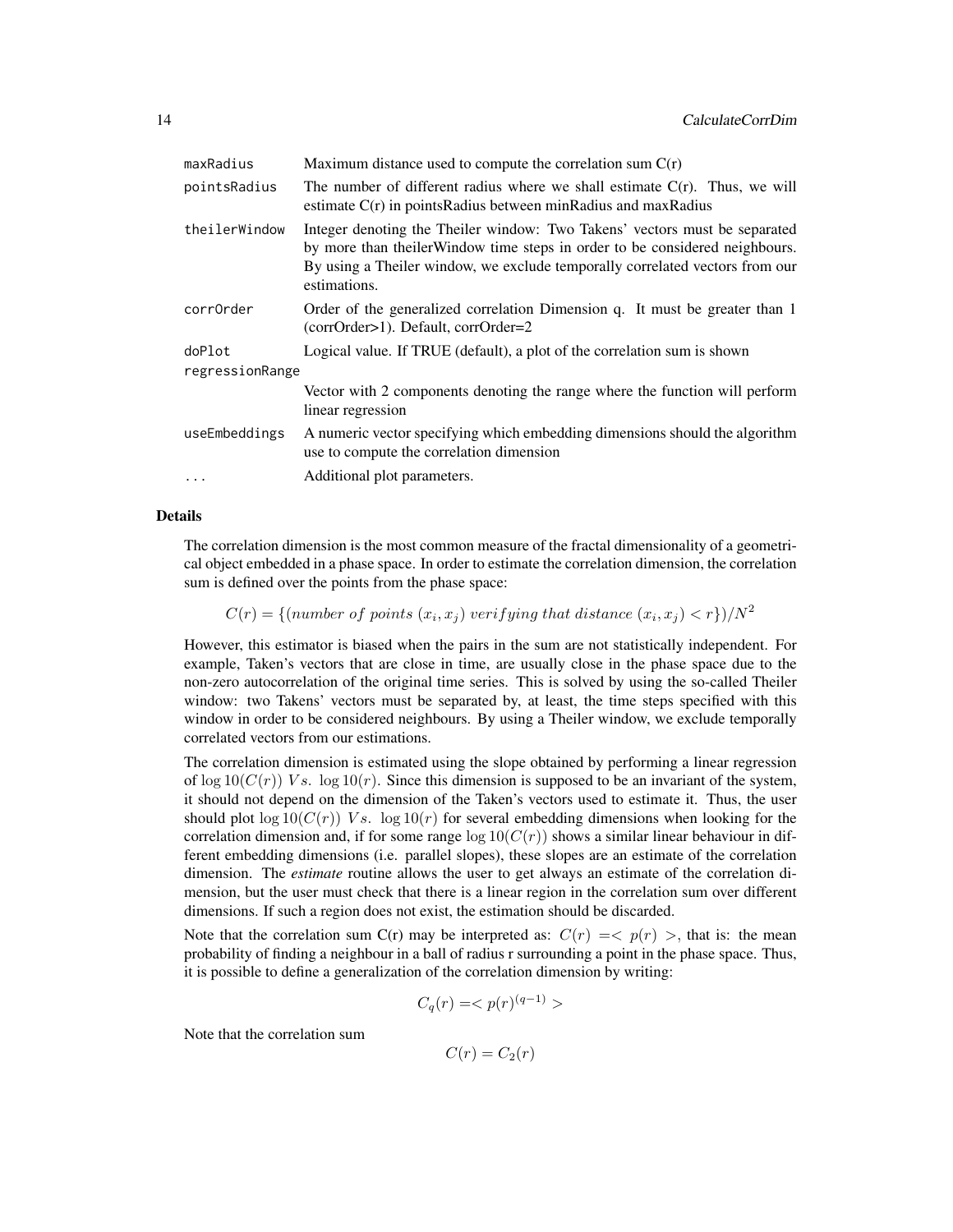| | |
|---|---|
| `maxRadius` | Maximum distance used to compute the correlation sum C(r) |
| `pointsRadius` | The number of different radius where we shall estimate C(r). Thus, we will estimate C(r) in pointsRadius between minRadius and maxRadius |
| `theilerWindow` | Integer denoting the Theiler window: Two Takens' vectors must be separated by more than theilerWindow time steps in order to be considered neighbours. By using a Theiler window, we exclude temporally correlated vectors from our estimations. |
| `corrOrder` | Order of the generalized correlation Dimension q. It must be greater than 1 (corrOrder>1). Default, corrOrder=2 |
| `doPlot` | Logical value. If TRUE (default), a plot of the correlation sum is shown |
| `regressionRange` | Vector with 2 components denoting the range where the function will perform linear regression |
| `useEmbeddings` | A numeric vector specifying which embedding dimensions should the algorithm use to compute the correlation dimension |
| `...` | Additional plot parameters. |

## Details

The correlation dimension is the most common measure of the fractal dimensionality of a geometrical object embedded in a phase space. In order to estimate the correlation dimension, the correlation sum is defined over the points from the phase space:

$$C(r) = \{(number\ of\ points\ (x_i, x_j)\ verifying\ that\ distance\ (x_i, x_j) < r\})/N^2$$

However, this estimator is biased when the pairs in the sum are not statistically independent. For example, Taken's vectors that are close in time, are usually close in the phase space due to the non-zero autocorrelation of the original time series. This is solved by using the so-called Theiler window: two Takens' vectors must be separated by, at least, the time steps specified with this window in order to be considered neighbours. By using a Theiler window, we exclude temporally correlated vectors from our estimations.

The correlation dimension is estimated using the slope obtained by performing a linear regression of $\log 10(C(r))\ Vs.\ \log 10(r)$. Since this dimension is supposed to be an invariant of the system, it should not depend on the dimension of the Taken's vectors used to estimate it. Thus, the user should plot $\log 10(C(r))\ Vs.\ \log 10(r)$ for several embedding dimensions when looking for the correlation dimension and, if for some range $\log 10(C(r))$ shows a similar linear behaviour in different embedding dimensions (i.e. parallel slopes), these slopes are an estimate of the correlation dimension. The *estimate* routine allows the user to get always an estimate of the correlation dimension, but the user must check that there is a linear region in the correlation sum over different dimensions. If such a region does not exist, the estimation should be discarded.

Note that the correlation sum C(r) may be interpreted as: $C(r) =< p(r) >$, that is: the mean probability of finding a neighbour in a ball of radius r surrounding a point in the phase space. Thus, it is possible to define a generalization of the correlation dimension by writing:

$$C_q(r) =< p(r)^{(q-1)} >$$

Note that the correlation sum

$$C(r) = C_2(r)$$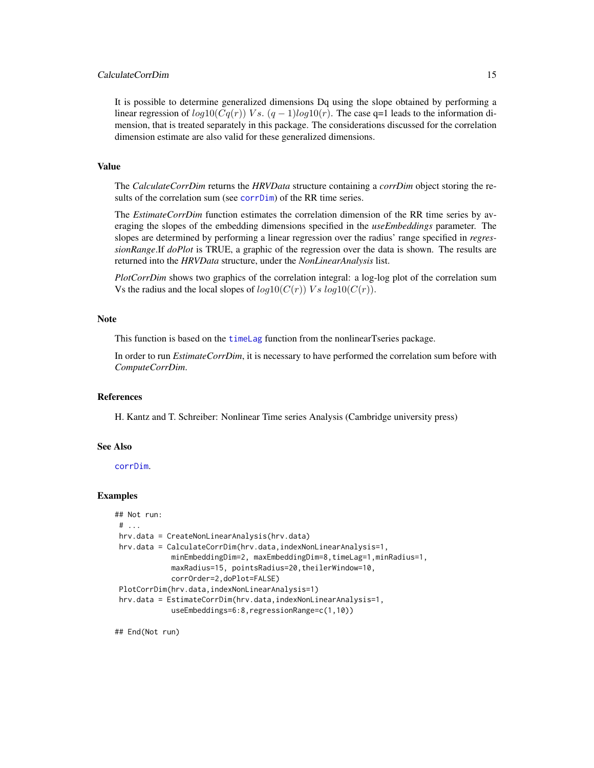It is possible to determine generalized dimensions Dq using the slope obtained by performing a linear regression of $log10(Cq(r))\ Vs.\ (q-1)log10(r)$. The case q=1 leads to the information dimension, that is treated separately in this package. The considerations discussed for the correlation dimension estimate are also valid for these generalized dimensions.

## Value

The *CalculateCorrDim* returns the *HRVData* structure containing a *corrDim* object storing the results of the correlation sum (see corrDim) of the RR time series.

The *EstimateCorrDim* function estimates the correlation dimension of the RR time series by averaging the slopes of the embedding dimensions specified in the *useEmbeddings* parameter. The slopes are determined by performing a linear regression over the radius' range specified in *regressionRange*.If *doPlot* is TRUE, a graphic of the regression over the data is shown. The results are returned into the *HRVData* structure, under the *NonLinearAnalysis* list.

*PlotCorrDim* shows two graphics of the correlation integral: a log-log plot of the correlation sum Vs the radius and the local slopes of $log10(C(r))\ Vs\ log10(C(r))$.

## Note

This function is based on the timeLag function from the nonlinearTseries package.

In order to run *EstimateCorrDim*, it is necessary to have performed the correlation sum before with *ComputeCorrDim*.

## References

H. Kantz and T. Schreiber: Nonlinear Time series Analysis (Cambridge university press)

## See Also

corrDim.

## Examples

```
## Not run:
 # ...
 hrv.data = CreateNonLinearAnalysis(hrv.data)
 hrv.data = CalculateCorrDim(hrv.data,indexNonLinearAnalysis=1,
            minEmbeddingDim=2, maxEmbeddingDim=8,timeLag=1,minRadius=1,
            maxRadius=15, pointsRadius=20,theilerWindow=10,
            corrOrder=2,doPlot=FALSE)
 PlotCorrDim(hrv.data,indexNonLinearAnalysis=1)
 hrv.data = EstimateCorrDim(hrv.data,indexNonLinearAnalysis=1,
            useEmbeddings=6:8,regressionRange=c(1,10))

## End(Not run)
```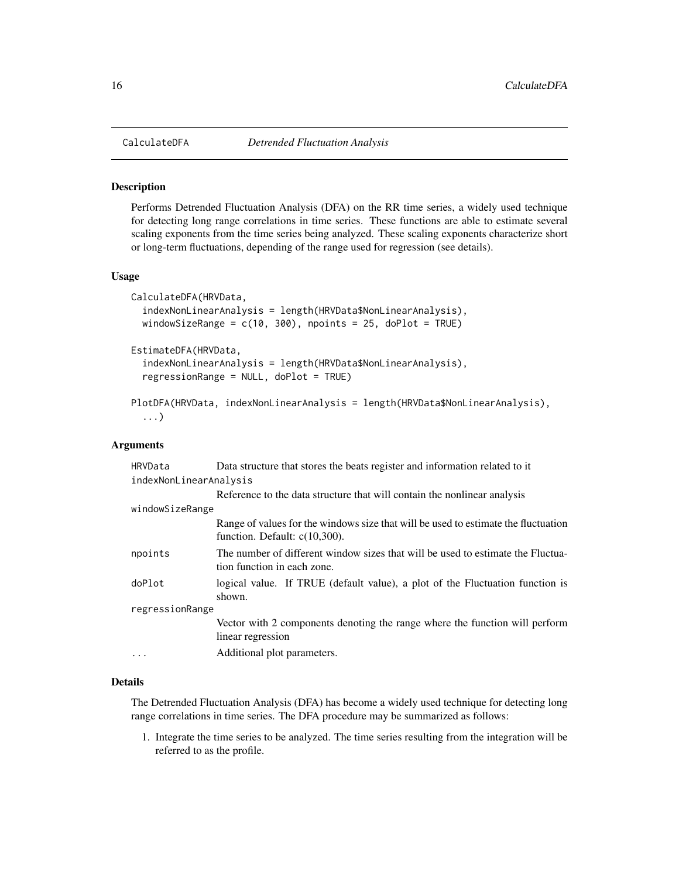## CalculateDFA — *Detrended Fluctuation Analysis*

### Description

Performs Detrended Fluctuation Analysis (DFA) on the RR time series, a widely used technique for detecting long range correlations in time series. These functions are able to estimate several scaling exponents from the time series being analyzed. These scaling exponents characterize short or long-term fluctuations, depending of the range used for regression (see details).

### Usage

```
CalculateDFA(HRVData,
  indexNonLinearAnalysis = length(HRVData$NonLinearAnalysis),
  windowSizeRange = c(10, 300), npoints = 25, doPlot = TRUE)

EstimateDFA(HRVData,
  indexNonLinearAnalysis = length(HRVData$NonLinearAnalysis),
  regressionRange = NULL, doPlot = TRUE)

PlotDFA(HRVData, indexNonLinearAnalysis = length(HRVData$NonLinearAnalysis),
  ...)
```

### Arguments

| Argument | Description |
|---|---|
| HRVData | Data structure that stores the beats register and information related to it |
| indexNonLinearAnalysis | Reference to the data structure that will contain the nonlinear analysis |
| windowSizeRange | Range of values for the windows size that will be used to estimate the fluctuation function. Default: c(10,300). |
| npoints | The number of different window sizes that will be used to estimate the Fluctuation function in each zone. |
| doPlot | logical value. If TRUE (default value), a plot of the Fluctuation function is shown. |
| regressionRange | Vector with 2 components denoting the range where the function will perform linear regression |
| ... | Additional plot parameters. |

### Details

The Detrended Fluctuation Analysis (DFA) has become a widely used technique for detecting long range correlations in time series. The DFA procedure may be summarized as follows:

1. Integrate the time series to be analyzed. The time series resulting from the integration will be referred to as the profile.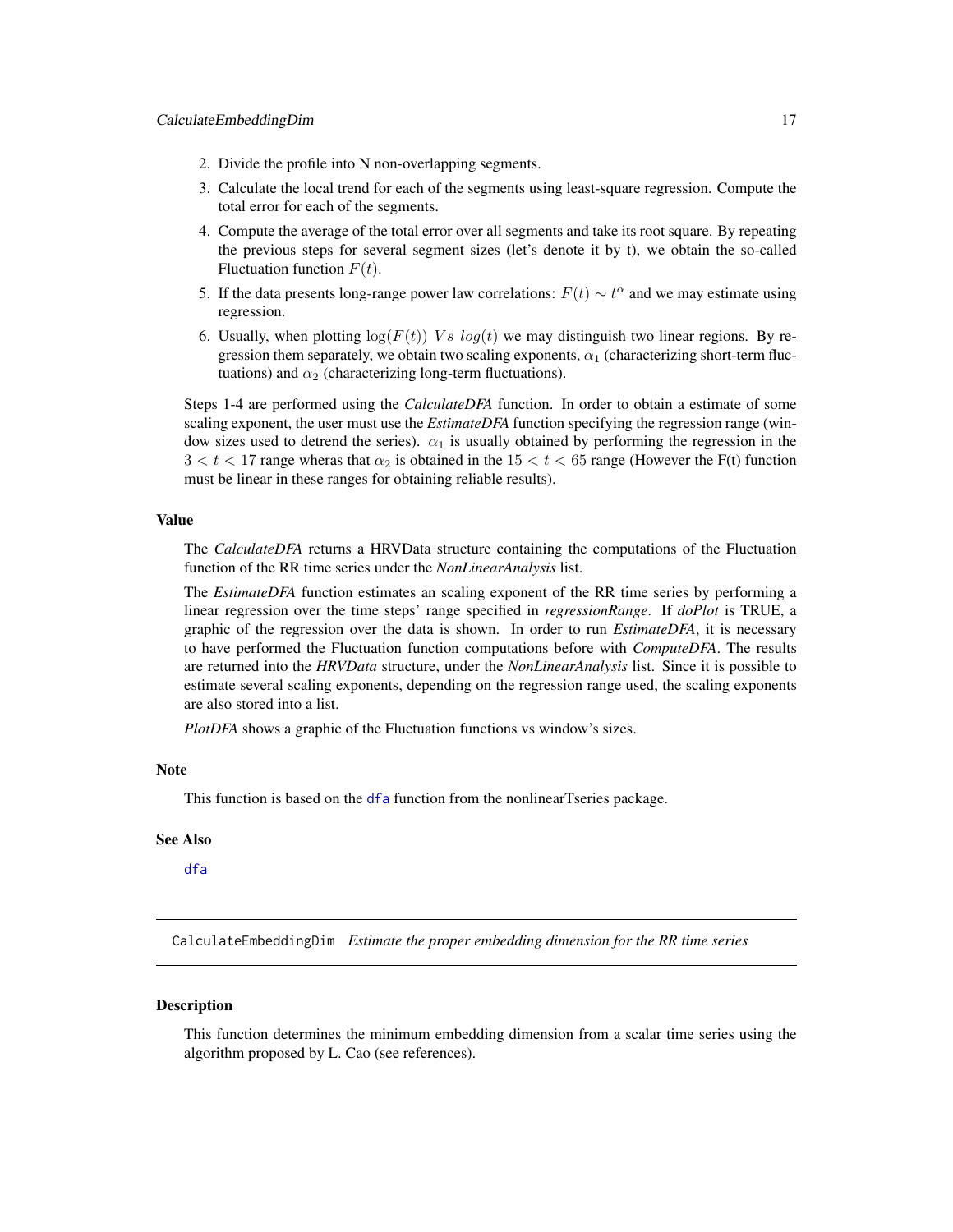2. Divide the profile into N non-overlapping segments.
3. Calculate the local trend for each of the segments using least-square regression. Compute the total error for each of the segments.
4. Compute the average of the total error over all segments and take its root square. By repeating the previous steps for several segment sizes (let's denote it by t), we obtain the so-called Fluctuation function $F(t)$.
5. If the data presents long-range power law correlations: $F(t) \sim t^{\alpha}$ and we may estimate using regression.
6. Usually, when plotting $\log(F(t))$ $Vs$ $log(t)$ we may distinguish two linear regions. By regression them separately, we obtain two scaling exponents, $\alpha_1$ (characterizing short-term fluctuations) and $\alpha_2$ (characterizing long-term fluctuations).

Steps 1-4 are performed using the *CalculateDFA* function. In order to obtain a estimate of some scaling exponent, the user must use the *EstimateDFA* function specifying the regression range (window sizes used to detrend the series). $\alpha_1$ is usually obtained by performing the regression in the $3 < t < 17$ range wheras that $\alpha_2$ is obtained in the $15 < t < 65$ range (However the F(t) function must be linear in these ranges for obtaining reliable results).

### Value

The *CalculateDFA* returns a HRVData structure containing the computations of the Fluctuation function of the RR time series under the *NonLinearAnalysis* list.

The *EstimateDFA* function estimates an scaling exponent of the RR time series by performing a linear regression over the time steps' range specified in *regressionRange*. If *doPlot* is TRUE, a graphic of the regression over the data is shown. In order to run *EstimateDFA*, it is necessary to have performed the Fluctuation function computations before with *ComputeDFA*. The results are returned into the *HRVData* structure, under the *NonLinearAnalysis* list. Since it is possible to estimate several scaling exponents, depending on the regression range used, the scaling exponents are also stored into a list.

*PlotDFA* shows a graphic of the Fluctuation functions vs window's sizes.

### Note

This function is based on the `dfa` function from the nonlinearTseries package.

### See Also

`dfa`

---

## CalculateEmbeddingDim *Estimate the proper embedding dimension for the RR time series*

### Description

This function determines the minimum embedding dimension from a scalar time series using the algorithm proposed by L. Cao (see references).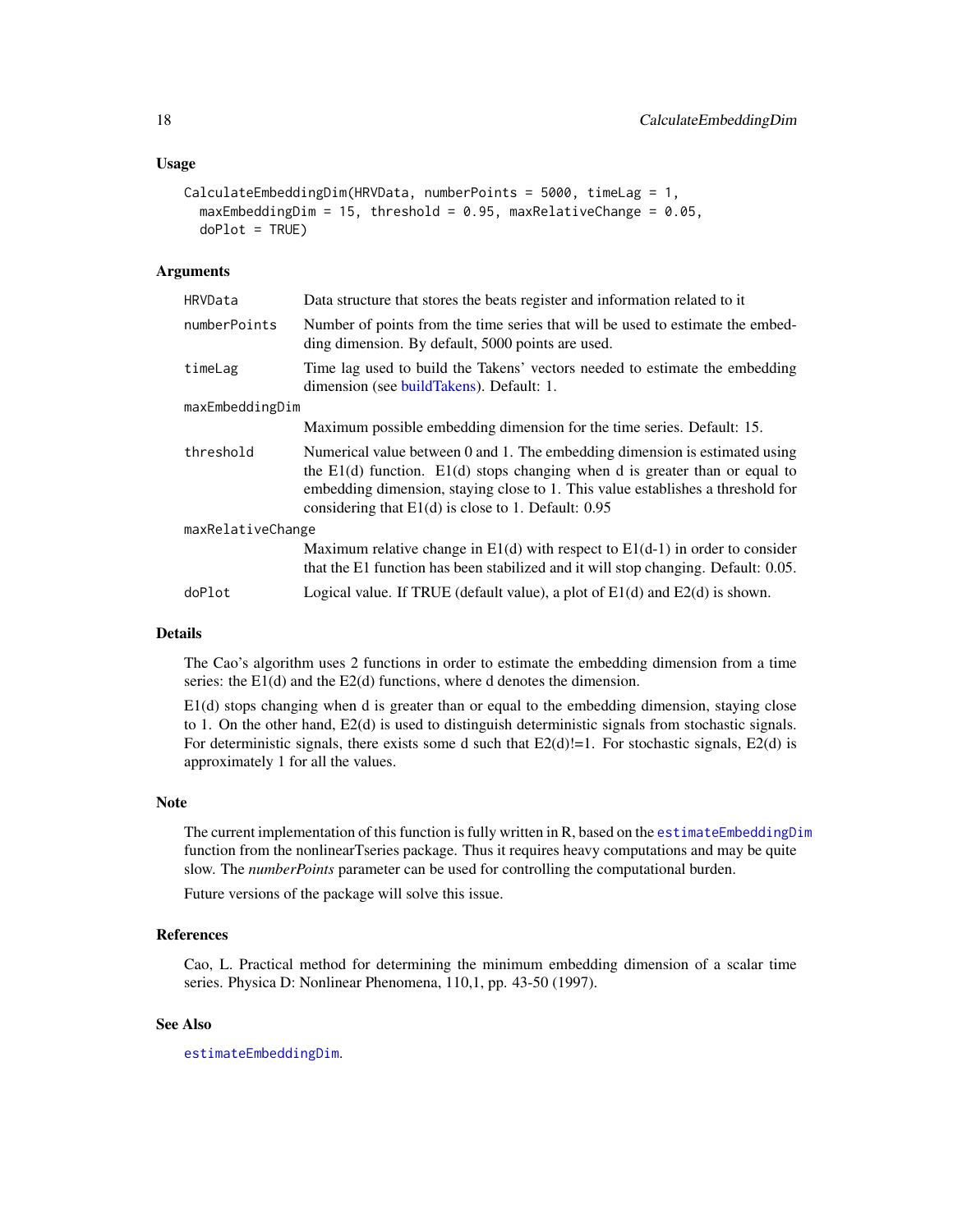### Usage

```
CalculateEmbeddingDim(HRVData, numberPoints = 5000, timeLag = 1,
  maxEmbeddingDim = 15, threshold = 0.95, maxRelativeChange = 0.05,
  doPlot = TRUE)
```

### Arguments

| | |
|---|---|
| `HRVData` | Data structure that stores the beats register and information related to it |
| `numberPoints` | Number of points from the time series that will be used to estimate the embedding dimension. By default, 5000 points are used. |
| `timeLag` | Time lag used to build the Takens' vectors needed to estimate the embedding dimension (see buildTakens). Default: 1. |
| `maxEmbeddingDim` | Maximum possible embedding dimension for the time series. Default: 15. |
| `threshold` | Numerical value between 0 and 1. The embedding dimension is estimated using the E1(d) function. E1(d) stops changing when d is greater than or equal to embedding dimension, staying close to 1. This value establishes a threshold for considering that E1(d) is close to 1. Default: 0.95 |
| `maxRelativeChange` | Maximum relative change in E1(d) with respect to E1(d-1) in order to consider that the E1 function has been stabilized and it will stop changing. Default: 0.05. |
| `doPlot` | Logical value. If TRUE (default value), a plot of E1(d) and E2(d) is shown. |

### Details

The Cao's algorithm uses 2 functions in order to estimate the embedding dimension from a time series: the E1(d) and the E2(d) functions, where d denotes the dimension.

E1(d) stops changing when d is greater than or equal to the embedding dimension, staying close to 1. On the other hand, E2(d) is used to distinguish deterministic signals from stochastic signals. For deterministic signals, there exists some d such that E2(d)!=1. For stochastic signals, E2(d) is approximately 1 for all the values.

### Note

The current implementation of this function is fully written in R, based on the `estimateEmbeddingDim` function from the nonlinearTseries package. Thus it requires heavy computations and may be quite slow. The *numberPoints* parameter can be used for controlling the computational burden.

Future versions of the package will solve this issue.

### References

Cao, L. Practical method for determining the minimum embedding dimension of a scalar time series. Physica D: Nonlinear Phenomena, 110,1, pp. 43-50 (1997).

### See Also

`estimateEmbeddingDim`.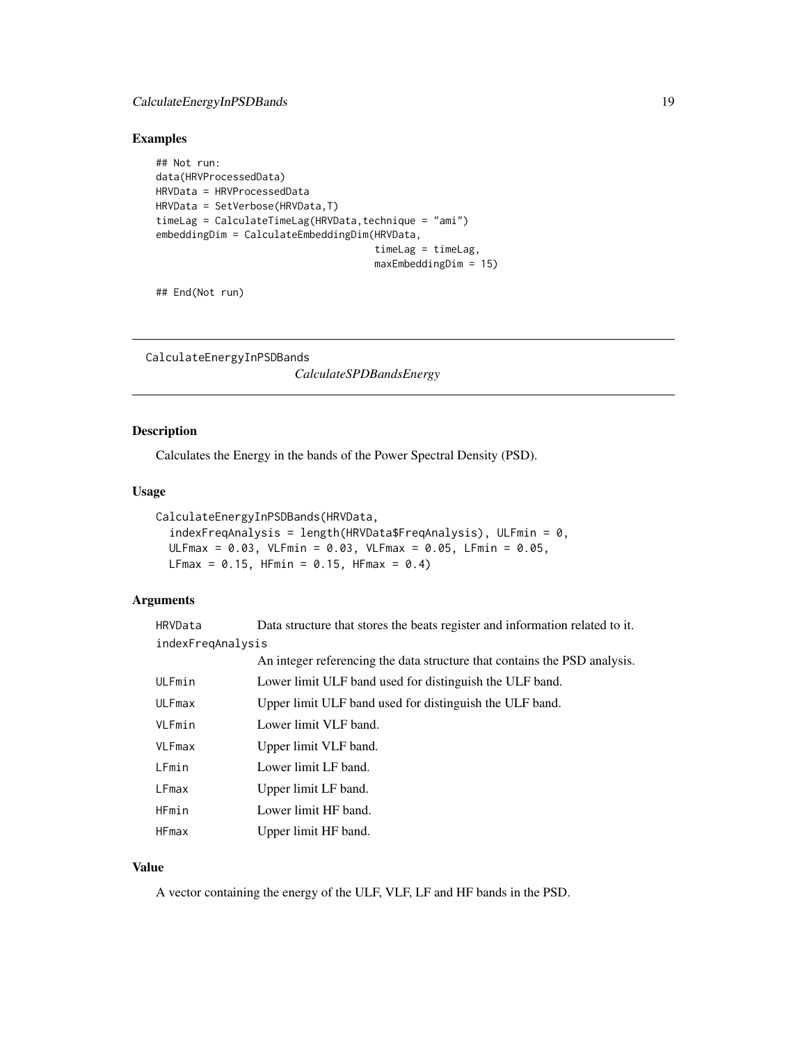## Examples

```
## Not run:
data(HRVProcessedData)
HRVData = HRVProcessedData
HRVData = SetVerbose(HRVData,T)
timeLag = CalculateTimeLag(HRVData,technique = "ami")
embeddingDim = CalculateEmbeddingDim(HRVData,
                                     timeLag = timeLag,
                                     maxEmbeddingDim = 15)

## End(Not run)
```

---

# CalculateEnergyInPSDBands

*CalculateSPDBandsEnergy*

---

## Description

Calculates the Energy in the bands of the Power Spectral Density (PSD).

## Usage

```
CalculateEnergyInPSDBands(HRVData,
  indexFreqAnalysis = length(HRVData$FreqAnalysis), ULFmin = 0,
  ULFmax = 0.03, VLFmin = 0.03, VLFmax = 0.05, LFmin = 0.05,
  LFmax = 0.15, HFmin = 0.15, HFmax = 0.4)
```

## Arguments

| | |
|---|---|
| HRVData | Data structure that stores the beats register and information related to it. |
| indexFreqAnalysis | An integer referencing the data structure that contains the PSD analysis. |
| ULFmin | Lower limit ULF band used for distinguish the ULF band. |
| ULFmax | Upper limit ULF band used for distinguish the ULF band. |
| VLFmin | Lower limit VLF band. |
| VLFmax | Upper limit VLF band. |
| LFmin | Lower limit LF band. |
| LFmax | Upper limit LF band. |
| HFmin | Lower limit HF band. |
| HFmax | Upper limit HF band. |

## Value

A vector containing the energy of the ULF, VLF, LF and HF bands in the PSD.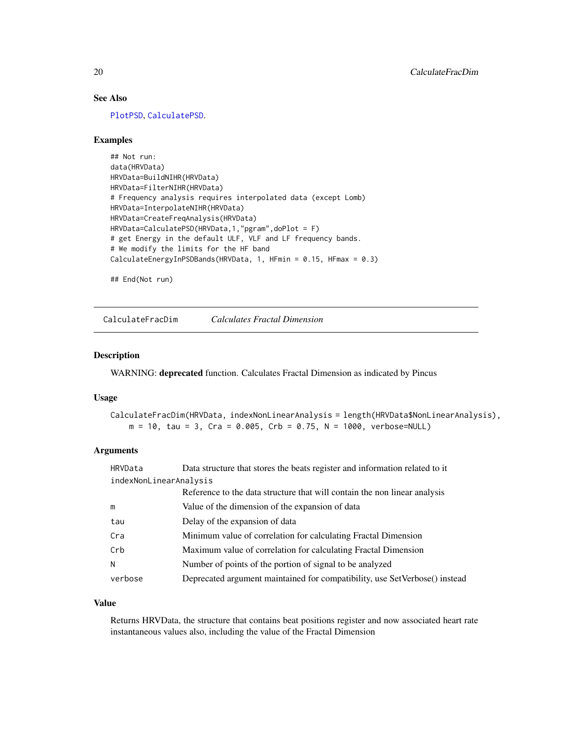### See Also

PlotPSD, CalculatePSD.

### Examples

```
## Not run:
data(HRVData)
HRVData=BuildNIHR(HRVData)
HRVData=FilterNIHR(HRVData)
# Frequency analysis requires interpolated data (except Lomb)
HRVData=InterpolateNIHR(HRVData)
HRVData=CreateFreqAnalysis(HRVData)
HRVData=CalculatePSD(HRVData,1,"pgram",doPlot = F)
# get Energy in the default ULF, VLF and LF frequency bands.
# We modify the limits for the HF band
CalculateEnergyInPSDBands(HRVData, 1, HFmin = 0.15, HFmax = 0.3)

## End(Not run)
```

---

## CalculateFracDim *Calculates Fractal Dimension*

### Description

WARNING: **deprecated** function. Calculates Fractal Dimension as indicated by Pincus

### Usage

```
CalculateFracDim(HRVData, indexNonLinearAnalysis = length(HRVData$NonLinearAnalysis),
    m = 10, tau = 3, Cra = 0.005, Crb = 0.75, N = 1000, verbose=NULL)
```

### Arguments

| | |
|---|---|
| HRVData | Data structure that stores the beats register and information related to it |
| indexNonLinearAnalysis | Reference to the data structure that will contain the non linear analysis |
| m | Value of the dimension of the expansion of data |
| tau | Delay of the expansion of data |
| Cra | Minimum value of correlation for calculating Fractal Dimension |
| Crb | Maximum value of correlation for calculating Fractal Dimension |
| N | Number of points of the portion of signal to be analyzed |
| verbose | Deprecated argument maintained for compatibility, use SetVerbose() instead |

### Value

Returns HRVData, the structure that contains beat positions register and now associated heart rate instantaneous values also, including the value of the Fractal Dimension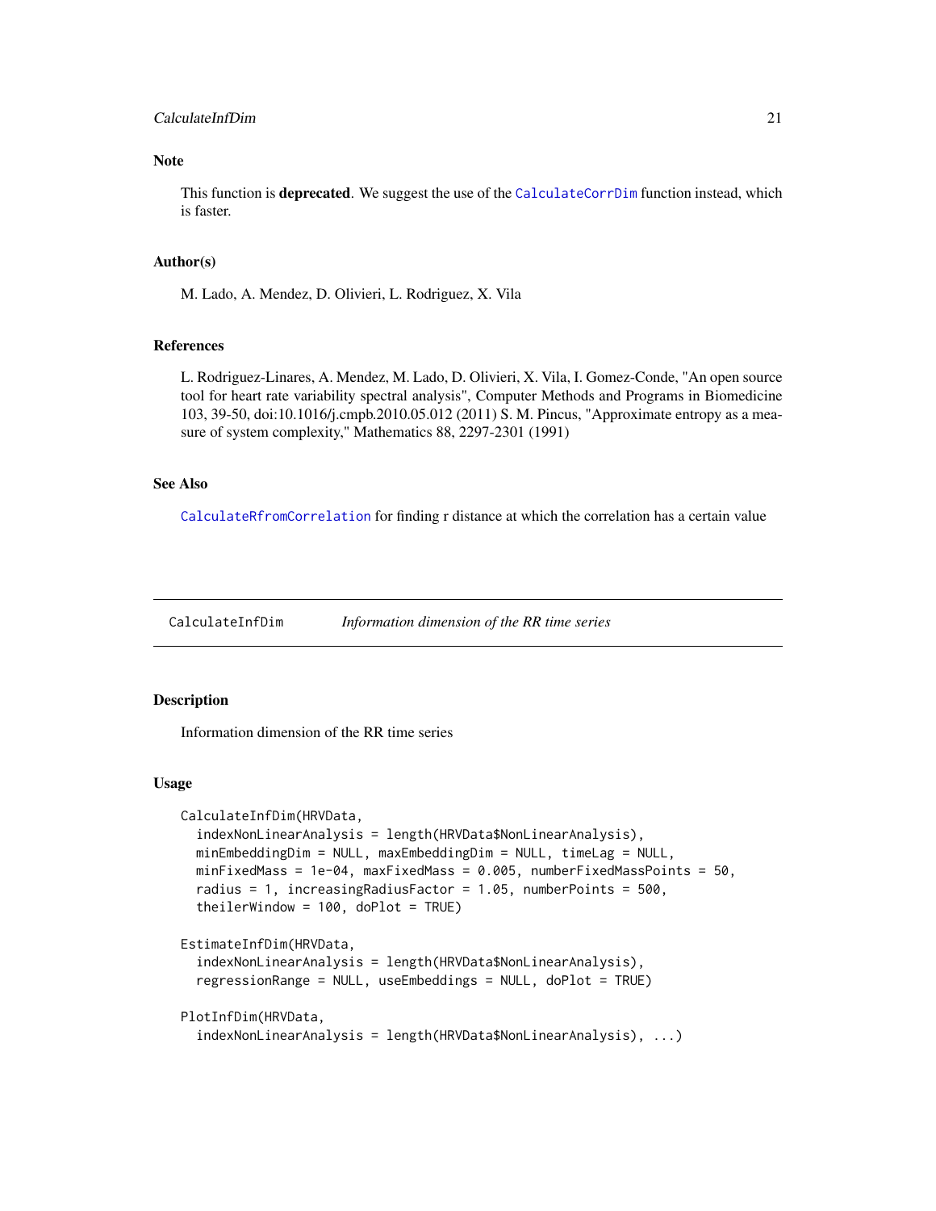## Note

This function is **deprecated**. We suggest the use of the CalculateCorrDim function instead, which is faster.

## Author(s)

M. Lado, A. Mendez, D. Olivieri, L. Rodriguez, X. Vila

## References

L. Rodriguez-Linares, A. Mendez, M. Lado, D. Olivieri, X. Vila, I. Gomez-Conde, "An open source tool for heart rate variability spectral analysis", Computer Methods and Programs in Biomedicine 103, 39-50, doi:10.1016/j.cmpb.2010.05.012 (2011) S. M. Pincus, "Approximate entropy as a measure of system complexity," Mathematics 88, 2297-2301 (1991)

## See Also

CalculateRfromCorrelation for finding r distance at which the correlation has a certain value

---

# CalculateInfDim *Information dimension of the RR time series*

## Description

Information dimension of the RR time series

## Usage

```
CalculateInfDim(HRVData,
  indexNonLinearAnalysis = length(HRVData$NonLinearAnalysis),
  minEmbeddingDim = NULL, maxEmbeddingDim = NULL, timeLag = NULL,
  minFixedMass = 1e-04, maxFixedMass = 0.005, numberFixedMassPoints = 50,
  radius = 1, increasingRadiusFactor = 1.05, numberPoints = 500,
  theilerWindow = 100, doPlot = TRUE)

EstimateInfDim(HRVData,
  indexNonLinearAnalysis = length(HRVData$NonLinearAnalysis),
  regressionRange = NULL, useEmbeddings = NULL, doPlot = TRUE)

PlotInfDim(HRVData,
  indexNonLinearAnalysis = length(HRVData$NonLinearAnalysis), ...)
```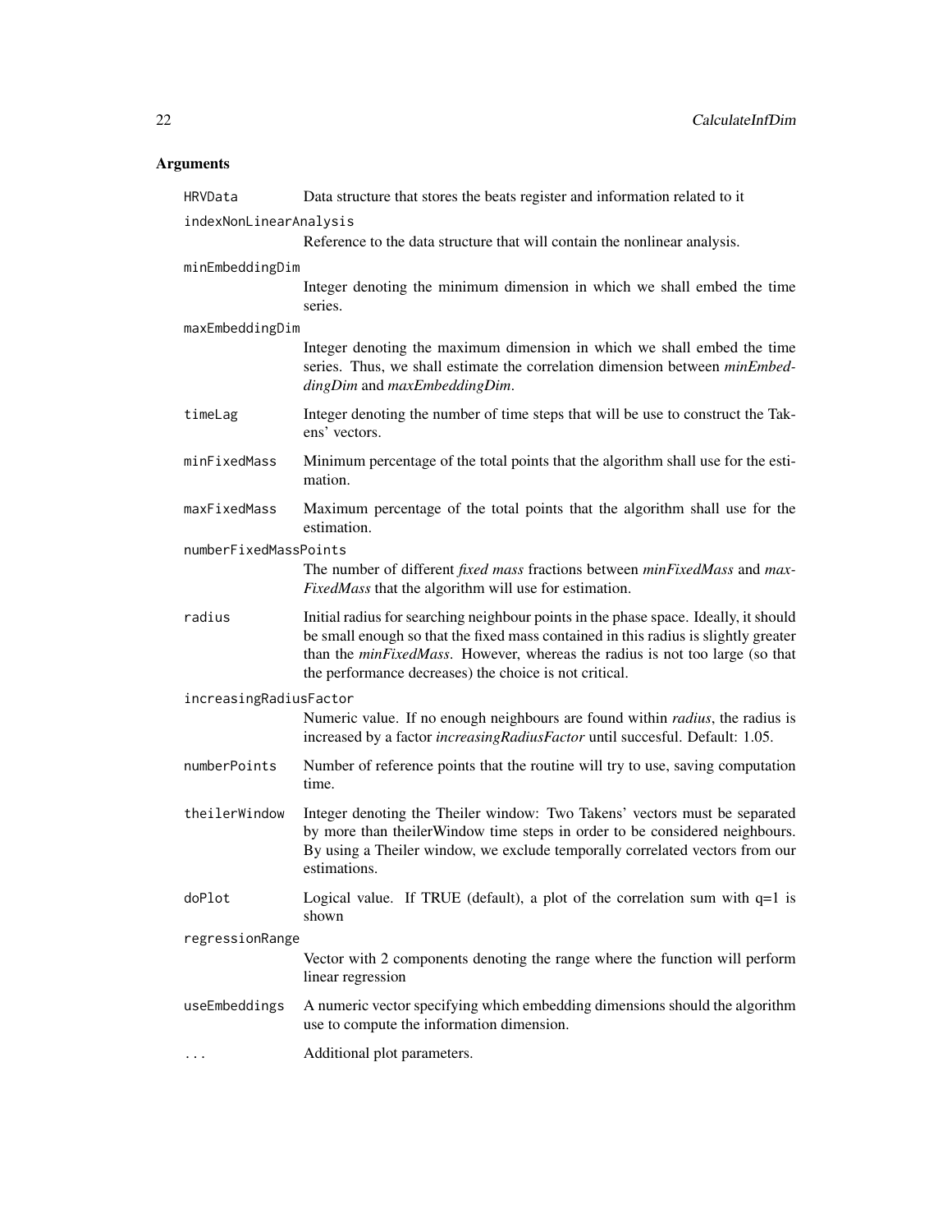## Arguments

| | |
|---|---|
| `HRVData` | Data structure that stores the beats register and information related to it |
| `indexNonLinearAnalysis` | Reference to the data structure that will contain the nonlinear analysis. |
| `minEmbeddingDim` | Integer denoting the minimum dimension in which we shall embed the time series. |
| `maxEmbeddingDim` | Integer denoting the maximum dimension in which we shall embed the time series. Thus, we shall estimate the correlation dimension between *minEmbeddingDim* and *maxEmbeddingDim*. |
| `timeLag` | Integer denoting the number of time steps that will be use to construct the Takens' vectors. |
| `minFixedMass` | Minimum percentage of the total points that the algorithm shall use for the estimation. |
| `maxFixedMass` | Maximum percentage of the total points that the algorithm shall use for the estimation. |
| `numberFixedMassPoints` | The number of different *fixed mass* fractions between *minFixedMass* and *maxFixedMass* that the algorithm will use for estimation. |
| `radius` | Initial radius for searching neighbour points in the phase space. Ideally, it should be small enough so that the fixed mass contained in this radius is slightly greater than the *minFixedMass*. However, whereas the radius is not too large (so that the performance decreases) the choice is not critical. |
| `increasingRadiusFactor` | Numeric value. If no enough neighbours are found within *radius*, the radius is increased by a factor *increasingRadiusFactor* until succesful. Default: 1.05. |
| `numberPoints` | Number of reference points that the routine will try to use, saving computation time. |
| `theilerWindow` | Integer denoting the Theiler window: Two Takens' vectors must be separated by more than theilerWindow time steps in order to be considered neighbours. By using a Theiler window, we exclude temporally correlated vectors from our estimations. |
| `doPlot` | Logical value. If TRUE (default), a plot of the correlation sum with q=1 is shown |
| `regressionRange` | Vector with 2 components denoting the range where the function will perform linear regression |
| `useEmbeddings` | A numeric vector specifying which embedding dimensions should the algorithm use to compute the information dimension. |
| `...` | Additional plot parameters. |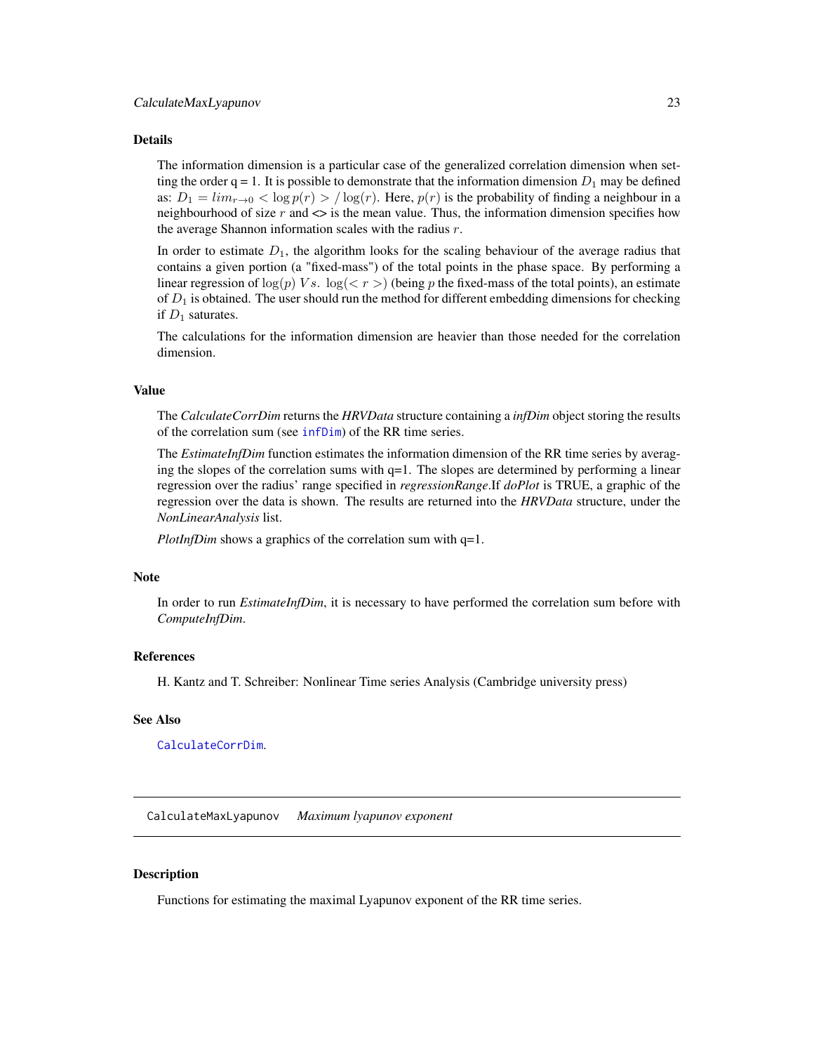## Details

The information dimension is a particular case of the generalized correlation dimension when setting the order q = 1. It is possible to demonstrate that the information dimension $D_1$ may be defined as: $D_1 = lim_{r \to 0} < \log p(r) > / \log(r)$. Here, $p(r)$ is the probability of finding a neighbour in a neighbourhood of size $r$ and <> is the mean value. Thus, the information dimension specifies how the average Shannon information scales with the radius $r$.

In order to estimate $D_1$, the algorithm looks for the scaling behaviour of the average radius that contains a given portion (a "fixed-mass") of the total points in the phase space. By performing a linear regression of $\log(p)\ Vs.\ \log(<r>)$ (being $p$ the fixed-mass of the total points), an estimate of $D_1$ is obtained. The user should run the method for different embedding dimensions for checking if $D_1$ saturates.

The calculations for the information dimension are heavier than those needed for the correlation dimension.

## Value

The *CalculateCorrDim* returns the *HRVData* structure containing a *infDim* object storing the results of the correlation sum (see infDim) of the RR time series.

The *EstimateInfDim* function estimates the information dimension of the RR time series by averaging the slopes of the correlation sums with q=1. The slopes are determined by performing a linear regression over the radius' range specified in *regressionRange*.If *doPlot* is TRUE, a graphic of the regression over the data is shown. The results are returned into the *HRVData* structure, under the *NonLinearAnalysis* list.

*PlotInfDim* shows a graphics of the correlation sum with q=1.

## Note

In order to run *EstimateInfDim*, it is necessary to have performed the correlation sum before with *ComputeInfDim*.

## References

H. Kantz and T. Schreiber: Nonlinear Time series Analysis (Cambridge university press)

## See Also

CalculateCorrDim.

---

# CalculateMaxLyapunov *Maximum lyapunov exponent*

## Description

Functions for estimating the maximal Lyapunov exponent of the RR time series.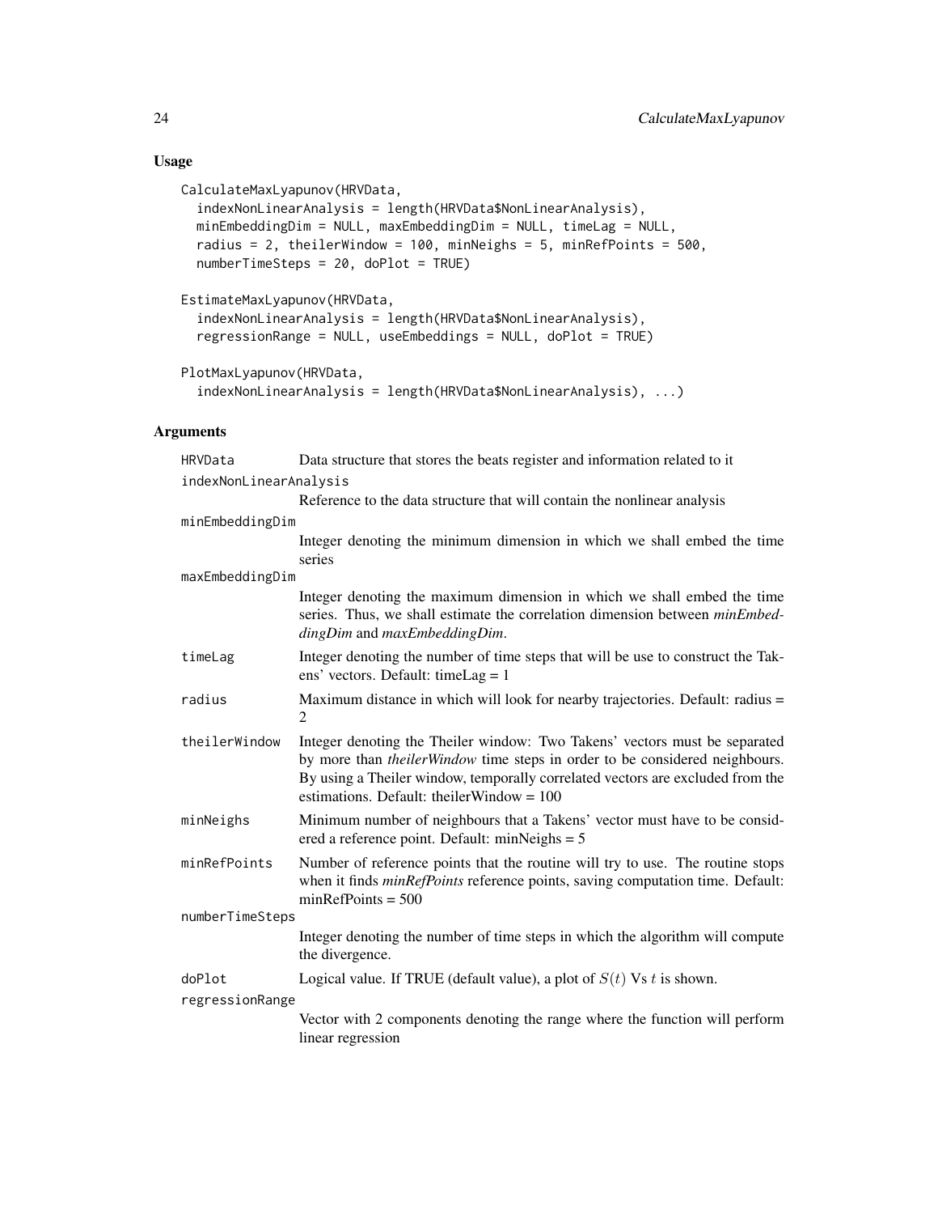## Usage

```
CalculateMaxLyapunov(HRVData,
  indexNonLinearAnalysis = length(HRVData$NonLinearAnalysis),
  minEmbeddingDim = NULL, maxEmbeddingDim = NULL, timeLag = NULL,
  radius = 2, theilerWindow = 100, minNeighs = 5, minRefPoints = 500,
  numberTimeSteps = 20, doPlot = TRUE)

EstimateMaxLyapunov(HRVData,
  indexNonLinearAnalysis = length(HRVData$NonLinearAnalysis),
  regressionRange = NULL, useEmbeddings = NULL, doPlot = TRUE)

PlotMaxLyapunov(HRVData,
  indexNonLinearAnalysis = length(HRVData$NonLinearAnalysis), ...)
```

## Arguments

| Argument | Description |
|---|---|
| HRVData | Data structure that stores the beats register and information related to it |
| indexNonLinearAnalysis | Reference to the data structure that will contain the nonlinear analysis |
| minEmbeddingDim | Integer denoting the minimum dimension in which we shall embed the time series |
| maxEmbeddingDim | Integer denoting the maximum dimension in which we shall embed the time series. Thus, we shall estimate the correlation dimension between *minEmbeddingDim* and *maxEmbeddingDim*. |
| timeLag | Integer denoting the number of time steps that will be use to construct the Takens' vectors. Default: timeLag = 1 |
| radius | Maximum distance in which will look for nearby trajectories. Default: radius = 2 |
| theilerWindow | Integer denoting the Theiler window: Two Takens' vectors must be separated by more than *theilerWindow* time steps in order to be considered neighbours. By using a Theiler window, temporally correlated vectors are excluded from the estimations. Default: theilerWindow = 100 |
| minNeighs | Minimum number of neighbours that a Takens' vector must have to be considered a reference point. Default: minNeighs = 5 |
| minRefPoints | Number of reference points that the routine will try to use. The routine stops when it finds *minRefPoints* reference points, saving computation time. Default: minRefPoints = 500 |
| numberTimeSteps | Integer denoting the number of time steps in which the algorithm will compute the divergence. |
| doPlot | Logical value. If TRUE (default value), a plot of $S(t)$ Vs $t$ is shown. |
| regressionRange | Vector with 2 components denoting the range where the function will perform linear regression |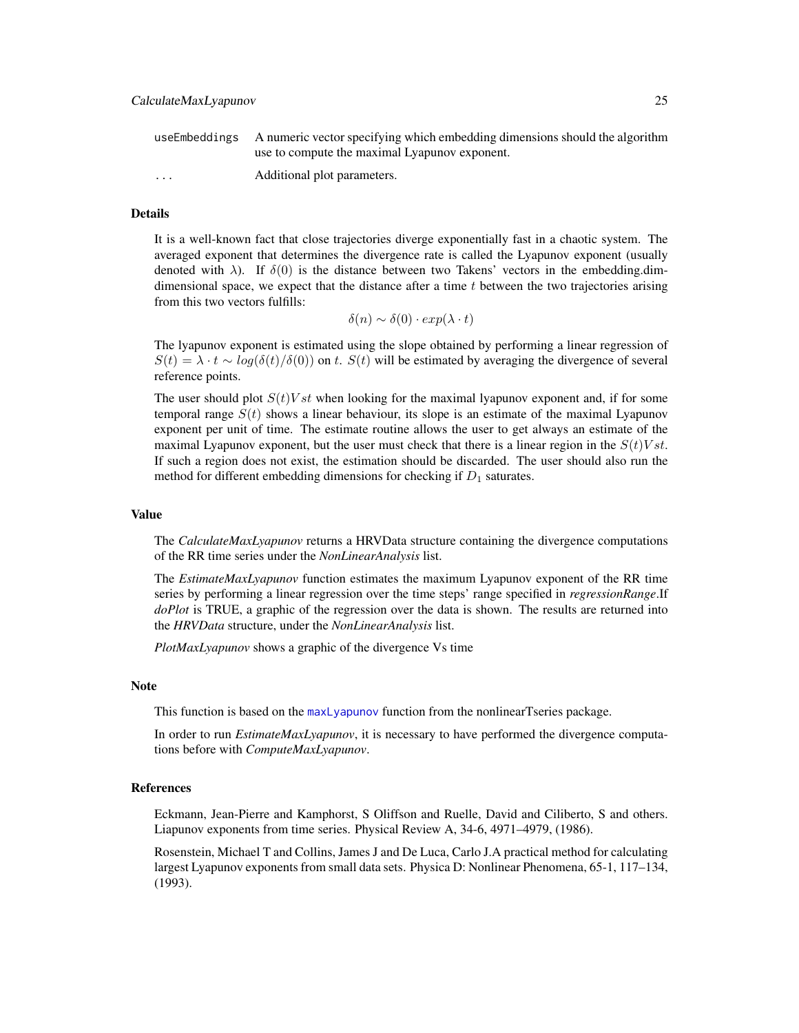| | |
|---|---|
| `useEmbeddings` | A numeric vector specifying which embedding dimensions should the algorithm use to compute the maximal Lyapunov exponent. |
| `...` | Additional plot parameters. |

## Details

It is a well-known fact that close trajectories diverge exponentially fast in a chaotic system. The averaged exponent that determines the divergence rate is called the Lyapunov exponent (usually denoted with $\lambda$). If $\delta(0)$ is the distance between two Takens' vectors in the embedding.dim-dimensional space, we expect that the distance after a time $t$ between the two trajectories arising from this two vectors fulfills:

$$\delta(n) \sim \delta(0) \cdot exp(\lambda \cdot t)$$

The lyapunov exponent is estimated using the slope obtained by performing a linear regression of $S(t) = \lambda \cdot t \sim log(\delta(t)/\delta(0))$ on $t$. $S(t)$ will be estimated by averaging the divergence of several reference points.

The user should plot $S(t) Vs t$ when looking for the maximal lyapunov exponent and, if for some temporal range $S(t)$ shows a linear behaviour, its slope is an estimate of the maximal Lyapunov exponent per unit of time. The estimate routine allows the user to get always an estimate of the maximal Lyapunov exponent, but the user must check that there is a linear region in the $S(t) Vs t$. If such a region does not exist, the estimation should be discarded. The user should also run the method for different embedding dimensions for checking if $D_1$ saturates.

## Value

The *CalculateMaxLyapunov* returns a HRVData structure containing the divergence computations of the RR time series under the *NonLinearAnalysis* list.

The *EstimateMaxLyapunov* function estimates the maximum Lyapunov exponent of the RR time series by performing a linear regression over the time steps' range specified in *regressionRange*.If *doPlot* is TRUE, a graphic of the regression over the data is shown. The results are returned into the *HRVData* structure, under the *NonLinearAnalysis* list.

*PlotMaxLyapunov* shows a graphic of the divergence Vs time

## Note

This function is based on the `maxLyapunov` function from the nonlinearTseries package.

In order to run *EstimateMaxLyapunov*, it is necessary to have performed the divergence computations before with *ComputeMaxLyapunov*.

## References

Eckmann, Jean-Pierre and Kamphorst, S Oliffson and Ruelle, David and Ciliberto, S and others. Liapunov exponents from time series. Physical Review A, 34-6, 4971–4979, (1986).

Rosenstein, Michael T and Collins, James J and De Luca, Carlo J.A practical method for calculating largest Lyapunov exponents from small data sets. Physica D: Nonlinear Phenomena, 65-1, 117–134, (1993).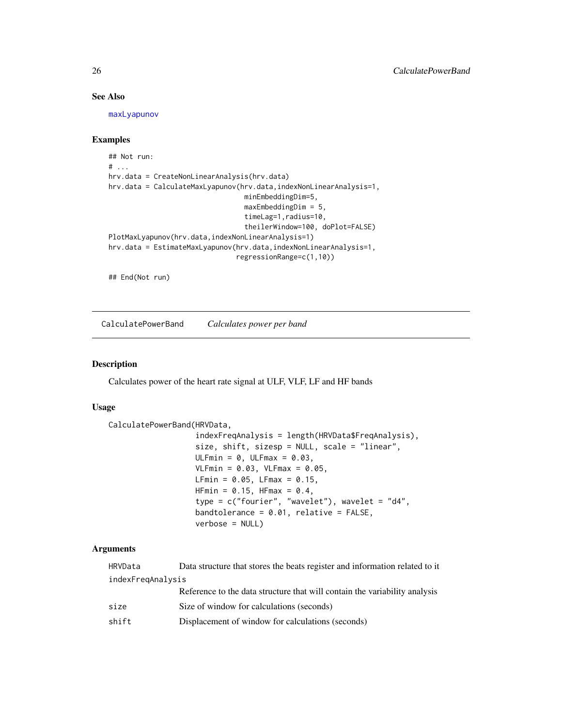### See Also

maxLyapunov

### Examples

```
## Not run:
# ...
hrv.data = CreateNonLinearAnalysis(hrv.data)
hrv.data = CalculateMaxLyapunov(hrv.data,indexNonLinearAnalysis=1,
                                minEmbeddingDim=5,
                                maxEmbeddingDim = 5,
                                timeLag=1,radius=10,
                                theilerWindow=100, doPlot=FALSE)
PlotMaxLyapunov(hrv.data,indexNonLinearAnalysis=1)
hrv.data = EstimateMaxLyapunov(hrv.data,indexNonLinearAnalysis=1,
                              regressionRange=c(1,10))

## End(Not run)
```

---

## CalculatePowerBand    *Calculates power per band*

### Description

Calculates power of the heart rate signal at ULF, VLF, LF and HF bands

### Usage

```
CalculatePowerBand(HRVData,
                   indexFreqAnalysis = length(HRVData$FreqAnalysis),
                   size, shift, sizesp = NULL, scale = "linear",
                   ULFmin = 0, ULFmax = 0.03,
                   VLFmin = 0.03, VLFmax = 0.05,
                   LFmin = 0.05, LFmax = 0.15,
                   HFmin = 0.15, HFmax = 0.4,
                   type = c("fourier", "wavelet"), wavelet = "d4",
                   bandtolerance = 0.01, relative = FALSE,
                   verbose = NULL)
```

### Arguments

| | |
|---|---|
| HRVData | Data structure that stores the beats register and information related to it |
| indexFreqAnalysis | Reference to the data structure that will contain the variability analysis |
| size | Size of window for calculations (seconds) |
| shift | Displacement of window for calculations (seconds) |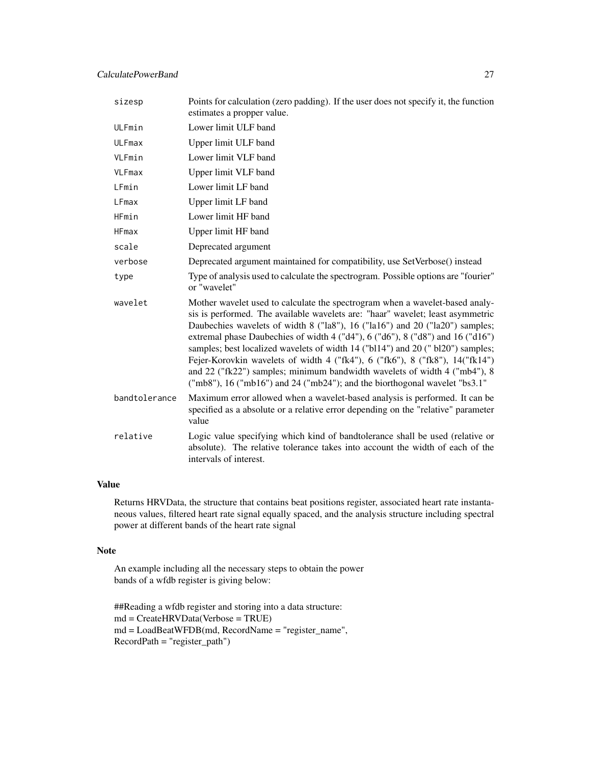| | |
|---|---|
| sizesp | Points for calculation (zero padding). If the user does not specify it, the function estimates a propper value. |
| ULFmin | Lower limit ULF band |
| ULFmax | Upper limit ULF band |
| VLFmin | Lower limit VLF band |
| VLFmax | Upper limit VLF band |
| LFmin | Lower limit LF band |
| LFmax | Upper limit LF band |
| HFmin | Lower limit HF band |
| HFmax | Upper limit HF band |
| scale | Deprecated argument |
| verbose | Deprecated argument maintained for compatibility, use SetVerbose() instead |
| type | Type of analysis used to calculate the spectrogram. Possible options are "fourier" or "wavelet" |
| wavelet | Mother wavelet used to calculate the spectrogram when a wavelet-based analysis is performed. The available wavelets are: "haar" wavelet; least asymmetric Daubechies wavelets of width 8 ("la8"), 16 ("la16") and 20 ("la20") samples; extremal phase Daubechies of width 4 ("d4"), 6 ("d6"), 8 ("d8") and 16 ("d16") samples; best localized wavelets of width 14 ("bl14") and 20 (" bl20") samples; Fejer-Korovkin wavelets of width 4 ("fk4"), 6 ("fk6"), 8 ("fk8"), 14("fk14") and 22 ("fk22") samples; minimum bandwidth wavelets of width 4 ("mb4"), 8 ("mb8"), 16 ("mb16") and 24 ("mb24"); and the biorthogonal wavelet "bs3.1" |
| bandtolerance | Maximum error allowed when a wavelet-based analysis is performed. It can be specified as a absolute or a relative error depending on the "relative" parameter value |
| relative | Logic value specifying which kind of bandtolerance shall be used (relative or absolute). The relative tolerance takes into account the width of each of the intervals of interest. |

## Value

Returns HRVData, the structure that contains beat positions register, associated heart rate instantaneous values, filtered heart rate signal equally spaced, and the analysis structure including spectral power at different bands of the heart rate signal

## Note

An example including all the necessary steps to obtain the power bands of a wfdb register is giving below:

```
##Reading a wfdb register and storing into a data structure:
md = CreateHRVData(Verbose = TRUE)
md = LoadBeatWFDB(md, RecordName = "register_name",
RecordPath = "register_path")
```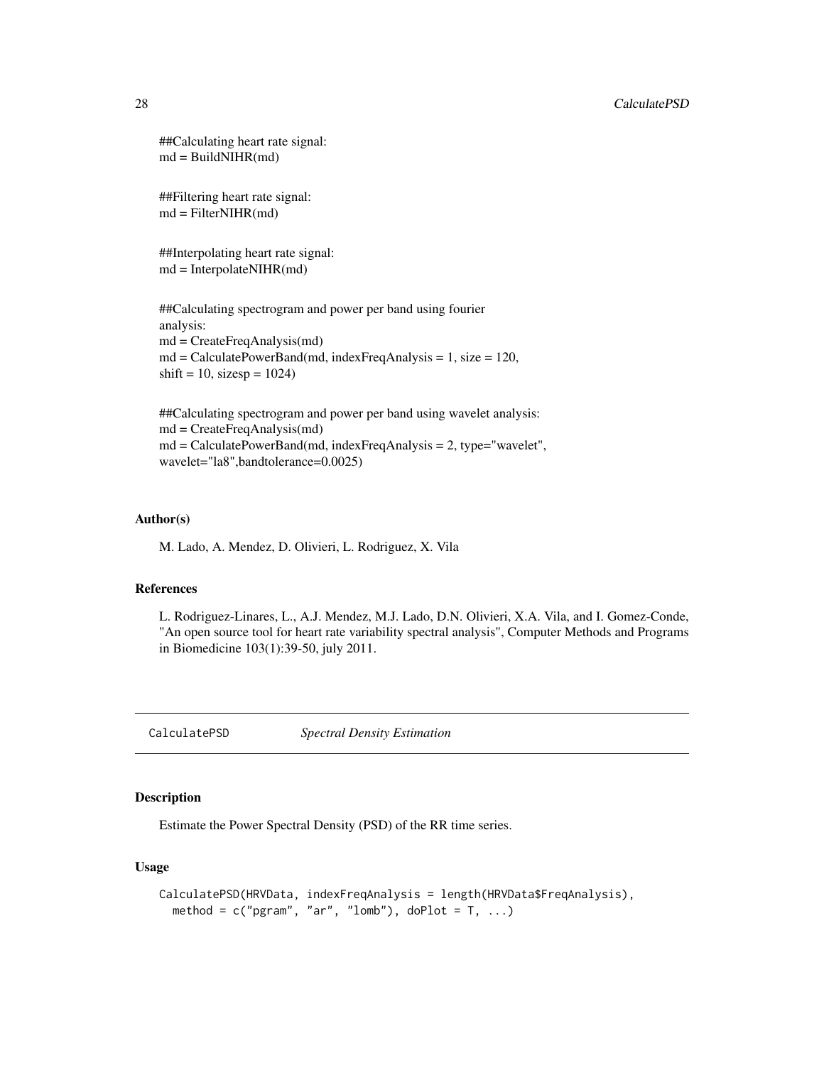```
##Calculating heart rate signal:
md = BuildNIHR(md)

##Filtering heart rate signal:
md = FilterNIHR(md)

##Interpolating heart rate signal:
md = InterpolateNIHR(md)

##Calculating spectrogram and power per band using fourier
analysis:
md = CreateFreqAnalysis(md)
md = CalculatePowerBand(md, indexFreqAnalysis = 1, size = 120,
shift = 10, sizesp = 1024)

##Calculating spectrogram and power per band using wavelet analysis:
md = CreateFreqAnalysis(md)
md = CalculatePowerBand(md, indexFreqAnalysis = 2, type="wavelet",
wavelet="la8",bandtolerance=0.0025)
```

### Author(s)

M. Lado, A. Mendez, D. Olivieri, L. Rodriguez, X. Vila

### References

L. Rodriguez-Linares, L., A.J. Mendez, M.J. Lado, D.N. Olivieri, X.A. Vila, and I. Gomez-Conde, "An open source tool for heart rate variability spectral analysis", Computer Methods and Programs in Biomedicine 103(1):39-50, july 2011.

---

## CalculatePSD *Spectral Density Estimation*

---

### Description

Estimate the Power Spectral Density (PSD) of the RR time series.

### Usage

```
CalculatePSD(HRVData, indexFreqAnalysis = length(HRVData$FreqAnalysis),
  method = c("pgram", "ar", "lomb"), doPlot = T, ...)
```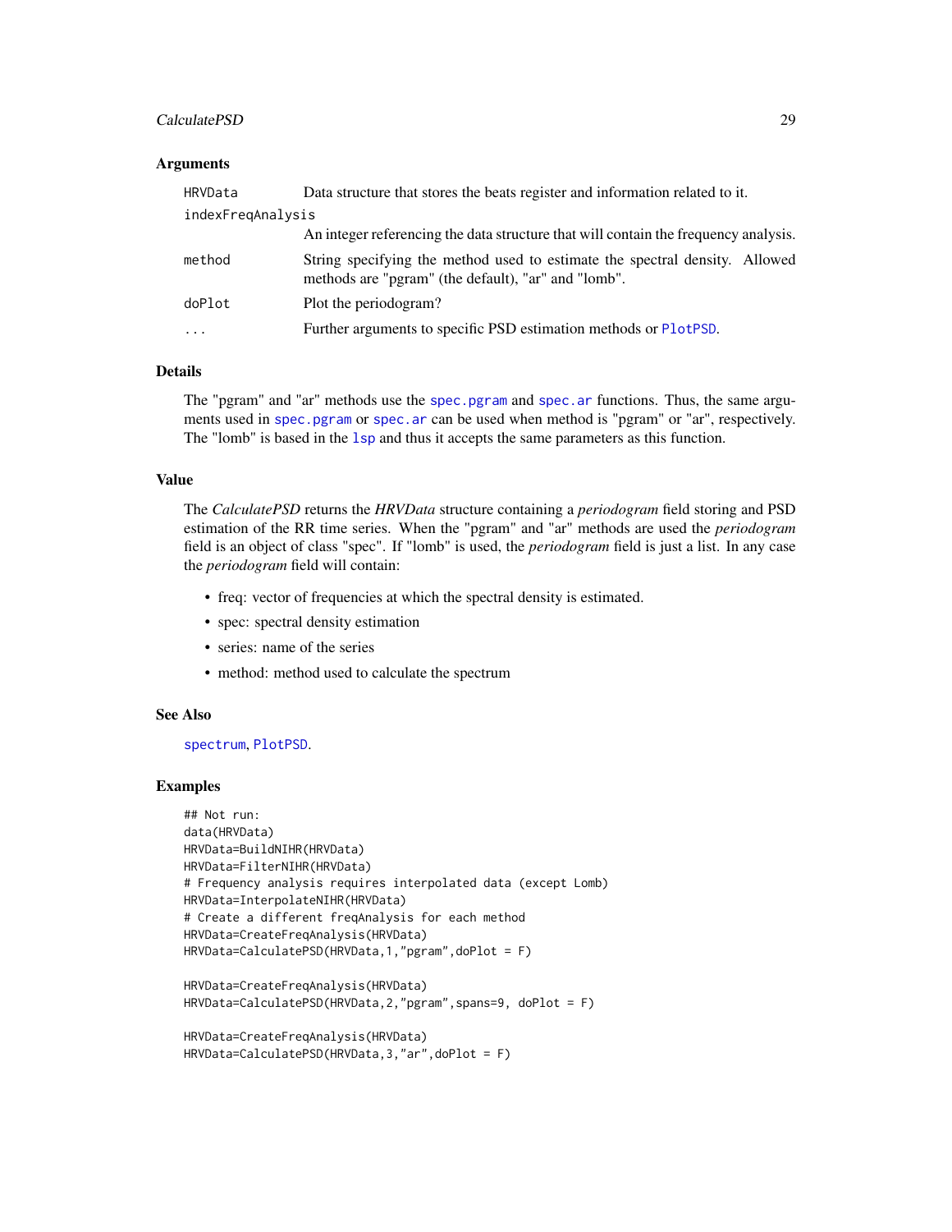### Arguments

| | |
|---|---|
| HRVData | Data structure that stores the beats register and information related to it. |
| indexFreqAnalysis | An integer referencing the data structure that will contain the frequency analysis. |
| method | String specifying the method used to estimate the spectral density. Allowed methods are "pgram" (the default), "ar" and "lomb". |
| doPlot | Plot the periodogram? |
| ... | Further arguments to specific PSD estimation methods or PlotPSD. |

### Details

The "pgram" and "ar" methods use the spec.pgram and spec.ar functions. Thus, the same arguments used in spec.pgram or spec.ar can be used when method is "pgram" or "ar", respectively. The "lomb" is based in the lsp and thus it accepts the same parameters as this function.

### Value

The *CalculatePSD* returns the *HRVData* structure containing a *periodogram* field storing and PSD estimation of the RR time series. When the "pgram" and "ar" methods are used the *periodogram* field is an object of class "spec". If "lomb" is used, the *periodogram* field is just a list. In any case the *periodogram* field will contain:

- freq: vector of frequencies at which the spectral density is estimated.
- spec: spectral density estimation
- series: name of the series
- method: method used to calculate the spectrum

### See Also

spectrum, PlotPSD.

### Examples

```
## Not run:
data(HRVData)
HRVData=BuildNIHR(HRVData)
HRVData=FilterNIHR(HRVData)
# Frequency analysis requires interpolated data (except Lomb)
HRVData=InterpolateNIHR(HRVData)
# Create a different freqAnalysis for each method
HRVData=CreateFreqAnalysis(HRVData)
HRVData=CalculatePSD(HRVData,1,"pgram",doPlot = F)

HRVData=CreateFreqAnalysis(HRVData)
HRVData=CalculatePSD(HRVData,2,"pgram",spans=9, doPlot = F)

HRVData=CreateFreqAnalysis(HRVData)
HRVData=CalculatePSD(HRVData,3,"ar",doPlot = F)
```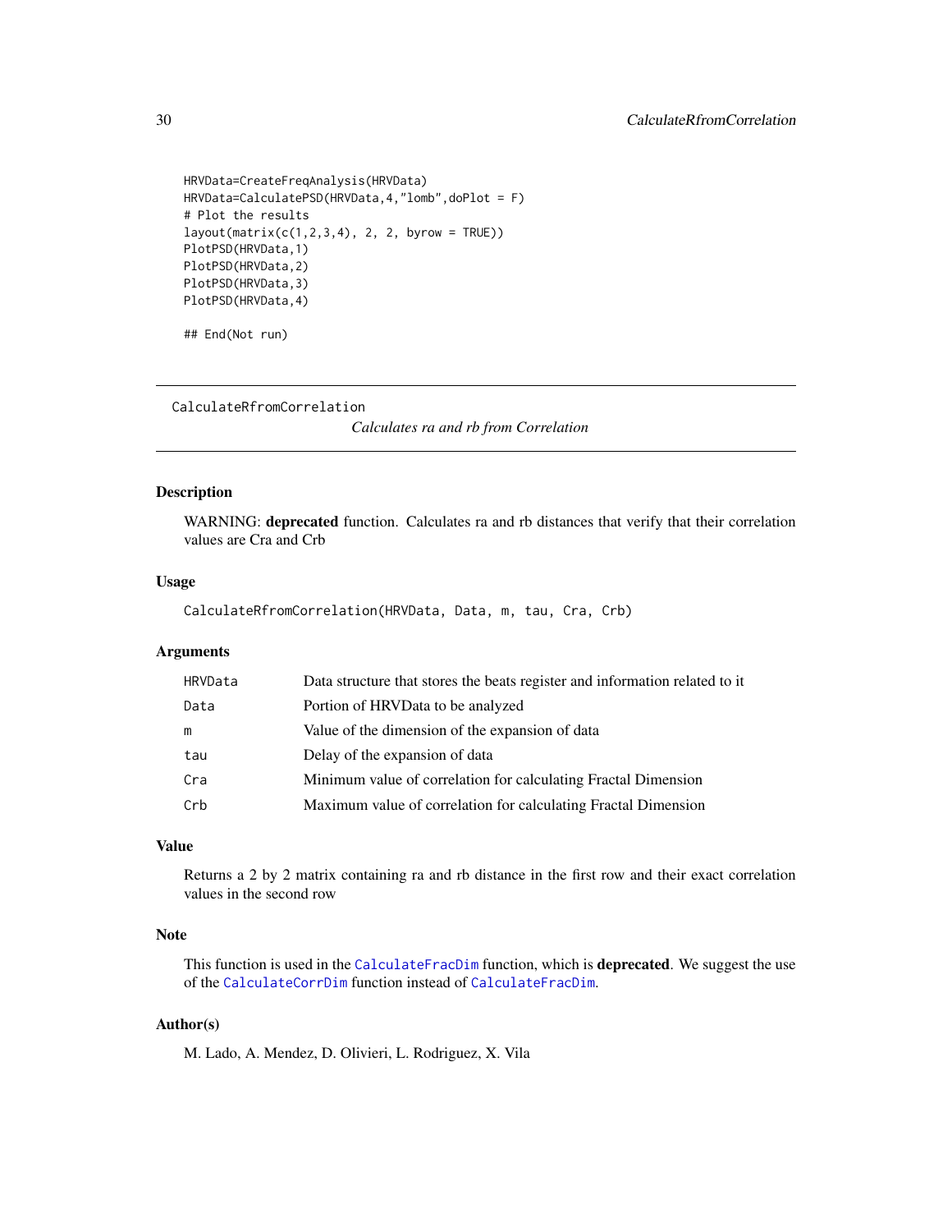```
HRVData=CreateFreqAnalysis(HRVData)
HRVData=CalculatePSD(HRVData,4,"lomb",doPlot = F)
# Plot the results
layout(matrix(c(1,2,3,4), 2, 2, byrow = TRUE))
PlotPSD(HRVData,1)
PlotPSD(HRVData,2)
PlotPSD(HRVData,3)
PlotPSD(HRVData,4)

## End(Not run)
```

---

## CalculateRfromCorrelation

*Calculates ra and rb from Correlation*

---

### Description

WARNING: **deprecated** function. Calculates ra and rb distances that verify that their correlation values are Cra and Crb

### Usage

```
CalculateRfromCorrelation(HRVData, Data, m, tau, Cra, Crb)
```

### Arguments

| | |
|---|---|
| HRVData | Data structure that stores the beats register and information related to it |
| Data | Portion of HRVData to be analyzed |
| m | Value of the dimension of the expansion of data |
| tau | Delay of the expansion of data |
| Cra | Minimum value of correlation for calculating Fractal Dimension |
| Crb | Maximum value of correlation for calculating Fractal Dimension |

### Value

Returns a 2 by 2 matrix containing ra and rb distance in the first row and their exact correlation values in the second row

### Note

This function is used in the `CalculateFracDim` function, which is **deprecated**. We suggest the use of the `CalculateCorrDim` function instead of `CalculateFracDim`.

### Author(s)

M. Lado, A. Mendez, D. Olivieri, L. Rodriguez, X. Vila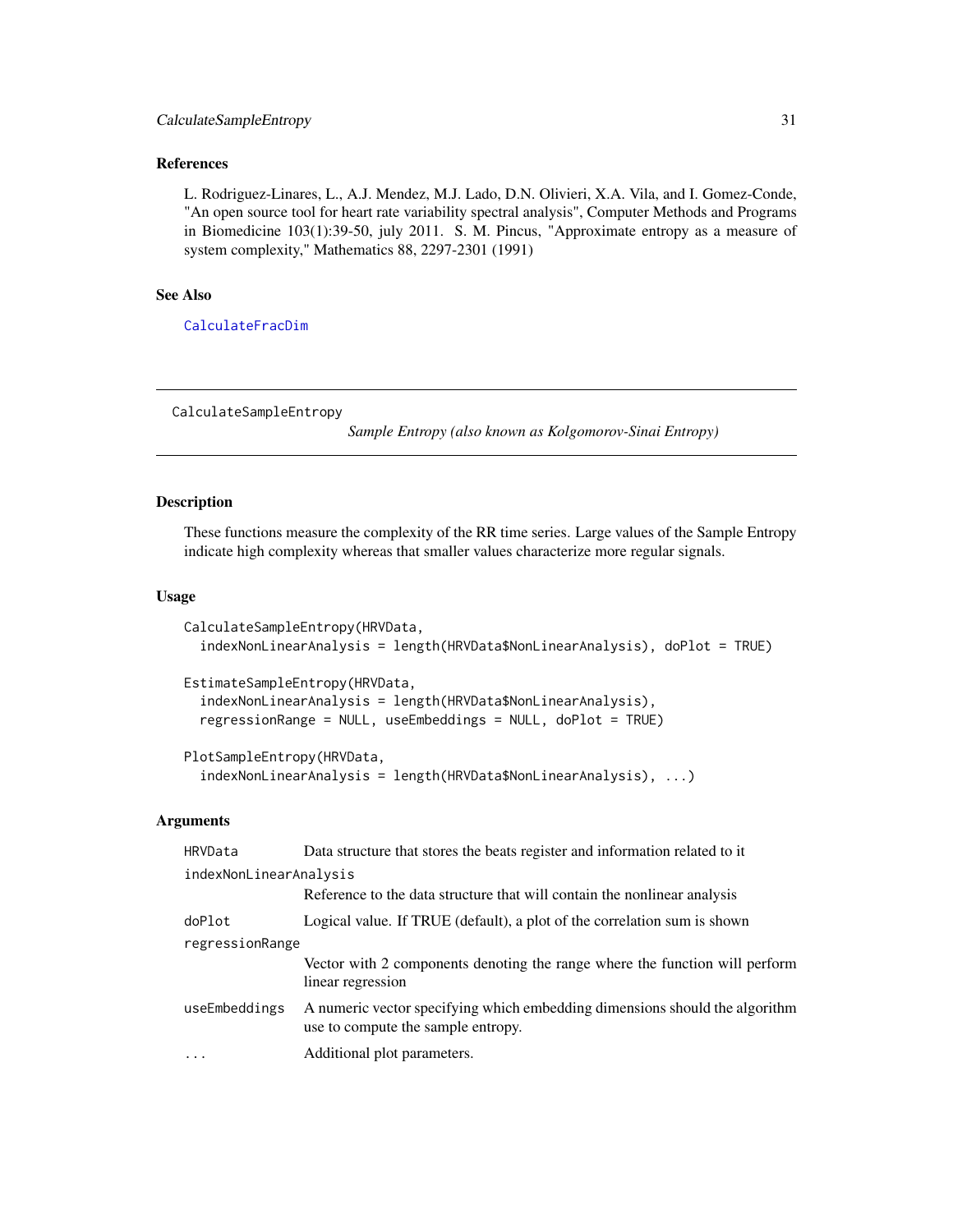### References

L. Rodriguez-Linares, L., A.J. Mendez, M.J. Lado, D.N. Olivieri, X.A. Vila, and I. Gomez-Conde, "An open source tool for heart rate variability spectral analysis", Computer Methods and Programs in Biomedicine 103(1):39-50, july 2011. S. M. Pincus, "Approximate entropy as a measure of system complexity," Mathematics 88, 2297-2301 (1991)

### See Also

CalculateFracDim

---

## CalculateSampleEntropy &nbsp;&nbsp;&nbsp; *Sample Entropy (also known as Kolgomorov-Sinai Entropy)*

---

### Description

These functions measure the complexity of the RR time series. Large values of the Sample Entropy indicate high complexity whereas that smaller values characterize more regular signals.

### Usage

```
CalculateSampleEntropy(HRVData,
  indexNonLinearAnalysis = length(HRVData$NonLinearAnalysis), doPlot = TRUE)

EstimateSampleEntropy(HRVData,
  indexNonLinearAnalysis = length(HRVData$NonLinearAnalysis),
  regressionRange = NULL, useEmbeddings = NULL, doPlot = TRUE)

PlotSampleEntropy(HRVData,
  indexNonLinearAnalysis = length(HRVData$NonLinearAnalysis), ...)
```

### Arguments

| | |
|---|---|
| `HRVData` | Data structure that stores the beats register and information related to it |
| `indexNonLinearAnalysis` | Reference to the data structure that will contain the nonlinear analysis |
| `doPlot` | Logical value. If TRUE (default), a plot of the correlation sum is shown |
| `regressionRange` | Vector with 2 components denoting the range where the function will perform linear regression |
| `useEmbeddings` | A numeric vector specifying which embedding dimensions should the algorithm use to compute the sample entropy. |
| `...` | Additional plot parameters. |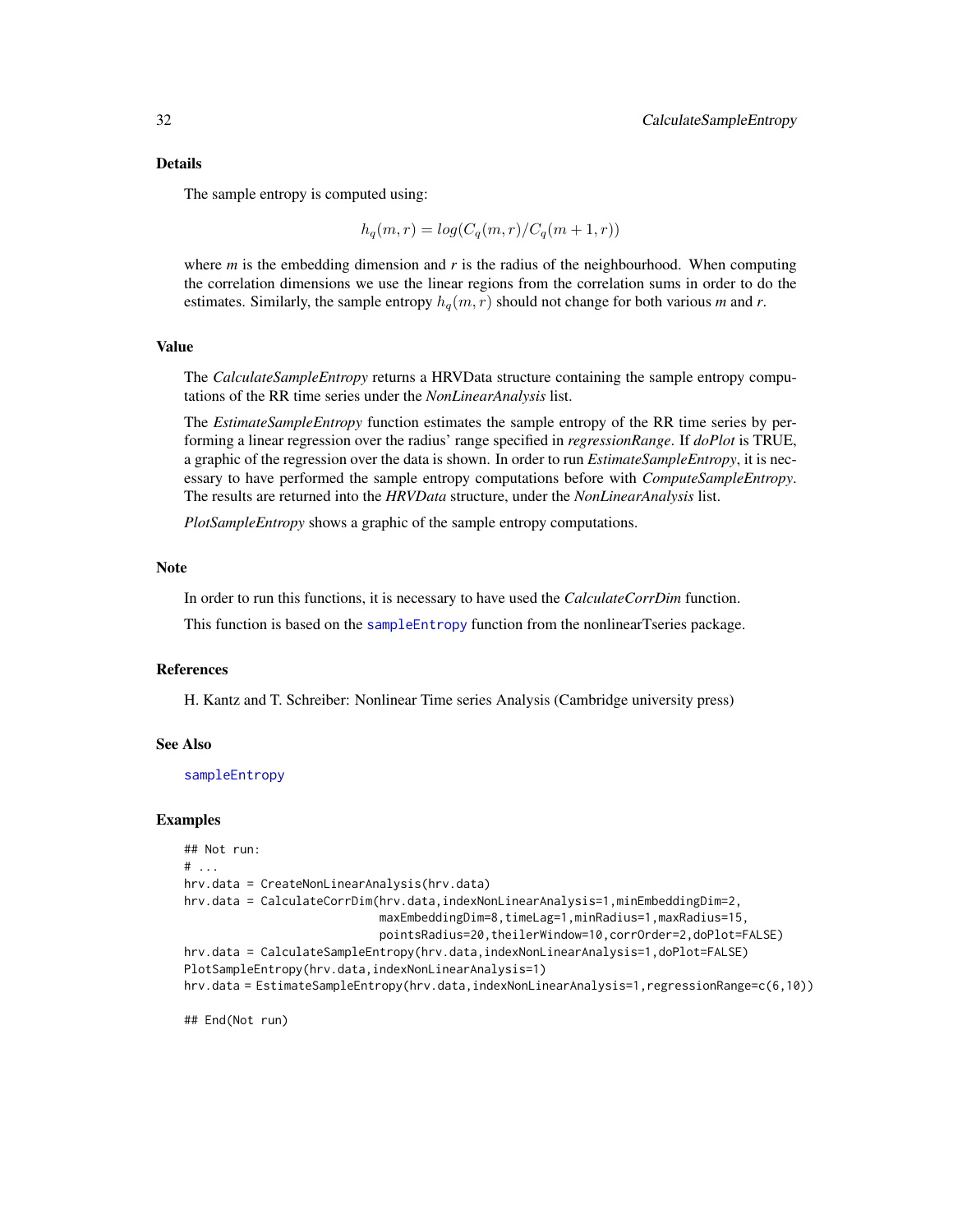### Details

The sample entropy is computed using:

$$h_q(m, r) = log(C_q(m, r)/C_q(m + 1, r))$$

where *m* is the embedding dimension and *r* is the radius of the neighbourhood. When computing the correlation dimensions we use the linear regions from the correlation sums in order to do the estimates. Similarly, the sample entropy $h_q(m, r)$ should not change for both various *m* and *r*.

### Value

The *CalculateSampleEntropy* returns a HRVData structure containing the sample entropy computations of the RR time series under the *NonLinearAnalysis* list.

The *EstimateSampleEntropy* function estimates the sample entropy of the RR time series by performing a linear regression over the radius' range specified in *regressionRange*. If *doPlot* is TRUE, a graphic of the regression over the data is shown. In order to run *EstimateSampleEntropy*, it is necessary to have performed the sample entropy computations before with *ComputeSampleEntropy*. The results are returned into the *HRVData* structure, under the *NonLinearAnalysis* list.

*PlotSampleEntropy* shows a graphic of the sample entropy computations.

### Note

In order to run this functions, it is necessary to have used the *CalculateCorrDim* function.

This function is based on the `sampleEntropy` function from the nonlinearTseries package.

### References

H. Kantz and T. Schreiber: Nonlinear Time series Analysis (Cambridge university press)

### See Also

`sampleEntropy`

### Examples

```
## Not run:
# ...
hrv.data = CreateNonLinearAnalysis(hrv.data)
hrv.data = CalculateCorrDim(hrv.data,indexNonLinearAnalysis=1,minEmbeddingDim=2,
                            maxEmbeddingDim=8,timeLag=1,minRadius=1,maxRadius=15,
                            pointsRadius=20,theilerWindow=10,corrOrder=2,doPlot=FALSE)
hrv.data = CalculateSampleEntropy(hrv.data,indexNonLinearAnalysis=1,doPlot=FALSE)
PlotSampleEntropy(hrv.data,indexNonLinearAnalysis=1)
hrv.data = EstimateSampleEntropy(hrv.data,indexNonLinearAnalysis=1,regressionRange=c(6,10))

## End(Not run)
```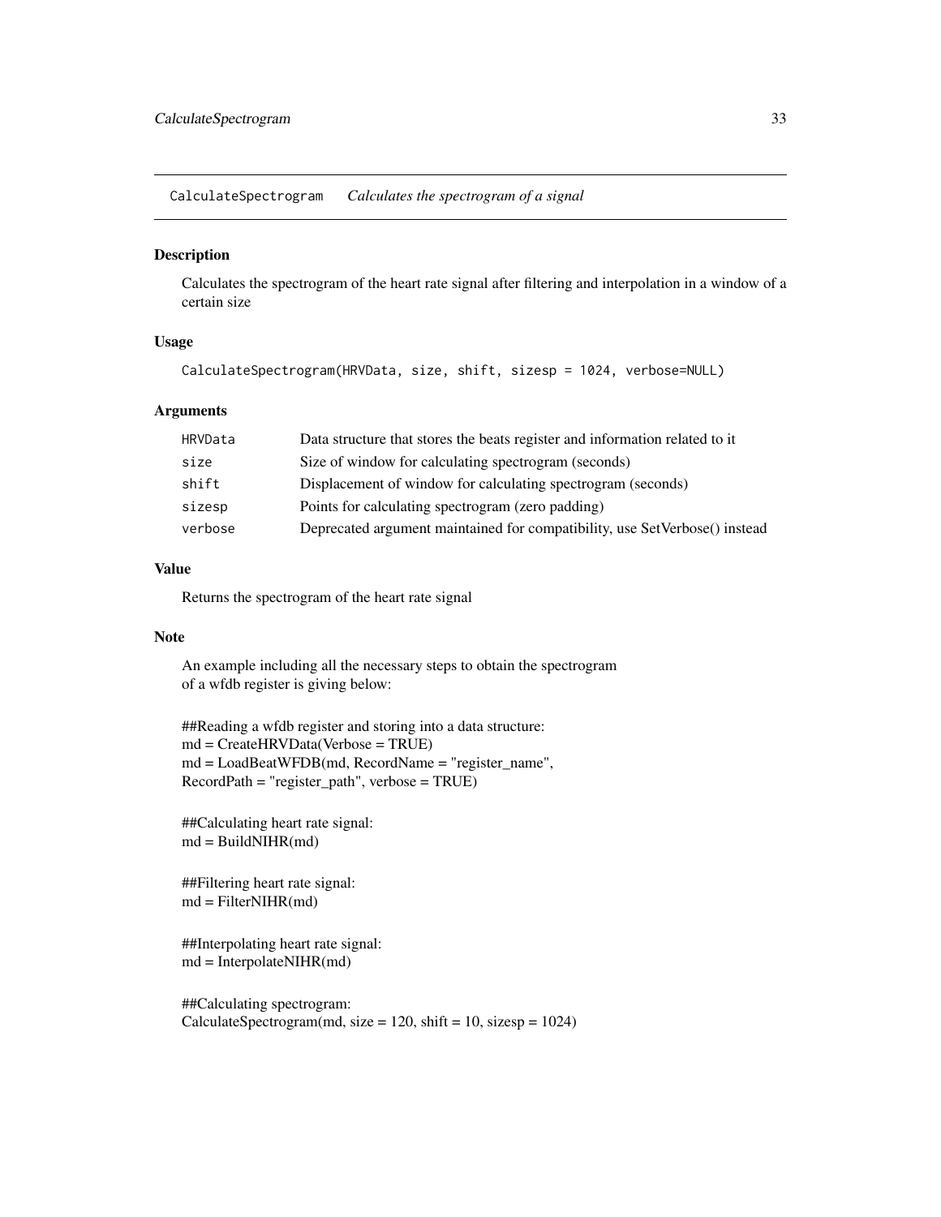CalculateSpectrogram *Calculates the spectrogram of a signal*

## Description

Calculates the spectrogram of the heart rate signal after filtering and interpolation in a window of a certain size

## Usage

```
CalculateSpectrogram(HRVData, size, shift, sizesp = 1024, verbose=NULL)
```

## Arguments

| | |
|---|---|
| HRVData | Data structure that stores the beats register and information related to it |
| size | Size of window for calculating spectrogram (seconds) |
| shift | Displacement of window for calculating spectrogram (seconds) |
| sizesp | Points for calculating spectrogram (zero padding) |
| verbose | Deprecated argument maintained for compatibility, use SetVerbose() instead |

## Value

Returns the spectrogram of the heart rate signal

## Note

An example including all the necessary steps to obtain the spectrogram
of a wfdb register is giving below:

##Reading a wfdb register and storing into a data structure:
md = CreateHRVData(Verbose = TRUE)
md = LoadBeatWFDB(md, RecordName = "register_name",
RecordPath = "register_path", verbose = TRUE)

##Calculating heart rate signal:
md = BuildNIHR(md)

##Filtering heart rate signal:
md = FilterNIHR(md)

##Interpolating heart rate signal:
md = InterpolateNIHR(md)

##Calculating spectrogram:
CalculateSpectrogram(md, size = 120, shift = 10, sizesp = 1024)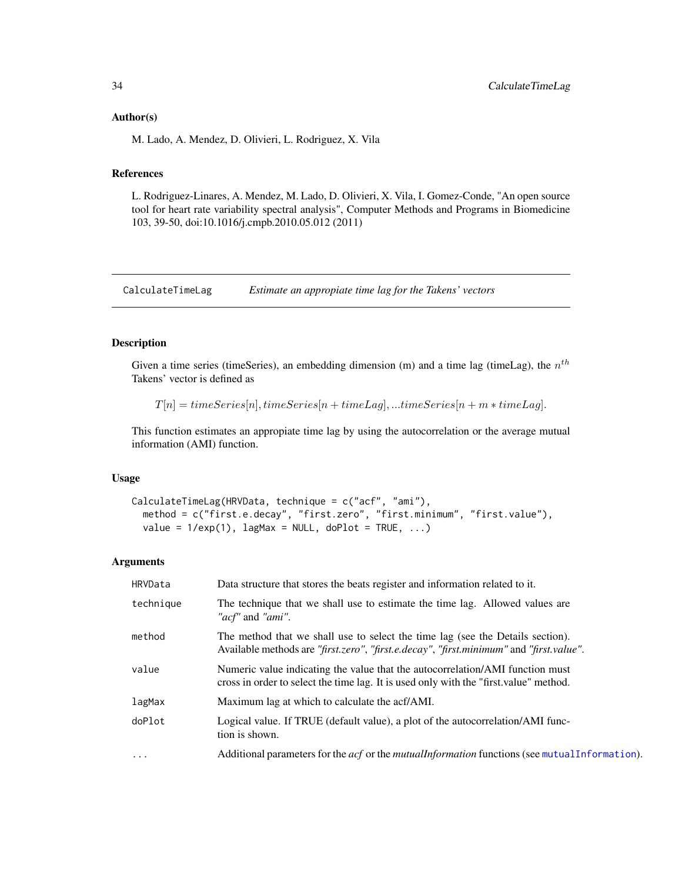### Author(s)

M. Lado, A. Mendez, D. Olivieri, L. Rodriguez, X. Vila

### References

L. Rodriguez-Linares, A. Mendez, M. Lado, D. Olivieri, X. Vila, I. Gomez-Conde, "An open source tool for heart rate variability spectral analysis", Computer Methods and Programs in Biomedicine 103, 39-50, doi:10.1016/j.cmpb.2010.05.012 (2011)

---

## CalculateTimeLag — *Estimate an appropiate time lag for the Takens' vectors*

### Description

Given a time series (timeSeries), an embedding dimension (m) and a time lag (timeLag), the $n^{th}$ Takens' vector is defined as

$$T[n] = timeSeries[n], timeSeries[n + timeLag], ...timeSeries[n + m * timeLag].$$

This function estimates an appropiate time lag by using the autocorrelation or the average mutual information (AMI) function.

### Usage

```
CalculateTimeLag(HRVData, technique = c("acf", "ami"),
  method = c("first.e.decay", "first.zero", "first.minimum", "first.value"),
  value = 1/exp(1), lagMax = NULL, doPlot = TRUE, ...)
```

### Arguments

| | |
|---|---|
| HRVData | Data structure that stores the beats register and information related to it. |
| technique | The technique that we shall use to estimate the time lag. Allowed values are *"acf"* and *"ami"*. |
| method | The method that we shall use to select the time lag (see the Details section). Available methods are *"first.zero"*, *"first.e.decay"*, *"first.minimum"* and *"first.value"*. |
| value | Numeric value indicating the value that the autocorrelation/AMI function must cross in order to select the time lag. It is used only with the "first.value" method. |
| lagMax | Maximum lag at which to calculate the acf/AMI. |
| doPlot | Logical value. If TRUE (default value), a plot of the autocorrelation/AMI function is shown. |
| ... | Additional parameters for the *acf* or the *mutualInformation* functions (see mutualInformation). |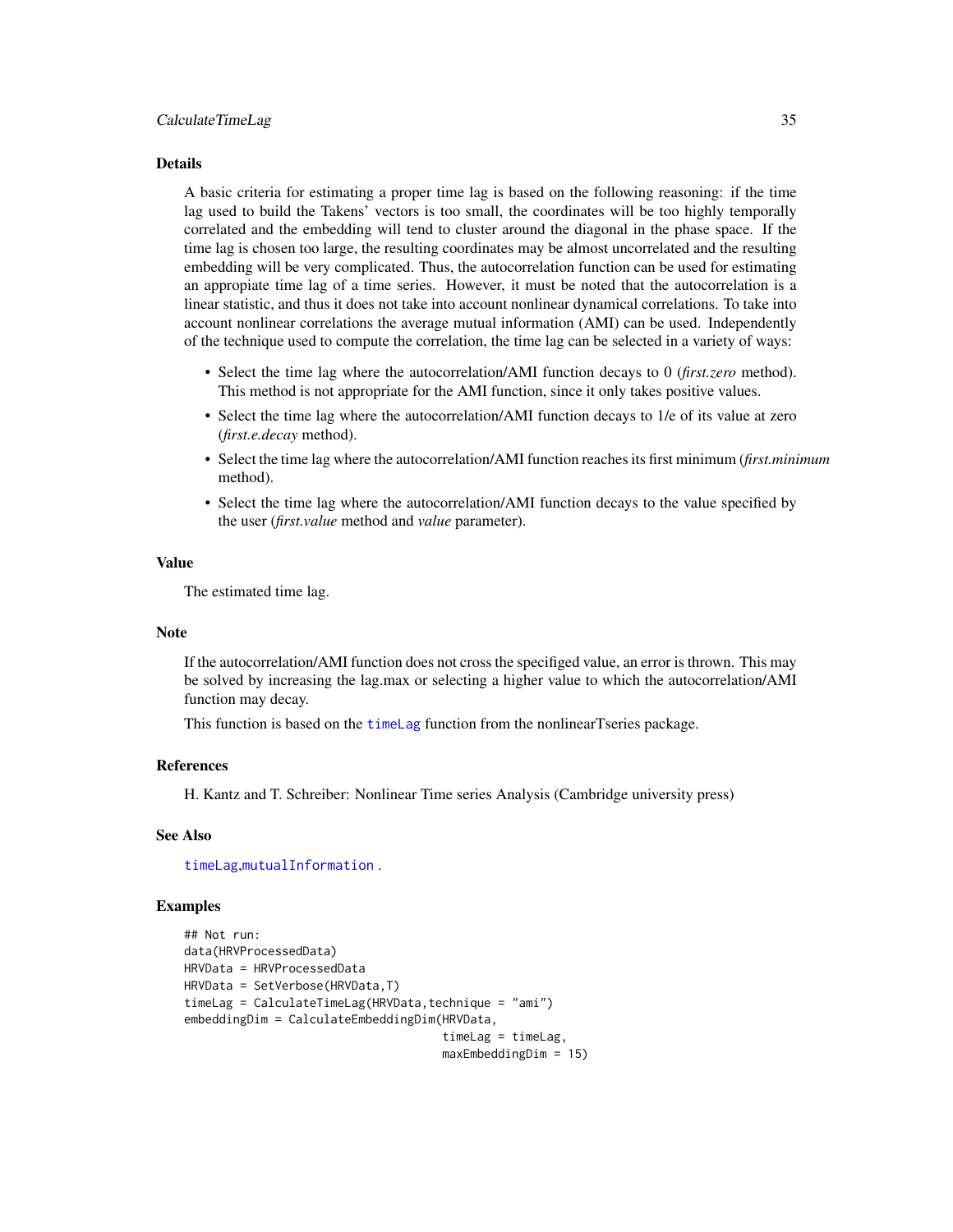### Details

A basic criteria for estimating a proper time lag is based on the following reasoning: if the time lag used to build the Takens' vectors is too small, the coordinates will be too highly temporally correlated and the embedding will tend to cluster around the diagonal in the phase space. If the time lag is chosen too large, the resulting coordinates may be almost uncorrelated and the resulting embedding will be very complicated. Thus, the autocorrelation function can be used for estimating an appropiate time lag of a time series. However, it must be noted that the autocorrelation is a linear statistic, and thus it does not take into account nonlinear dynamical correlations. To take into account nonlinear correlations the average mutual information (AMI) can be used. Independently of the technique used to compute the correlation, the time lag can be selected in a variety of ways:

- Select the time lag where the autocorrelation/AMI function decays to 0 (*first.zero* method). This method is not appropriate for the AMI function, since it only takes positive values.
- Select the time lag where the autocorrelation/AMI function decays to 1/e of its value at zero (*first.e.decay* method).
- Select the time lag where the autocorrelation/AMI function reaches its first minimum (*first.minimum* method).
- Select the time lag where the autocorrelation/AMI function decays to the value specified by the user (*first.value* method and *value* parameter).

### Value

The estimated time lag.

### Note

If the autocorrelation/AMI function does not cross the specifiged value, an error is thrown. This may be solved by increasing the lag.max or selecting a higher value to which the autocorrelation/AMI function may decay.

This function is based on the `timeLag` function from the nonlinearTseries package.

### References

H. Kantz and T. Schreiber: Nonlinear Time series Analysis (Cambridge university press)

### See Also

`timeLag`,`mutualInformation` .

### Examples

```
## Not run:
data(HRVProcessedData)
HRVData = HRVProcessedData
HRVData = SetVerbose(HRVData,T)
timeLag = CalculateTimeLag(HRVData,technique = "ami")
embeddingDim = CalculateEmbeddingDim(HRVData,
                                     timeLag = timeLag,
                                     maxEmbeddingDim = 15)
```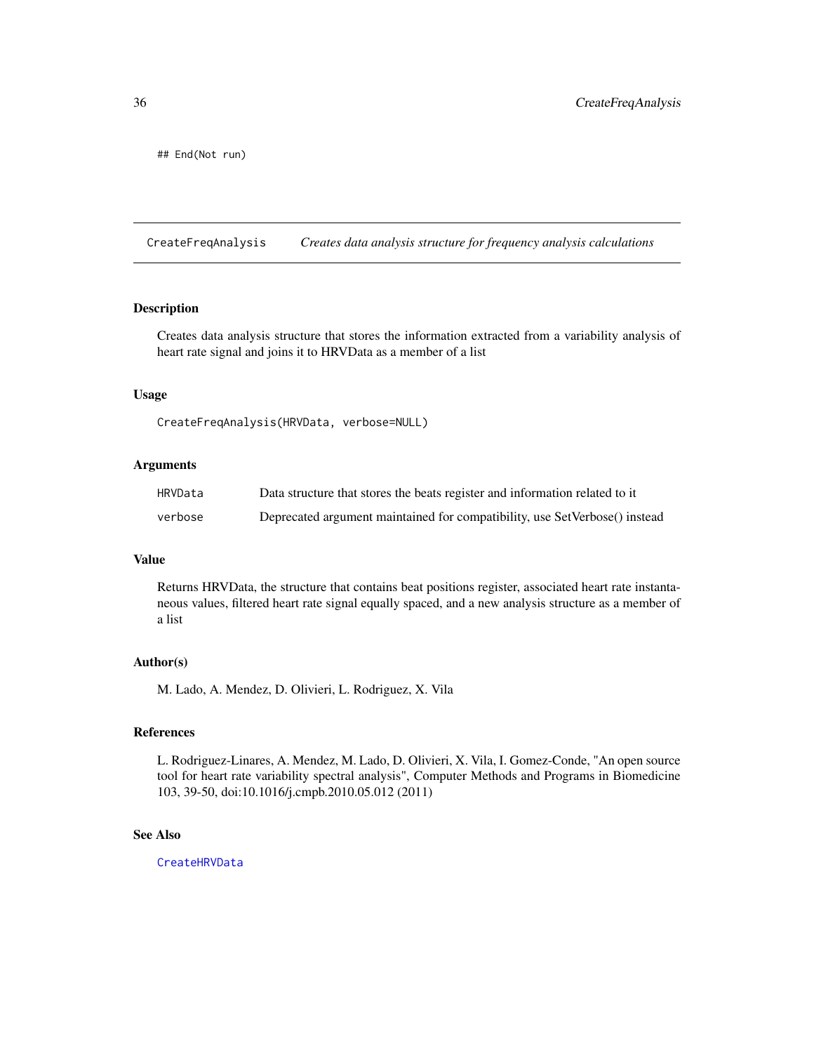```
## End(Not run)
```

## CreateFreqAnalysis — *Creates data analysis structure for frequency analysis calculations*

### Description

Creates data analysis structure that stores the information extracted from a variability analysis of heart rate signal and joins it to HRVData as a member of a list

### Usage

```
CreateFreqAnalysis(HRVData, verbose=NULL)
```

### Arguments

| | |
|---|---|
| HRVData | Data structure that stores the beats register and information related to it |
| verbose | Deprecated argument maintained for compatibility, use SetVerbose() instead |

### Value

Returns HRVData, the structure that contains beat positions register, associated heart rate instantaneous values, filtered heart rate signal equally spaced, and a new analysis structure as a member of a list

### Author(s)

M. Lado, A. Mendez, D. Olivieri, L. Rodriguez, X. Vila

### References

L. Rodriguez-Linares, A. Mendez, M. Lado, D. Olivieri, X. Vila, I. Gomez-Conde, "An open source tool for heart rate variability spectral analysis", Computer Methods and Programs in Biomedicine 103, 39-50, doi:10.1016/j.cmpb.2010.05.012 (2011)

### See Also

CreateHRVData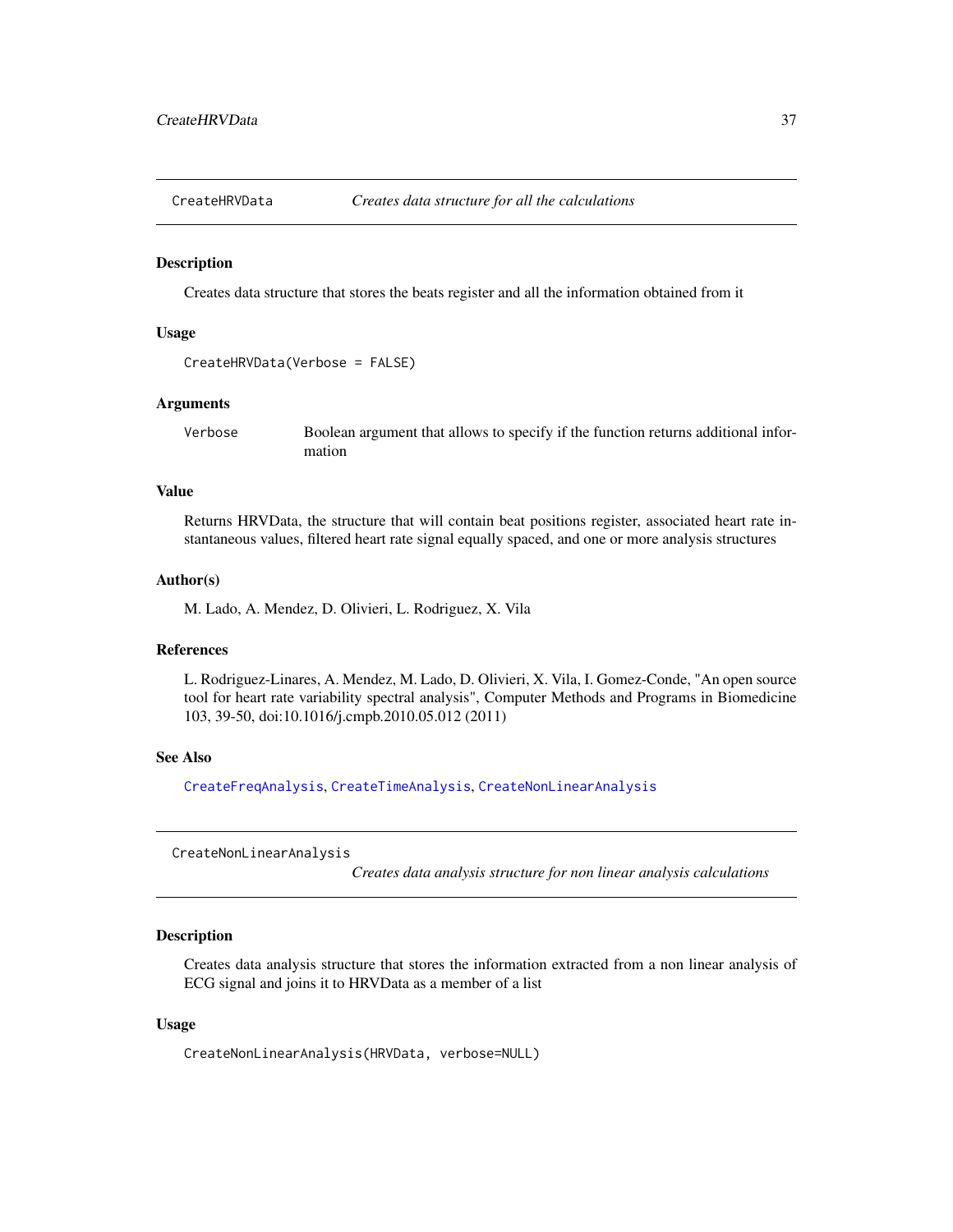## CreateHRVData — *Creates data structure for all the calculations*

### Description

Creates data structure that stores the beats register and all the information obtained from it

### Usage

```
CreateHRVData(Verbose = FALSE)
```

### Arguments

| | |
|---|---|
| Verbose | Boolean argument that allows to specify if the function returns additional information |

### Value

Returns HRVData, the structure that will contain beat positions register, associated heart rate instantaneous values, filtered heart rate signal equally spaced, and one or more analysis structures

### Author(s)

M. Lado, A. Mendez, D. Olivieri, L. Rodriguez, X. Vila

### References

L. Rodriguez-Linares, A. Mendez, M. Lado, D. Olivieri, X. Vila, I. Gomez-Conde, "An open source tool for heart rate variability spectral analysis", Computer Methods and Programs in Biomedicine 103, 39-50, doi:10.1016/j.cmpb.2010.05.012 (2011)

### See Also

CreateFreqAnalysis, CreateTimeAnalysis, CreateNonLinearAnalysis

## CreateNonLinearAnalysis — *Creates data analysis structure for non linear analysis calculations*

### Description

Creates data analysis structure that stores the information extracted from a non linear analysis of ECG signal and joins it to HRVData as a member of a list

### Usage

```
CreateNonLinearAnalysis(HRVData, verbose=NULL)
```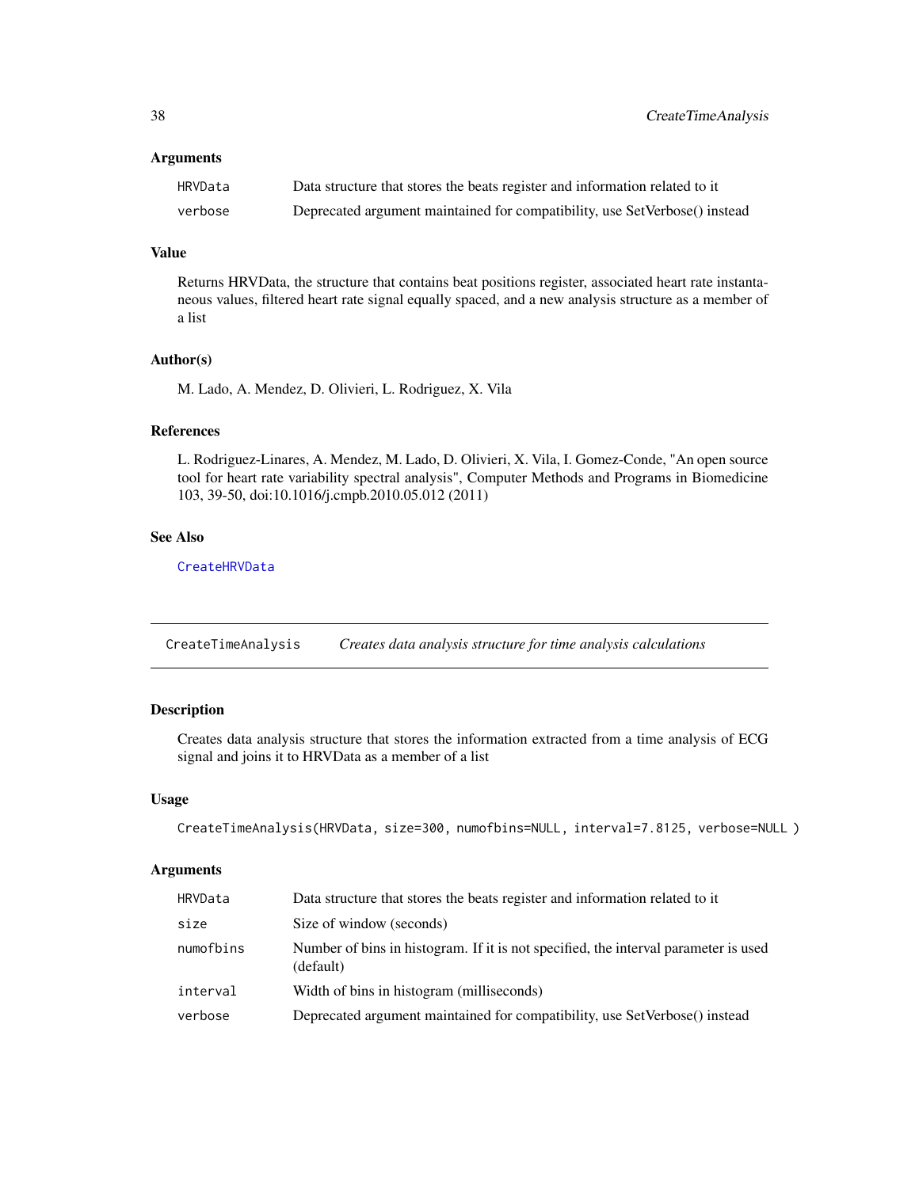### Arguments

| | |
|---|---|
| HRVData | Data structure that stores the beats register and information related to it |
| verbose | Deprecated argument maintained for compatibility, use SetVerbose() instead |

### Value

Returns HRVData, the structure that contains beat positions register, associated heart rate instantaneous values, filtered heart rate signal equally spaced, and a new analysis structure as a member of a list

### Author(s)

M. Lado, A. Mendez, D. Olivieri, L. Rodriguez, X. Vila

### References

L. Rodriguez-Linares, A. Mendez, M. Lado, D. Olivieri, X. Vila, I. Gomez-Conde, "An open source tool for heart rate variability spectral analysis", Computer Methods and Programs in Biomedicine 103, 39-50, doi:10.1016/j.cmpb.2010.05.012 (2011)

### See Also

CreateHRVData

---

## CreateTimeAnalysis — *Creates data analysis structure for time analysis calculations*

### Description

Creates data analysis structure that stores the information extracted from a time analysis of ECG signal and joins it to HRVData as a member of a list

### Usage

```
CreateTimeAnalysis(HRVData, size=300, numofbins=NULL, interval=7.8125, verbose=NULL )
```

### Arguments

| | |
|---|---|
| HRVData | Data structure that stores the beats register and information related to it |
| size | Size of window (seconds) |
| numofbins | Number of bins in histogram. If it is not specified, the interval parameter is used (default) |
| interval | Width of bins in histogram (milliseconds) |
| verbose | Deprecated argument maintained for compatibility, use SetVerbose() instead |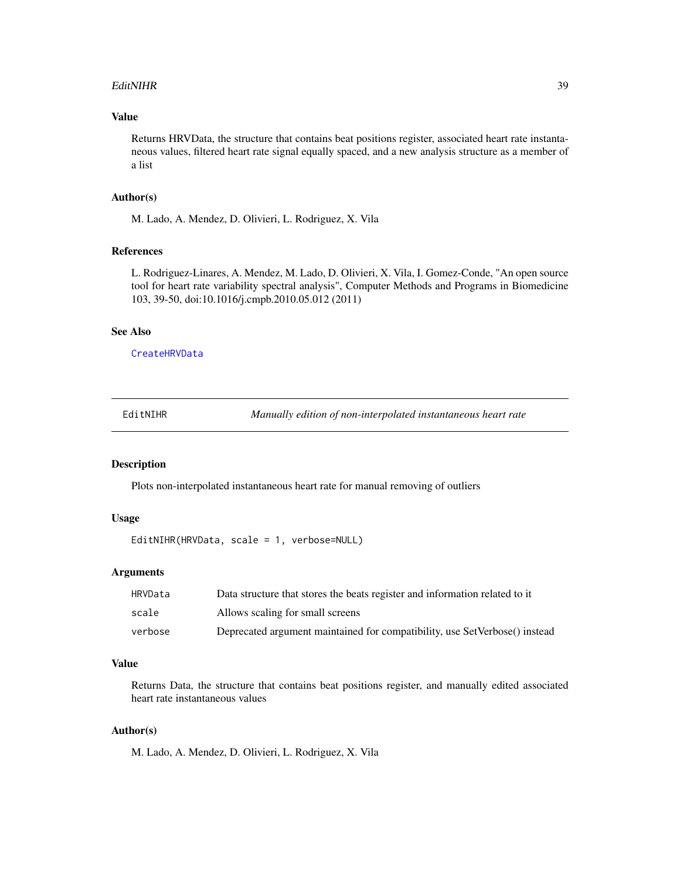### Value

Returns HRVData, the structure that contains beat positions register, associated heart rate instantaneous values, filtered heart rate signal equally spaced, and a new analysis structure as a member of a list

### Author(s)

M. Lado, A. Mendez, D. Olivieri, L. Rodriguez, X. Vila

### References

L. Rodriguez-Linares, A. Mendez, M. Lado, D. Olivieri, X. Vila, I. Gomez-Conde, "An open source tool for heart rate variability spectral analysis", Computer Methods and Programs in Biomedicine 103, 39-50, doi:10.1016/j.cmpb.2010.05.012 (2011)

### See Also

`CreateHRVData`

---

## EditNIHR — *Manually edition of non-interpolated instantaneous heart rate*

---

### Description

Plots non-interpolated instantaneous heart rate for manual removing of outliers

### Usage

```
EditNIHR(HRVData, scale = 1, verbose=NULL)
```

### Arguments

| | |
|---|---|
| `HRVData` | Data structure that stores the beats register and information related to it |
| `scale` | Allows scaling for small screens |
| `verbose` | Deprecated argument maintained for compatibility, use SetVerbose() instead |

### Value

Returns Data, the structure that contains beat positions register, and manually edited associated heart rate instantaneous values

### Author(s)

M. Lado, A. Mendez, D. Olivieri, L. Rodriguez, X. Vila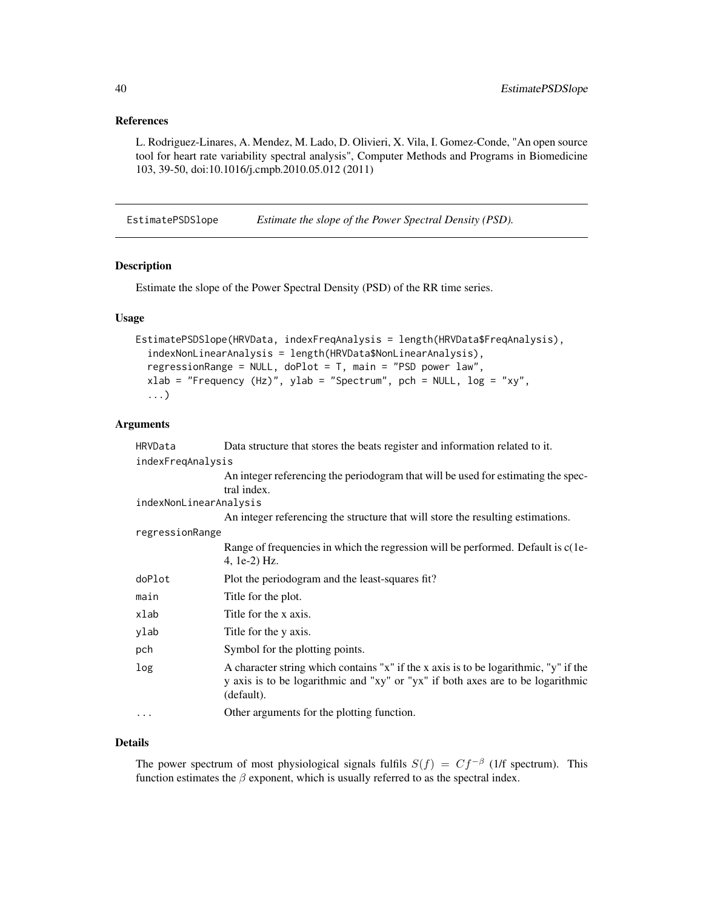### References

L. Rodriguez-Linares, A. Mendez, M. Lado, D. Olivieri, X. Vila, I. Gomez-Conde, "An open source tool for heart rate variability spectral analysis", Computer Methods and Programs in Biomedicine 103, 39-50, doi:10.1016/j.cmpb.2010.05.012 (2011)

---

## EstimatePSDSlope — *Estimate the slope of the Power Spectral Density (PSD).*

---

### Description

Estimate the slope of the Power Spectral Density (PSD) of the RR time series.

### Usage

```
EstimatePSDSlope(HRVData, indexFreqAnalysis = length(HRVData$FreqAnalysis),
  indexNonLinearAnalysis = length(HRVData$NonLinearAnalysis),
  regressionRange = NULL, doPlot = T, main = "PSD power law",
  xlab = "Frequency (Hz)", ylab = "Spectrum", pch = NULL, log = "xy",
  ...)
```

### Arguments

| Argument | Description |
|---|---|
| `HRVData` | Data structure that stores the beats register and information related to it. |
| `indexFreqAnalysis` | An integer referencing the periodogram that will be used for estimating the spectral index. |
| `indexNonLinearAnalysis` | An integer referencing the structure that will store the resulting estimations. |
| `regressionRange` | Range of frequencies in which the regression will be performed. Default is c(1e-4, 1e-2) Hz. |
| `doPlot` | Plot the periodogram and the least-squares fit? |
| `main` | Title for the plot. |
| `xlab` | Title for the x axis. |
| `ylab` | Title for the y axis. |
| `pch` | Symbol for the plotting points. |
| `log` | A character string which contains "x" if the x axis is to be logarithmic, "y" if the y axis is to be logarithmic and "xy" or "yx" if both axes are to be logarithmic (default). |
| `...` | Other arguments for the plotting function. |

### Details

The power spectrum of most physiological signals fulfils $S(f) = Cf^{-\beta}$ (1/f spectrum). This function estimates the $\beta$ exponent, which is usually referred to as the spectral index.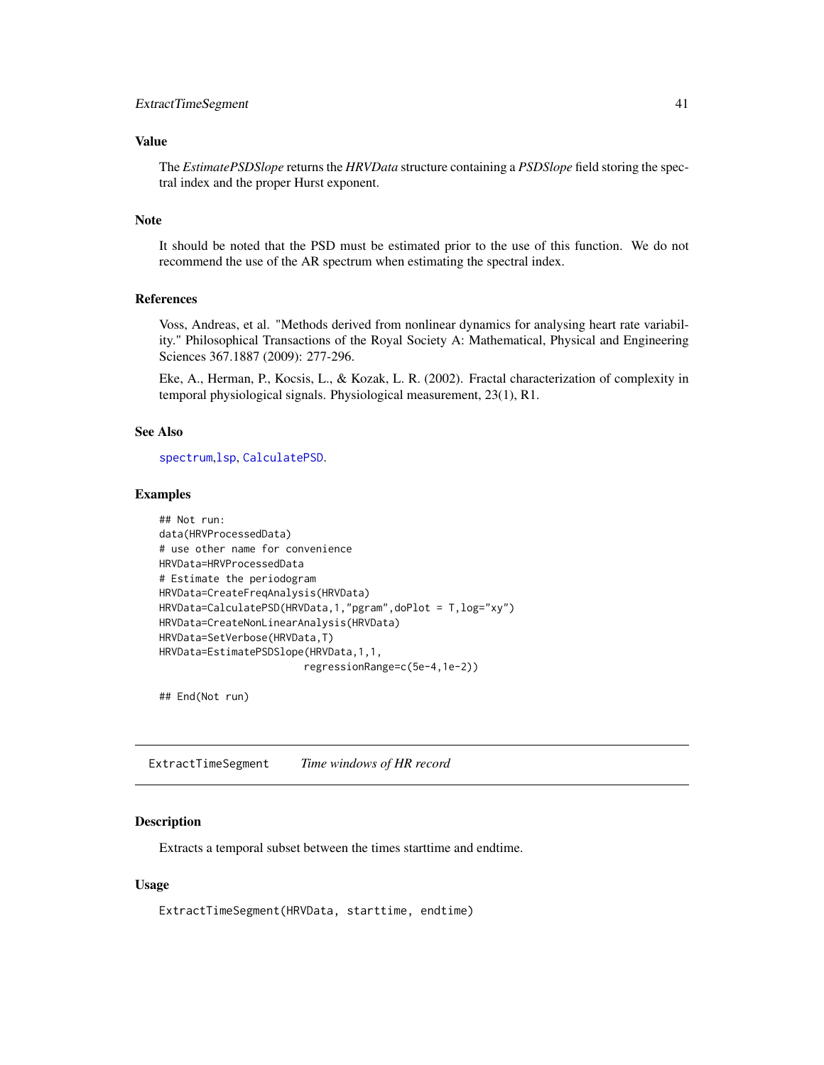### Value

The *EstimatePSDSlope* returns the *HRVData* structure containing a *PSDSlope* field storing the spectral index and the proper Hurst exponent.

### Note

It should be noted that the PSD must be estimated prior to the use of this function. We do not recommend the use of the AR spectrum when estimating the spectral index.

### References

Voss, Andreas, et al. "Methods derived from nonlinear dynamics for analysing heart rate variability." Philosophical Transactions of the Royal Society A: Mathematical, Physical and Engineering Sciences 367.1887 (2009): 277-296.

Eke, A., Herman, P., Kocsis, L., & Kozak, L. R. (2002). Fractal characterization of complexity in temporal physiological signals. Physiological measurement, 23(1), R1.

### See Also

spectrum,lsp, CalculatePSD.

### Examples

```
## Not run:
data(HRVProcessedData)
# use other name for convenience
HRVData=HRVProcessedData
# Estimate the periodogram
HRVData=CreateFreqAnalysis(HRVData)
HRVData=CalculatePSD(HRVData,1,"pgram",doPlot = T,log="xy")
HRVData=CreateNonLinearAnalysis(HRVData)
HRVData=SetVerbose(HRVData,T)
HRVData=EstimatePSDSlope(HRVData,1,1,
                        regressionRange=c(5e-4,1e-2))

## End(Not run)
```

## ExtractTimeSegment    *Time windows of HR record*

### Description

Extracts a temporal subset between the times starttime and endtime.

### Usage

```
ExtractTimeSegment(HRVData, starttime, endtime)
```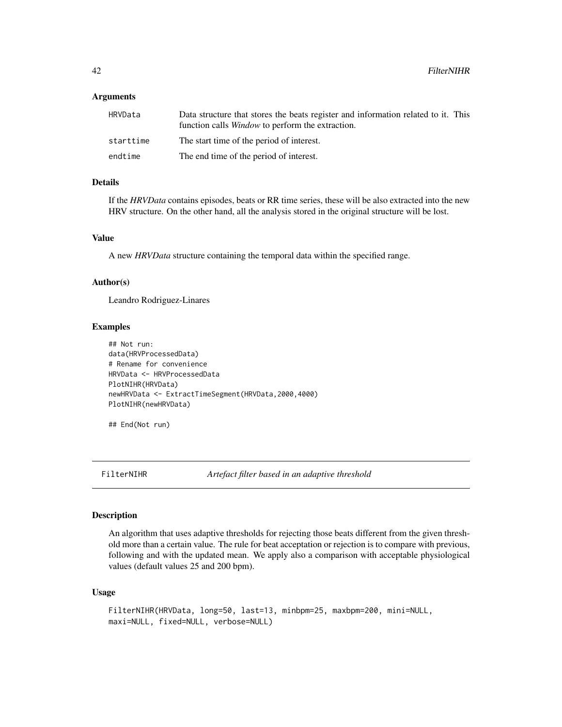### Arguments

| | |
|---|---|
| HRVData | Data structure that stores the beats register and information related to it. This function calls *Window* to perform the extraction. |
| starttime | The start time of the period of interest. |
| endtime | The end time of the period of interest. |

### Details

If the *HRVData* contains episodes, beats or RR time series, these will be also extracted into the new HRV structure. On the other hand, all the analysis stored in the original structure will be lost.

### Value

A new *HRVData* structure containing the temporal data within the specified range.

### Author(s)

Leandro Rodriguez-Linares

### Examples

```
## Not run:
data(HRVProcessedData)
# Rename for convenience
HRVData <- HRVProcessedData
PlotNIHR(HRVData)
newHRVData <- ExtractTimeSegment(HRVData,2000,4000)
PlotNIHR(newHRVData)

## End(Not run)
```

---

## FilterNIHR *Artefact filter based in an adaptive threshold*

---

### Description

An algorithm that uses adaptive thresholds for rejecting those beats different from the given threshold more than a certain value. The rule for beat acceptation or rejection is to compare with previous, following and with the updated mean. We apply also a comparison with acceptable physiological values (default values 25 and 200 bpm).

### Usage

```
FilterNIHR(HRVData, long=50, last=13, minbpm=25, maxbpm=200, mini=NULL,
maxi=NULL, fixed=NULL, verbose=NULL)
```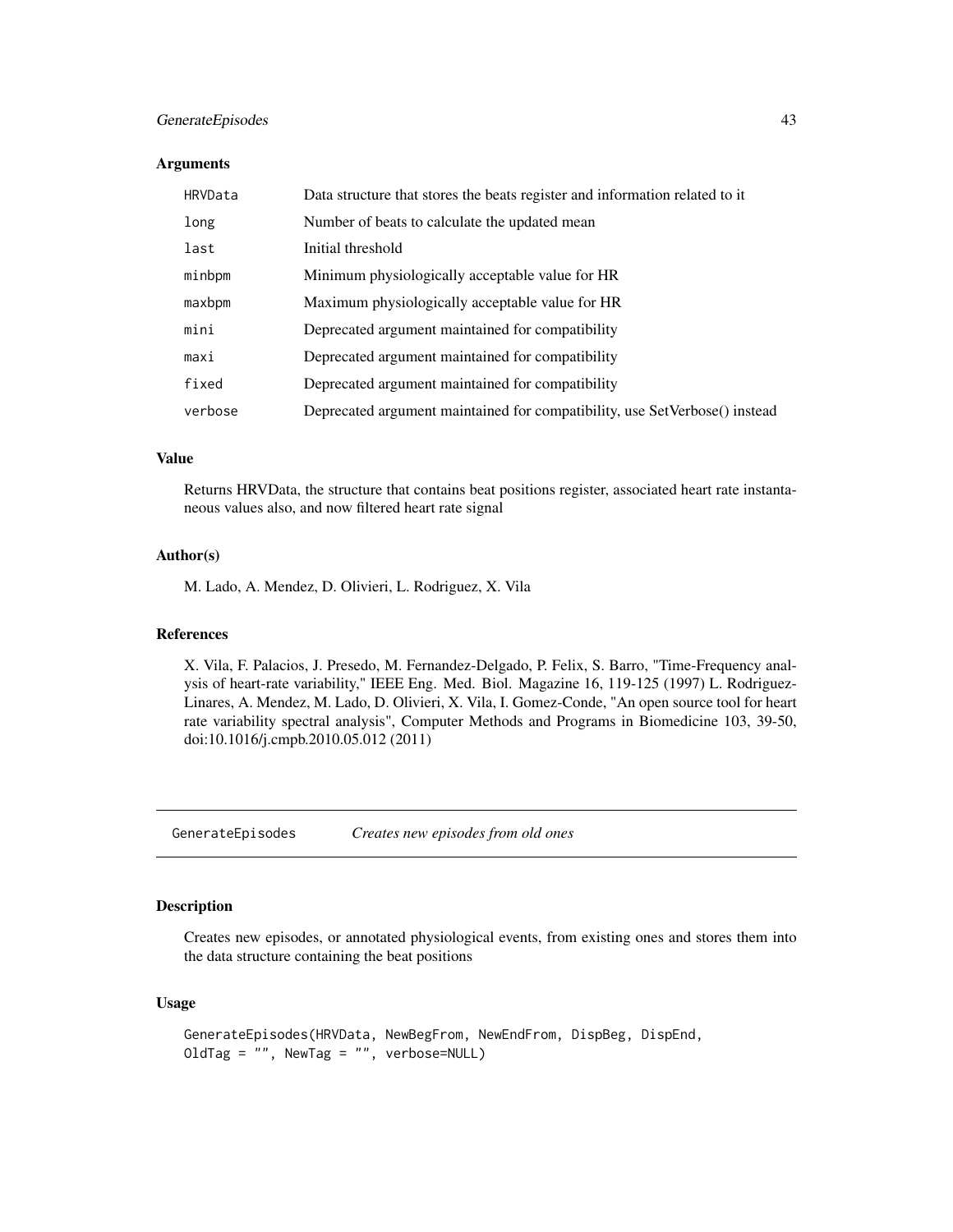### Arguments

| | |
|---|---|
| HRVData | Data structure that stores the beats register and information related to it |
| long | Number of beats to calculate the updated mean |
| last | Initial threshold |
| minbpm | Minimum physiologically acceptable value for HR |
| maxbpm | Maximum physiologically acceptable value for HR |
| mini | Deprecated argument maintained for compatibility |
| maxi | Deprecated argument maintained for compatibility |
| fixed | Deprecated argument maintained for compatibility |
| verbose | Deprecated argument maintained for compatibility, use SetVerbose() instead |

### Value

Returns HRVData, the structure that contains beat positions register, associated heart rate instantaneous values also, and now filtered heart rate signal

### Author(s)

M. Lado, A. Mendez, D. Olivieri, L. Rodriguez, X. Vila

### References

X. Vila, F. Palacios, J. Presedo, M. Fernandez-Delgado, P. Felix, S. Barro, "Time-Frequency analysis of heart-rate variability," IEEE Eng. Med. Biol. Magazine 16, 119-125 (1997) L. Rodriguez-Linares, A. Mendez, M. Lado, D. Olivieri, X. Vila, I. Gomez-Conde, "An open source tool for heart rate variability spectral analysis", Computer Methods and Programs in Biomedicine 103, 39-50, doi:10.1016/j.cmpb.2010.05.012 (2011)

---

## GenerateEpisodes *Creates new episodes from old ones*

---

### Description

Creates new episodes, or annotated physiological events, from existing ones and stores them into the data structure containing the beat positions

### Usage

```
GenerateEpisodes(HRVData, NewBegFrom, NewEndFrom, DispBeg, DispEnd,
OldTag = "", NewTag = "", verbose=NULL)
```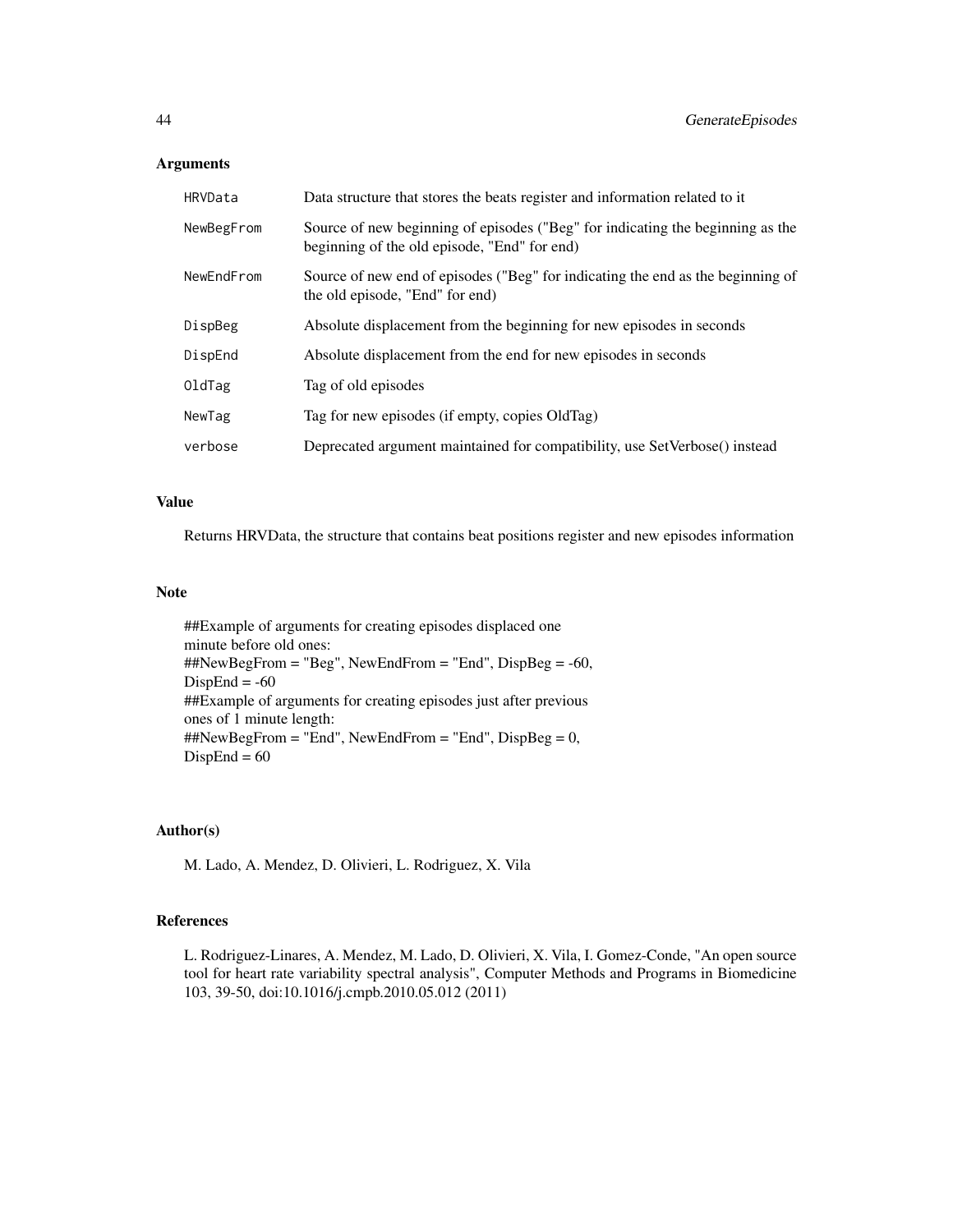### Arguments

| | |
|---|---|
| HRVData | Data structure that stores the beats register and information related to it |
| NewBegFrom | Source of new beginning of episodes ("Beg" for indicating the beginning as the beginning of the old episode, "End" for end) |
| NewEndFrom | Source of new end of episodes ("Beg" for indicating the end as the beginning of the old episode, "End" for end) |
| DispBeg | Absolute displacement from the beginning for new episodes in seconds |
| DispEnd | Absolute displacement from the end for new episodes in seconds |
| OldTag | Tag of old episodes |
| NewTag | Tag for new episodes (if empty, copies OldTag) |
| verbose | Deprecated argument maintained for compatibility, use SetVerbose() instead |

### Value

Returns HRVData, the structure that contains beat positions register and new episodes information

### Note

##Example of arguments for creating episodes displaced one minute before old ones:
##NewBegFrom = "Beg", NewEndFrom = "End", DispBeg = -60, DispEnd = -60
##Example of arguments for creating episodes just after previous ones of 1 minute length:
##NewBegFrom = "End", NewEndFrom = "End", DispBeg = 0, DispEnd = 60

### Author(s)

M. Lado, A. Mendez, D. Olivieri, L. Rodriguez, X. Vila

### References

L. Rodriguez-Linares, A. Mendez, M. Lado, D. Olivieri, X. Vila, I. Gomez-Conde, "An open source tool for heart rate variability spectral analysis", Computer Methods and Programs in Biomedicine 103, 39-50, doi:10.1016/j.cmpb.2010.05.012 (2011)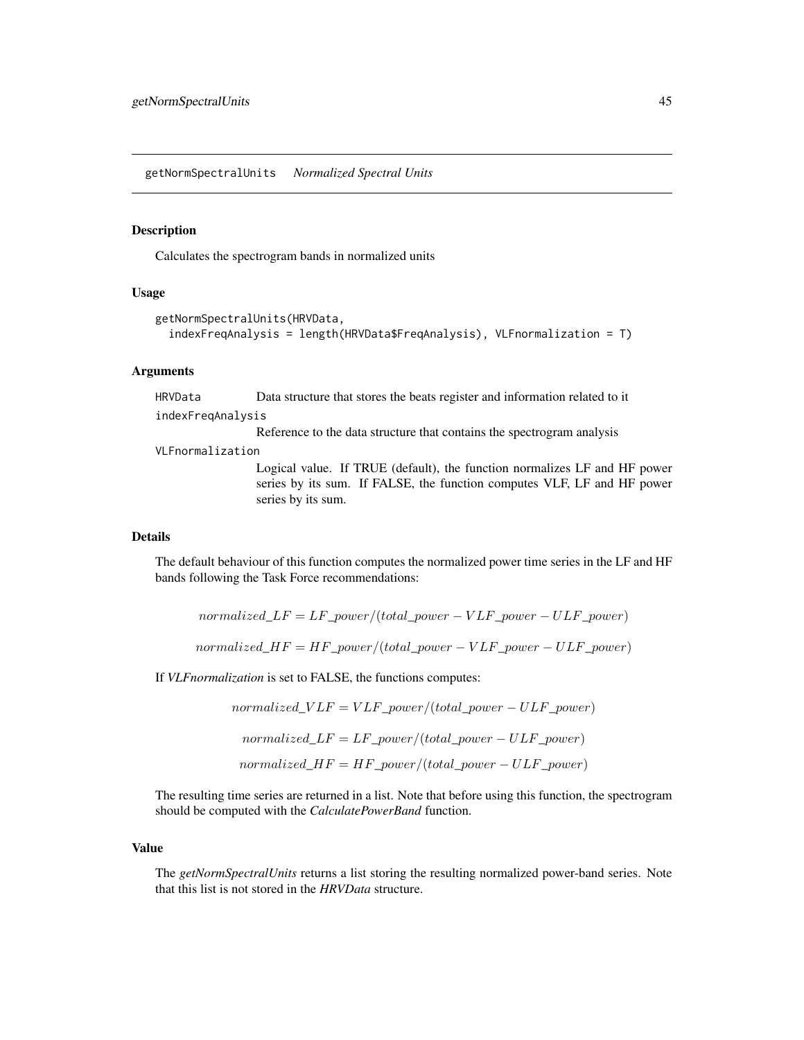## getNormSpectralUnits *Normalized Spectral Units*

### Description

Calculates the spectrogram bands in normalized units

### Usage

```
getNormSpectralUnits(HRVData,
  indexFreqAnalysis = length(HRVData$FreqAnalysis), VLFnormalization = T)
```

### Arguments

| | |
|---|---|
| HRVData | Data structure that stores the beats register and information related to it |
| indexFreqAnalysis | Reference to the data structure that contains the spectrogram analysis |
| VLFnormalization | Logical value. If TRUE (default), the function normalizes LF and HF power series by its sum. If FALSE, the function computes VLF, LF and HF power series by its sum. |

### Details

The default behaviour of this function computes the normalized power time series in the LF and HF bands following the Task Force recommendations:

$$normalized\_LF = LF\_power/(total\_power - VLF\_power - ULF\_power)$$

$$normalized\_HF = HF\_power/(total\_power - VLF\_power - ULF\_power)$$

If *VLFnormalization* is set to FALSE, the functions computes:

$$normalized\_VLF = VLF\_power/(total\_power - ULF\_power)$$

$$normalized\_LF = LF\_power/(total\_power - ULF\_power)$$

$$normalized\_HF = HF\_power/(total\_power - ULF\_power)$$

The resulting time series are returned in a list. Note that before using this function, the spectrogram should be computed with the *CalculatePowerBand* function.

### Value

The *getNormSpectralUnits* returns a list storing the resulting normalized power-band series. Note that this list is not stored in the *HRVData* structure.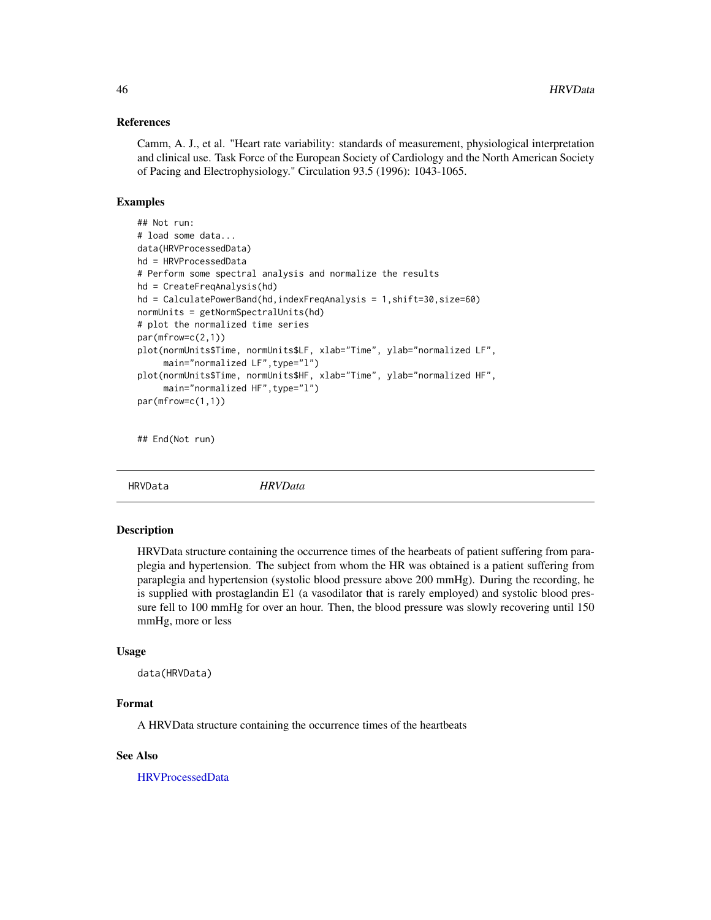### References

Camm, A. J., et al. "Heart rate variability: standards of measurement, physiological interpretation and clinical use. Task Force of the European Society of Cardiology and the North American Society of Pacing and Electrophysiology." Circulation 93.5 (1996): 1043-1065.

### Examples

```
## Not run:
# load some data...
data(HRVProcessedData)
hd = HRVProcessedData
# Perform some spectral analysis and normalize the results
hd = CreateFreqAnalysis(hd)
hd = CalculatePowerBand(hd,indexFreqAnalysis = 1,shift=30,size=60)
normUnits = getNormSpectralUnits(hd)
# plot the normalized time series
par(mfrow=c(2,1))
plot(normUnits$Time, normUnits$LF, xlab="Time", ylab="normalized LF",
     main="normalized LF",type="l")
plot(normUnits$Time, normUnits$HF, xlab="Time", ylab="normalized HF",
     main="normalized HF",type="l")
par(mfrow=c(1,1))


## End(Not run)
```

---

## HRVData *HRVData*

### Description

HRVData structure containing the occurrence times of the hearbeats of patient suffering from paraplegia and hypertension. The subject from whom the HR was obtained is a patient suffering from paraplegia and hypertension (systolic blood pressure above 200 mmHg). During the recording, he is supplied with prostaglandin E1 (a vasodilator that is rarely employed) and systolic blood pressure fell to 100 mmHg for over an hour. Then, the blood pressure was slowly recovering until 150 mmHg, more or less

### Usage

```
data(HRVData)
```

### Format

A HRVData structure containing the occurrence times of the heartbeats

### See Also

HRVProcessedData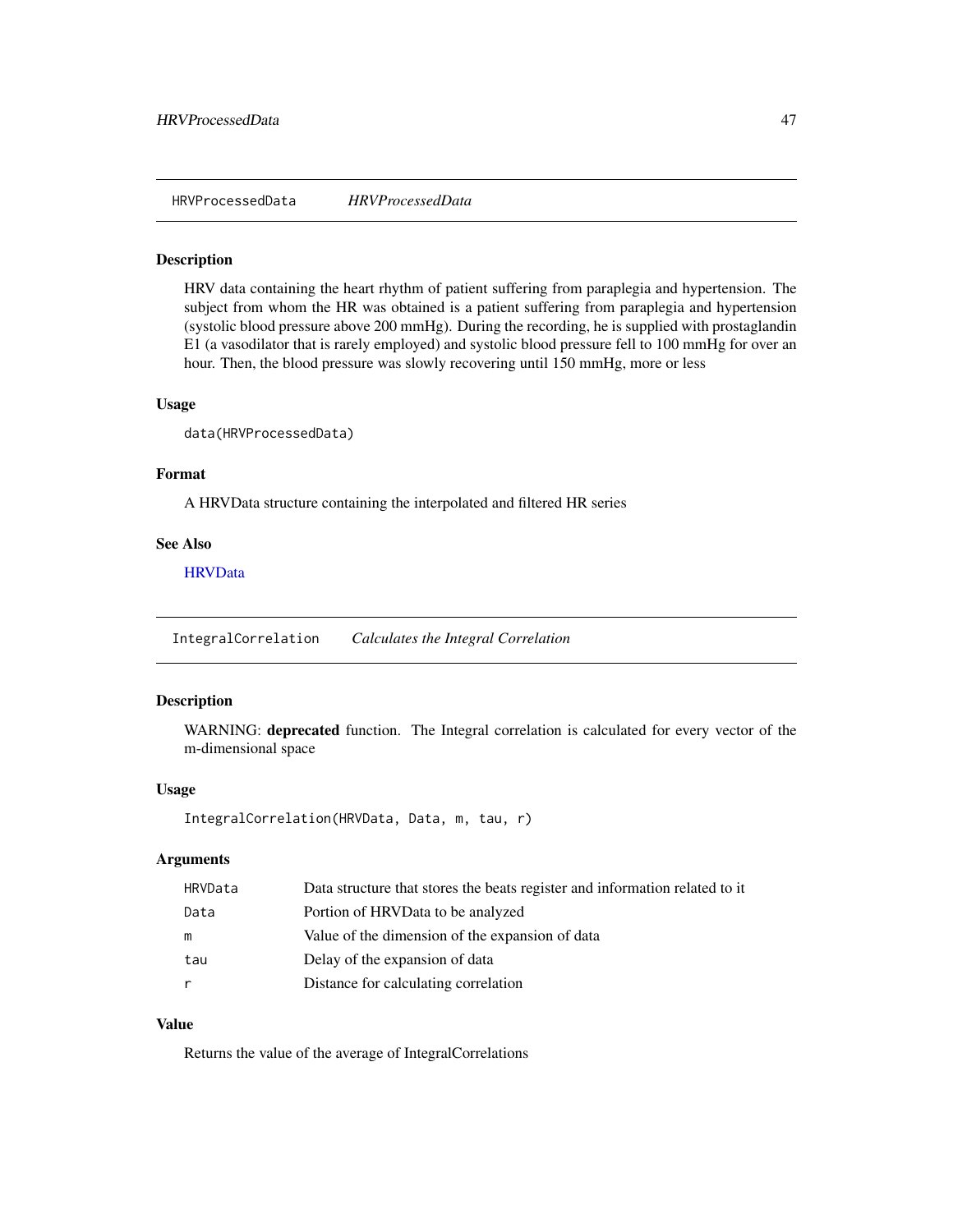## HRVProcessedData *HRVProcessedData*

### Description

HRV data containing the heart rhythm of patient suffering from paraplegia and hypertension. The subject from whom the HR was obtained is a patient suffering from paraplegia and hypertension (systolic blood pressure above 200 mmHg). During the recording, he is supplied with prostaglandin E1 (a vasodilator that is rarely employed) and systolic blood pressure fell to 100 mmHg for over an hour. Then, the blood pressure was slowly recovering until 150 mmHg, more or less

### Usage

```
data(HRVProcessedData)
```

### Format

A HRVData structure containing the interpolated and filtered HR series

### See Also

HRVData

## IntegralCorrelation *Calculates the Integral Correlation*

### Description

WARNING: **deprecated** function. The Integral correlation is calculated for every vector of the m-dimensional space

### Usage

```
IntegralCorrelation(HRVData, Data, m, tau, r)
```

### Arguments

| | |
|---|---|
| HRVData | Data structure that stores the beats register and information related to it |
| Data | Portion of HRVData to be analyzed |
| m | Value of the dimension of the expansion of data |
| tau | Delay of the expansion of data |
| r | Distance for calculating correlation |

### Value

Returns the value of the average of IntegralCorrelations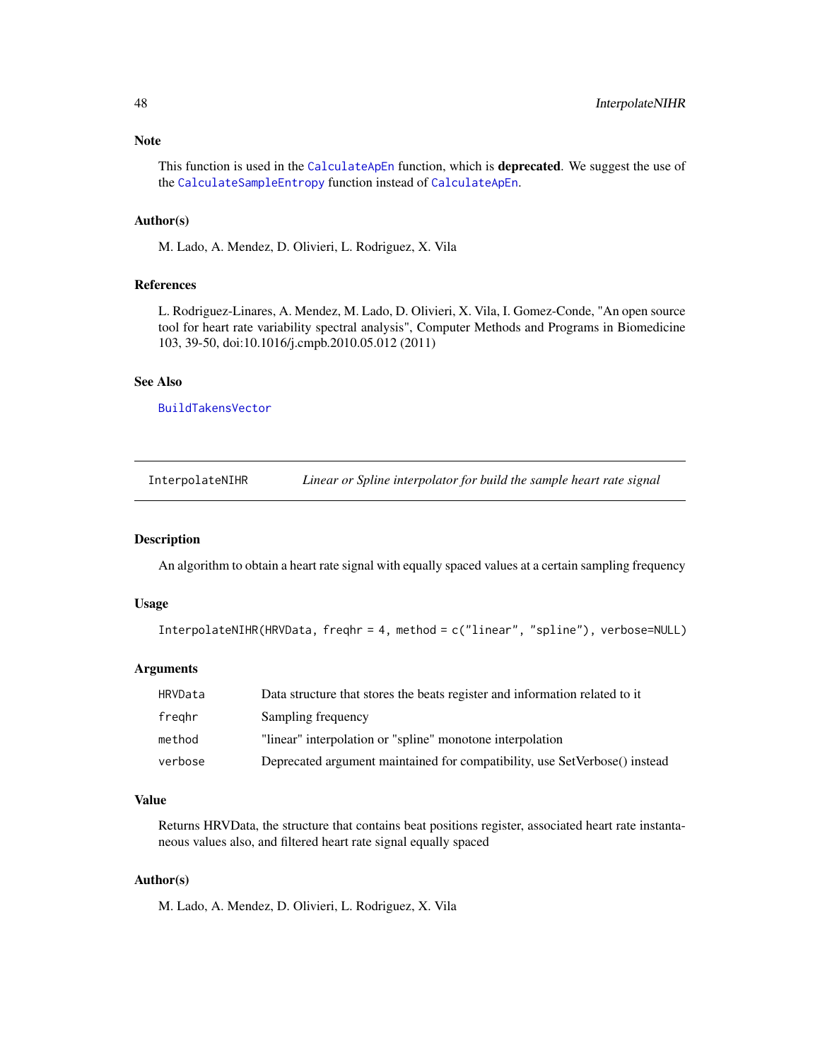### Note

This function is used in the CalculateApEn function, which is **deprecated**. We suggest the use of the CalculateSampleEntropy function instead of CalculateApEn.

### Author(s)

M. Lado, A. Mendez, D. Olivieri, L. Rodriguez, X. Vila

### References

L. Rodriguez-Linares, A. Mendez, M. Lado, D. Olivieri, X. Vila, I. Gomez-Conde, "An open source tool for heart rate variability spectral analysis", Computer Methods and Programs in Biomedicine 103, 39-50, doi:10.1016/j.cmpb.2010.05.012 (2011)

### See Also

BuildTakensVector

---

## InterpolateNIHR — *Linear or Spline interpolator for build the sample heart rate signal*

### Description

An algorithm to obtain a heart rate signal with equally spaced values at a certain sampling frequency

### Usage

```
InterpolateNIHR(HRVData, freqhr = 4, method = c("linear", "spline"), verbose=NULL)
```

### Arguments

| | |
|---|---|
| HRVData | Data structure that stores the beats register and information related to it |
| freqhr | Sampling frequency |
| method | "linear" interpolation or "spline" monotone interpolation |
| verbose | Deprecated argument maintained for compatibility, use SetVerbose() instead |

### Value

Returns HRVData, the structure that contains beat positions register, associated heart rate instantaneous values also, and filtered heart rate signal equally spaced

### Author(s)

M. Lado, A. Mendez, D. Olivieri, L. Rodriguez, X. Vila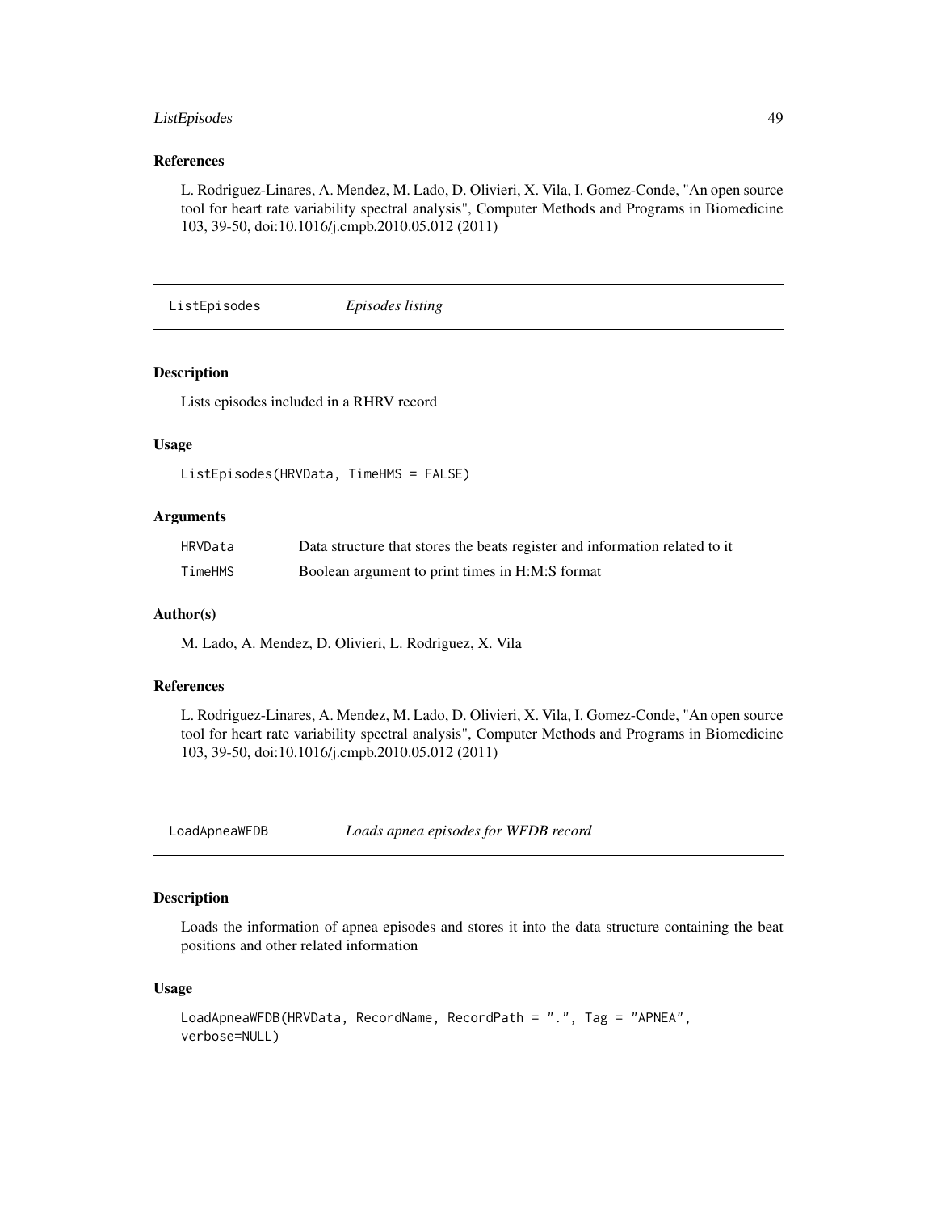### References

L. Rodriguez-Linares, A. Mendez, M. Lado, D. Olivieri, X. Vila, I. Gomez-Conde, "An open source tool for heart rate variability spectral analysis", Computer Methods and Programs in Biomedicine 103, 39-50, doi:10.1016/j.cmpb.2010.05.012 (2011)

---

## ListEpisodes — *Episodes listing*

### Description

Lists episodes included in a RHRV record

### Usage

```
ListEpisodes(HRVData, TimeHMS = FALSE)
```

### Arguments

| | |
|---|---|
| HRVData | Data structure that stores the beats register and information related to it |
| TimeHMS | Boolean argument to print times in H:M:S format |

### Author(s)

M. Lado, A. Mendez, D. Olivieri, L. Rodriguez, X. Vila

### References

L. Rodriguez-Linares, A. Mendez, M. Lado, D. Olivieri, X. Vila, I. Gomez-Conde, "An open source tool for heart rate variability spectral analysis", Computer Methods and Programs in Biomedicine 103, 39-50, doi:10.1016/j.cmpb.2010.05.012 (2011)

---

## LoadApneaWFDB — *Loads apnea episodes for WFDB record*

### Description

Loads the information of apnea episodes and stores it into the data structure containing the beat positions and other related information

### Usage

```
LoadApneaWFDB(HRVData, RecordName, RecordPath = ".", Tag = "APNEA",
verbose=NULL)
```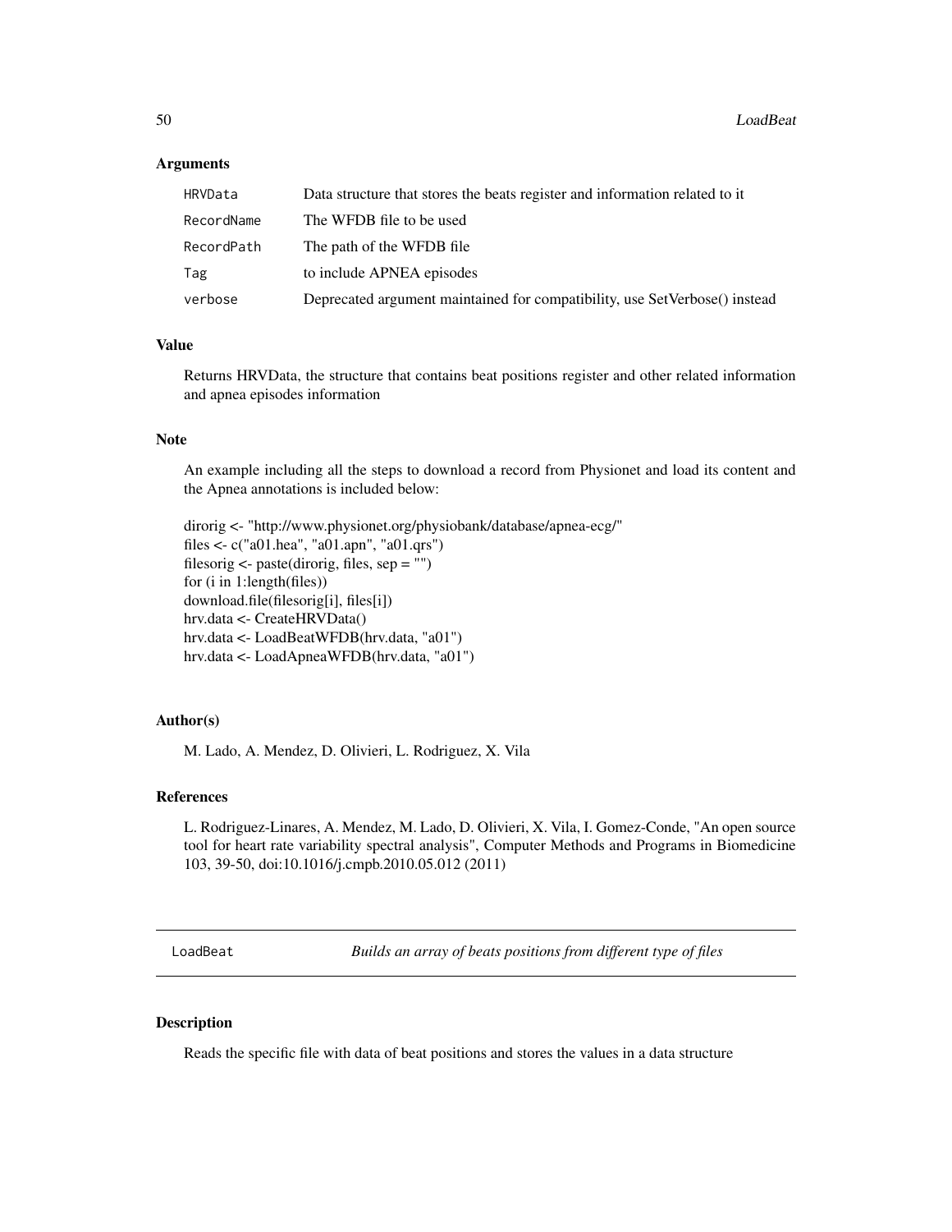### Arguments

| | |
|---|---|
| HRVData | Data structure that stores the beats register and information related to it |
| RecordName | The WFDB file to be used |
| RecordPath | The path of the WFDB file |
| Tag | to include APNEA episodes |
| verbose | Deprecated argument maintained for compatibility, use SetVerbose() instead |

### Value

Returns HRVData, the structure that contains beat positions register and other related information and apnea episodes information

### Note

An example including all the steps to download a record from Physionet and load its content and the Apnea annotations is included below:

```
dirorig <- "http://www.physionet.org/physiobank/database/apnea-ecg/"
files <- c("a01.hea", "a01.apn", "a01.qrs")
filesorig <- paste(dirorig, files, sep = "")
for (i in 1:length(files))
download.file(filesorig[i], files[i])
hrv.data <- CreateHRVData()
hrv.data <- LoadBeatWFDB(hrv.data, "a01")
hrv.data <- LoadApneaWFDB(hrv.data, "a01")
```

### Author(s)

M. Lado, A. Mendez, D. Olivieri, L. Rodriguez, X. Vila

### References

L. Rodriguez-Linares, A. Mendez, M. Lado, D. Olivieri, X. Vila, I. Gomez-Conde, "An open source tool for heart rate variability spectral analysis", Computer Methods and Programs in Biomedicine 103, 39-50, doi:10.1016/j.cmpb.2010.05.012 (2011)

---

## LoadBeat — *Builds an array of beats positions from different type of files*

### Description

Reads the specific file with data of beat positions and stores the values in a data structure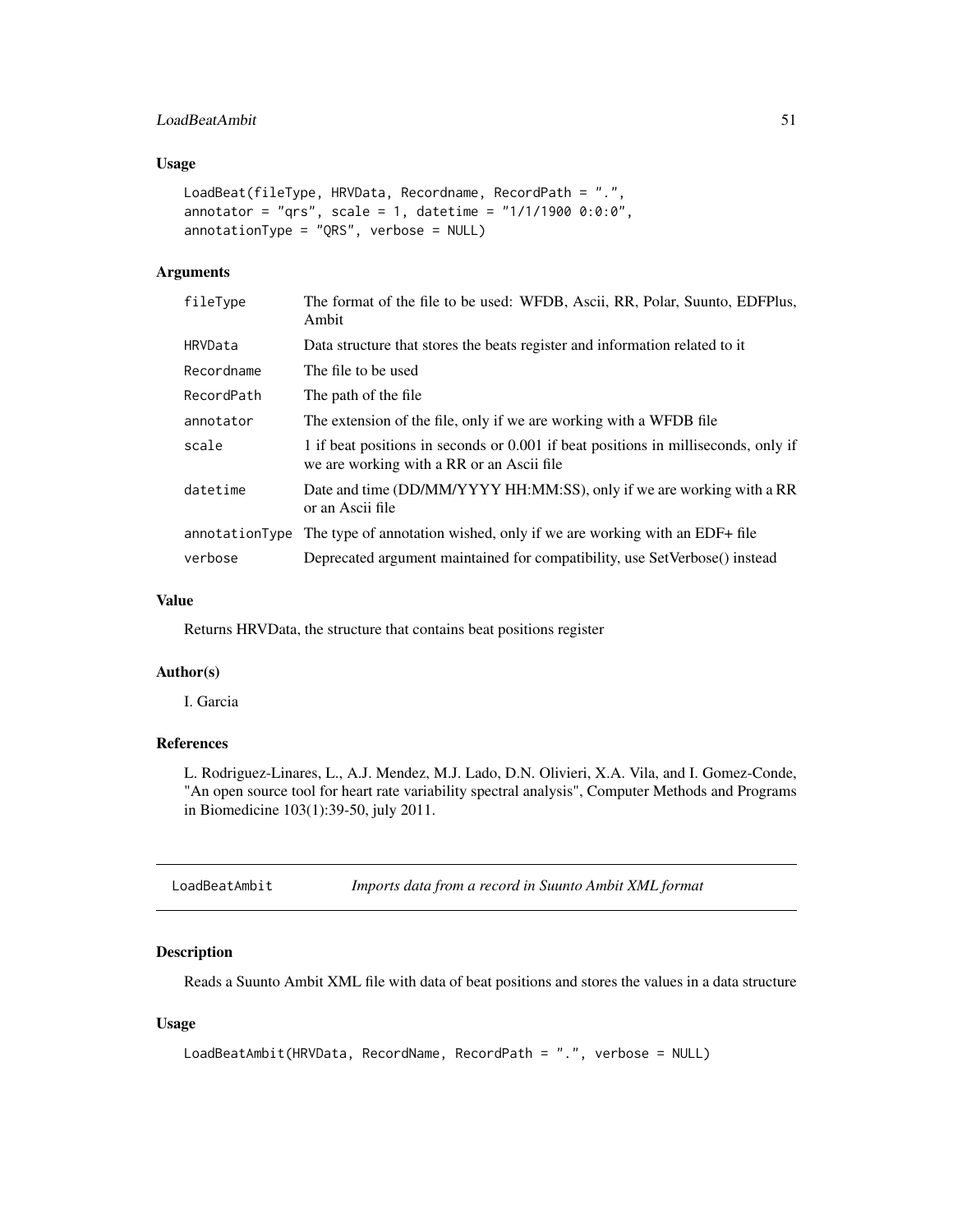### Usage

```
LoadBeat(fileType, HRVData, Recordname, RecordPath = ".",
annotator = "qrs", scale = 1, datetime = "1/1/1900 0:0:0",
annotationType = "QRS", verbose = NULL)
```

### Arguments

| | |
|---|---|
| fileType | The format of the file to be used: WFDB, Ascii, RR, Polar, Suunto, EDFPlus, Ambit |
| HRVData | Data structure that stores the beats register and information related to it |
| Recordname | The file to be used |
| RecordPath | The path of the file |
| annotator | The extension of the file, only if we are working with a WFDB file |
| scale | 1 if beat positions in seconds or 0.001 if beat positions in milliseconds, only if we are working with a RR or an Ascii file |
| datetime | Date and time (DD/MM/YYYY HH:MM:SS), only if we are working with a RR or an Ascii file |
| annotationType | The type of annotation wished, only if we are working with an EDF+ file |
| verbose | Deprecated argument maintained for compatibility, use SetVerbose() instead |

### Value

Returns HRVData, the structure that contains beat positions register

### Author(s)

I. Garcia

### References

L. Rodriguez-Linares, L., A.J. Mendez, M.J. Lado, D.N. Olivieri, X.A. Vila, and I. Gomez-Conde, "An open source tool for heart rate variability spectral analysis", Computer Methods and Programs in Biomedicine 103(1):39-50, july 2011.

---

## LoadBeatAmbit — *Imports data from a record in Suunto Ambit XML format*

---

### Description

Reads a Suunto Ambit XML file with data of beat positions and stores the values in a data structure

### Usage

```
LoadBeatAmbit(HRVData, RecordName, RecordPath = ".", verbose = NULL)
```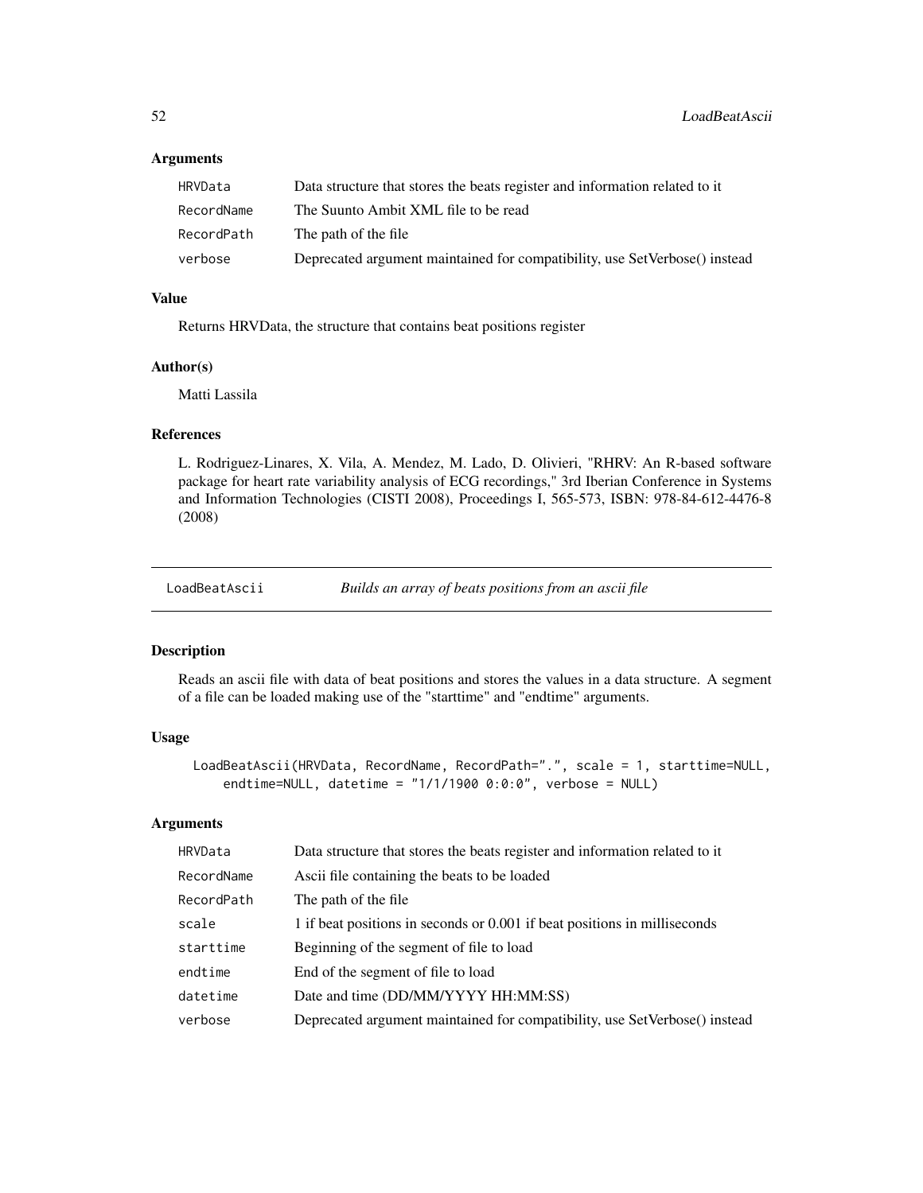### Arguments

| | |
|---|---|
| HRVData | Data structure that stores the beats register and information related to it |
| RecordName | The Suunto Ambit XML file to be read |
| RecordPath | The path of the file |
| verbose | Deprecated argument maintained for compatibility, use SetVerbose() instead |

### Value

Returns HRVData, the structure that contains beat positions register

### Author(s)

Matti Lassila

### References

L. Rodriguez-Linares, X. Vila, A. Mendez, M. Lado, D. Olivieri, "RHRV: An R-based software package for heart rate variability analysis of ECG recordings," 3rd Iberian Conference in Systems and Information Technologies (CISTI 2008), Proceedings I, 565-573, ISBN: 978-84-612-4476-8 (2008)

---

## LoadBeatAscii — *Builds an array of beats positions from an ascii file*

### Description

Reads an ascii file with data of beat positions and stores the values in a data structure. A segment of a file can be loaded making use of the "starttime" and "endtime" arguments.

### Usage

```
LoadBeatAscii(HRVData, RecordName, RecordPath=".", scale = 1, starttime=NULL,
    endtime=NULL, datetime = "1/1/1900 0:0:0", verbose = NULL)
```

### Arguments

| | |
|---|---|
| HRVData | Data structure that stores the beats register and information related to it |
| RecordName | Ascii file containing the beats to be loaded |
| RecordPath | The path of the file |
| scale | 1 if beat positions in seconds or 0.001 if beat positions in milliseconds |
| starttime | Beginning of the segment of file to load |
| endtime | End of the segment of file to load |
| datetime | Date and time (DD/MM/YYYY HH:MM:SS) |
| verbose | Deprecated argument maintained for compatibility, use SetVerbose() instead |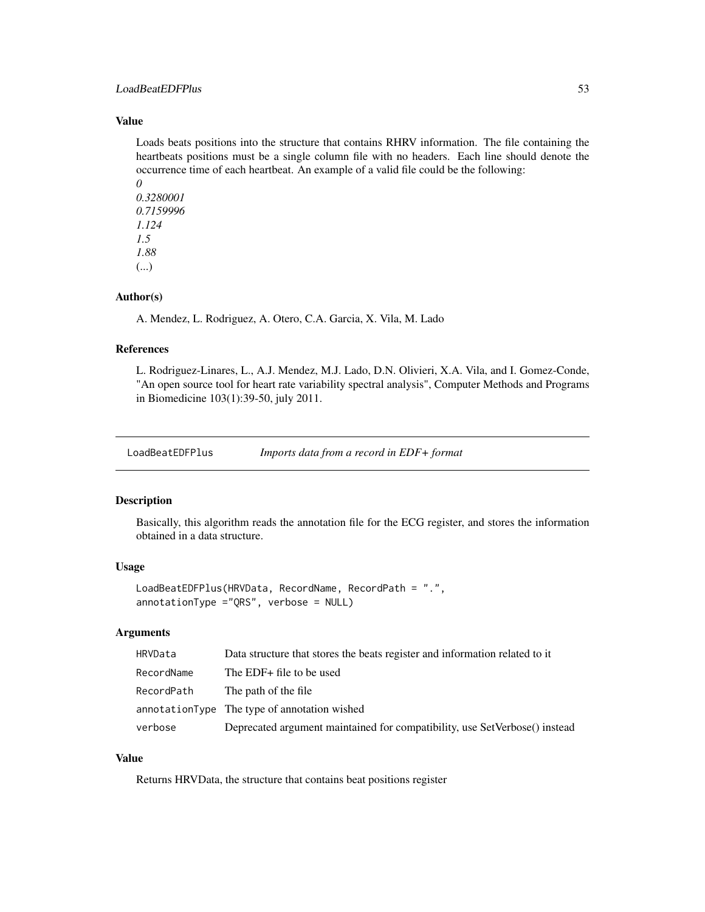### Value

Loads beats positions into the structure that contains RHRV information. The file containing the heartbeats positions must be a single column file with no headers. Each line should denote the occurrence time of each heartbeat. An example of a valid file could be the following:
*0*
*0.3280001*
*0.7159996*
*1.124*
*1.5*
*1.88*
(...)

### Author(s)

A. Mendez, L. Rodriguez, A. Otero, C.A. Garcia, X. Vila, M. Lado

### References

L. Rodriguez-Linares, L., A.J. Mendez, M.J. Lado, D.N. Olivieri, X.A. Vila, and I. Gomez-Conde, "An open source tool for heart rate variability spectral analysis", Computer Methods and Programs in Biomedicine 103(1):39-50, july 2011.

---

## LoadBeatEDFPlus *Imports data from a record in EDF+ format*

### Description

Basically, this algorithm reads the annotation file for the ECG register, and stores the information obtained in a data structure.

### Usage

```
LoadBeatEDFPlus(HRVData, RecordName, RecordPath = ".",
annotationType ="QRS", verbose = NULL)
```

### Arguments

| | |
|---|---|
| HRVData | Data structure that stores the beats register and information related to it |
| RecordName | The EDF+ file to be used |
| RecordPath | The path of the file |
| annotationType | The type of annotation wished |
| verbose | Deprecated argument maintained for compatibility, use SetVerbose() instead |

### Value

Returns HRVData, the structure that contains beat positions register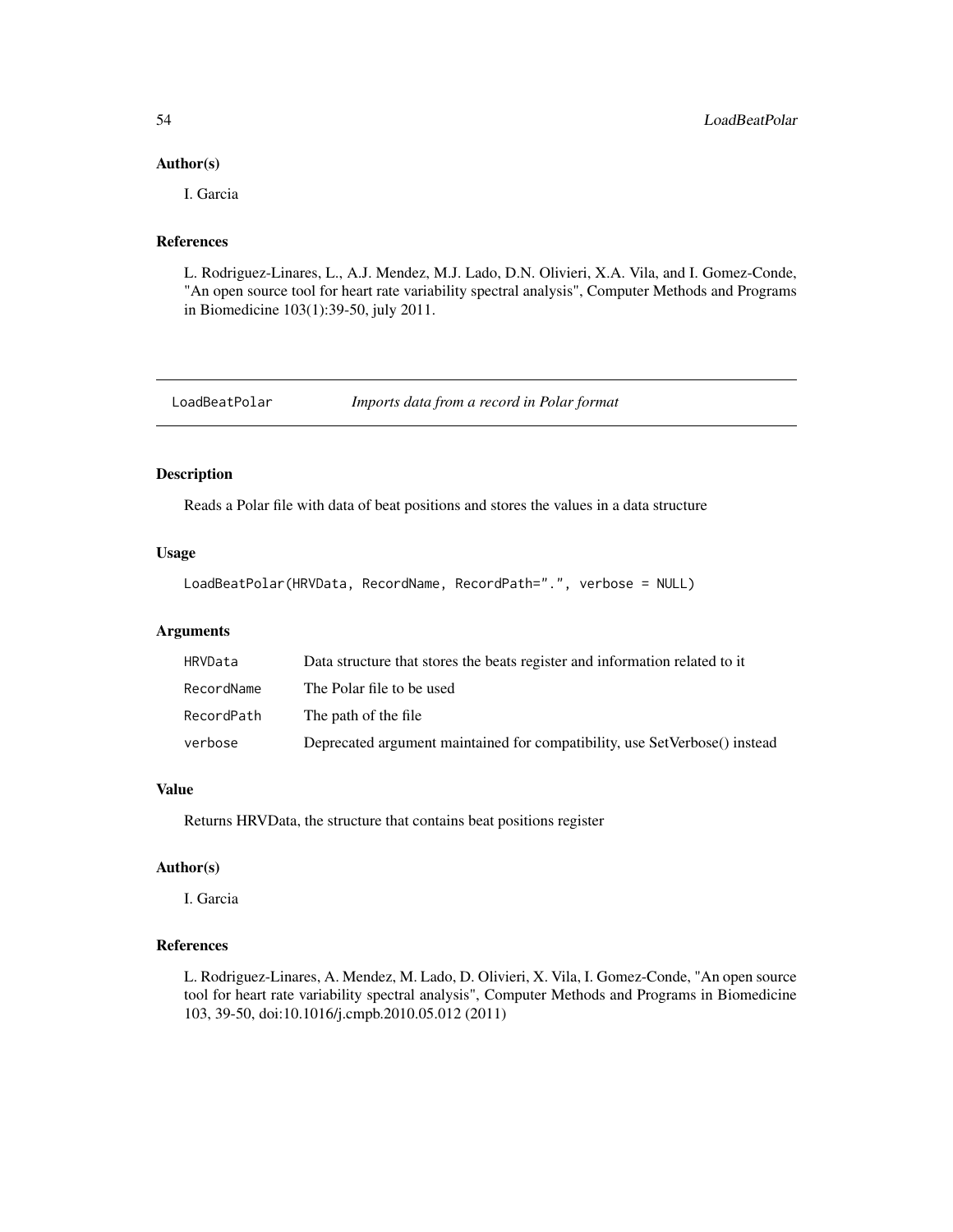### Author(s)

I. Garcia

### References

L. Rodriguez-Linares, L., A.J. Mendez, M.J. Lado, D.N. Olivieri, X.A. Vila, and I. Gomez-Conde, "An open source tool for heart rate variability spectral analysis", Computer Methods and Programs in Biomedicine 103(1):39-50, july 2011.

---

## LoadBeatPolar *Imports data from a record in Polar format*

---

### Description

Reads a Polar file with data of beat positions and stores the values in a data structure

### Usage

```
LoadBeatPolar(HRVData, RecordName, RecordPath=".", verbose = NULL)
```

### Arguments

| | |
|---|---|
| HRVData | Data structure that stores the beats register and information related to it |
| RecordName | The Polar file to be used |
| RecordPath | The path of the file |
| verbose | Deprecated argument maintained for compatibility, use SetVerbose() instead |

### Value

Returns HRVData, the structure that contains beat positions register

### Author(s)

I. Garcia

### References

L. Rodriguez-Linares, A. Mendez, M. Lado, D. Olivieri, X. Vila, I. Gomez-Conde, "An open source tool for heart rate variability spectral analysis", Computer Methods and Programs in Biomedicine 103, 39-50, doi:10.1016/j.cmpb.2010.05.012 (2011)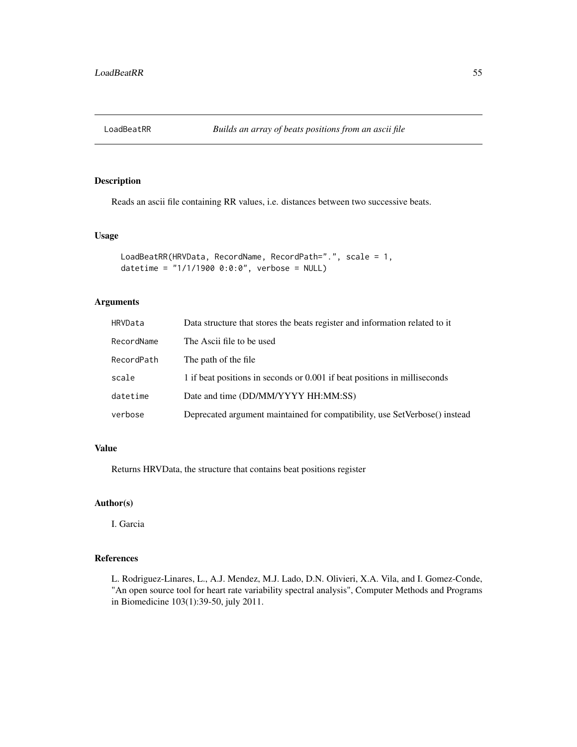# LoadBeatRR *Builds an array of beats positions from an ascii file*

## Description

Reads an ascii file containing RR values, i.e. distances between two successive beats.

## Usage

```
LoadBeatRR(HRVData, RecordName, RecordPath=".", scale = 1,
datetime = "1/1/1900 0:0:0", verbose = NULL)
```

## Arguments

| | |
|---|---|
| HRVData | Data structure that stores the beats register and information related to it |
| RecordName | The Ascii file to be used |
| RecordPath | The path of the file |
| scale | 1 if beat positions in seconds or 0.001 if beat positions in milliseconds |
| datetime | Date and time (DD/MM/YYYY HH:MM:SS) |
| verbose | Deprecated argument maintained for compatibility, use SetVerbose() instead |

## Value

Returns HRVData, the structure that contains beat positions register

## Author(s)

I. Garcia

## References

L. Rodriguez-Linares, L., A.J. Mendez, M.J. Lado, D.N. Olivieri, X.A. Vila, and I. Gomez-Conde, "An open source tool for heart rate variability spectral analysis", Computer Methods and Programs in Biomedicine 103(1):39-50, july 2011.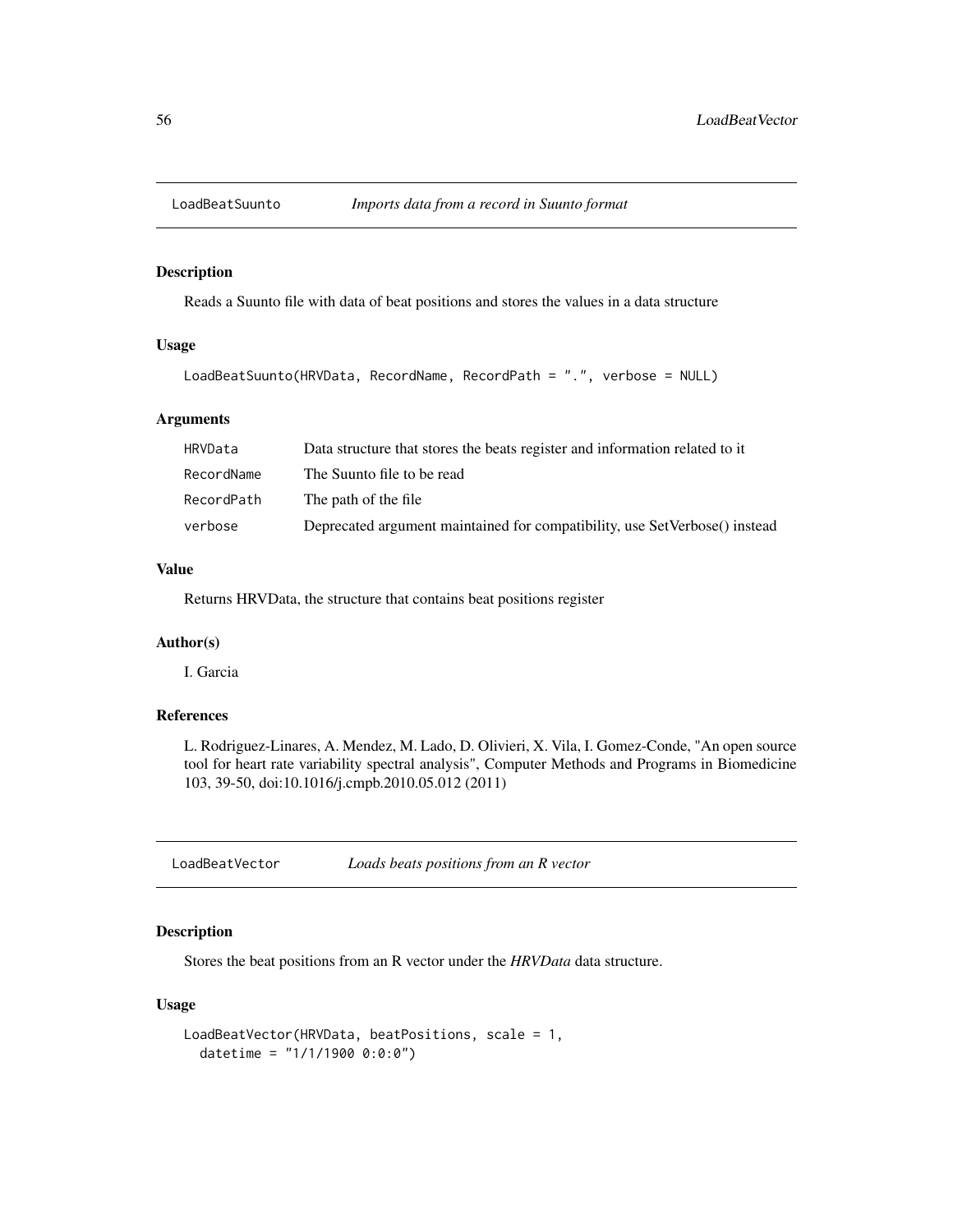## LoadBeatSuunto *Imports data from a record in Suunto format*

### Description

Reads a Suunto file with data of beat positions and stores the values in a data structure

### Usage

```
LoadBeatSuunto(HRVData, RecordName, RecordPath = ".", verbose = NULL)
```

### Arguments

| | |
|---|---|
| HRVData | Data structure that stores the beats register and information related to it |
| RecordName | The Suunto file to be read |
| RecordPath | The path of the file |
| verbose | Deprecated argument maintained for compatibility, use SetVerbose() instead |

### Value

Returns HRVData, the structure that contains beat positions register

### Author(s)

I. Garcia

### References

L. Rodriguez-Linares, A. Mendez, M. Lado, D. Olivieri, X. Vila, I. Gomez-Conde, "An open source tool for heart rate variability spectral analysis", Computer Methods and Programs in Biomedicine 103, 39-50, doi:10.1016/j.cmpb.2010.05.012 (2011)

## LoadBeatVector *Loads beats positions from an R vector*

### Description

Stores the beat positions from an R vector under the *HRVData* data structure.

### Usage

```
LoadBeatVector(HRVData, beatPositions, scale = 1,
  datetime = "1/1/1900 0:0:0")
```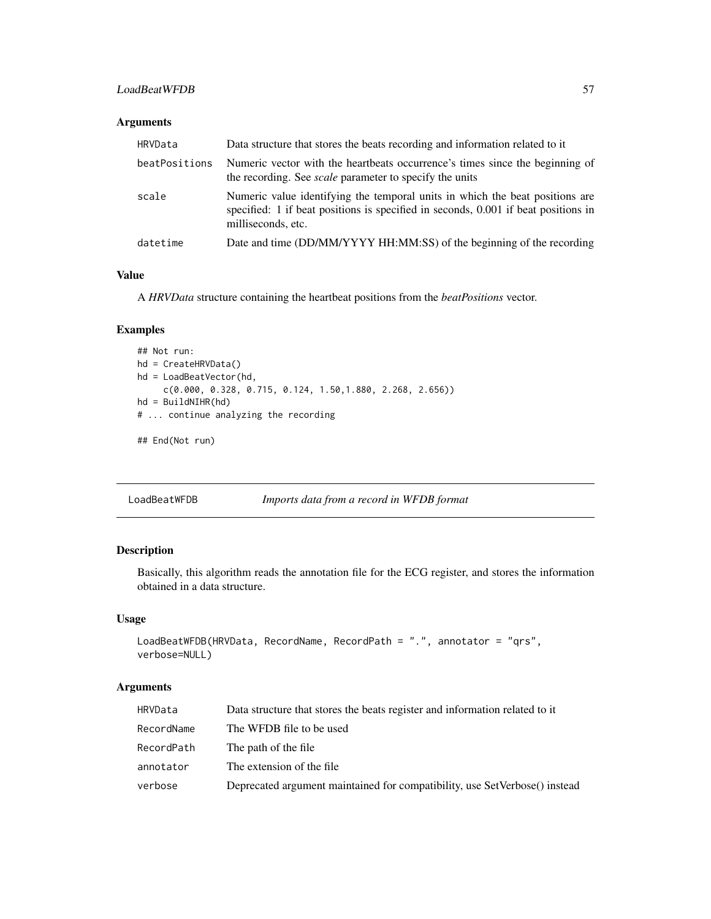### Arguments

| | |
|---|---|
| HRVData | Data structure that stores the beats recording and information related to it |
| beatPositions | Numeric vector with the heartbeats occurrence's times since the beginning of the recording. See *scale* parameter to specify the units |
| scale | Numeric value identifying the temporal units in which the beat positions are specified: 1 if beat positions is specified in seconds, 0.001 if beat positions in milliseconds, etc. |
| datetime | Date and time (DD/MM/YYYY HH:MM:SS) of the beginning of the recording |

### Value

A *HRVData* structure containing the heartbeat positions from the *beatPositions* vector.

### Examples

```
## Not run:
hd = CreateHRVData()
hd = LoadBeatVector(hd,
     c(0.000, 0.328, 0.715, 0.124, 1.50,1.880, 2.268, 2.656))
hd = BuildNIHR(hd)
# ... continue analyzing the recording

## End(Not run)
```

---

## LoadBeatWFDB *Imports data from a record in WFDB format*

### Description

Basically, this algorithm reads the annotation file for the ECG register, and stores the information obtained in a data structure.

### Usage

```
LoadBeatWFDB(HRVData, RecordName, RecordPath = ".", annotator = "qrs",
verbose=NULL)
```

### Arguments

| | |
|---|---|
| HRVData | Data structure that stores the beats register and information related to it |
| RecordName | The WFDB file to be used |
| RecordPath | The path of the file |
| annotator | The extension of the file |
| verbose | Deprecated argument maintained for compatibility, use SetVerbose() instead |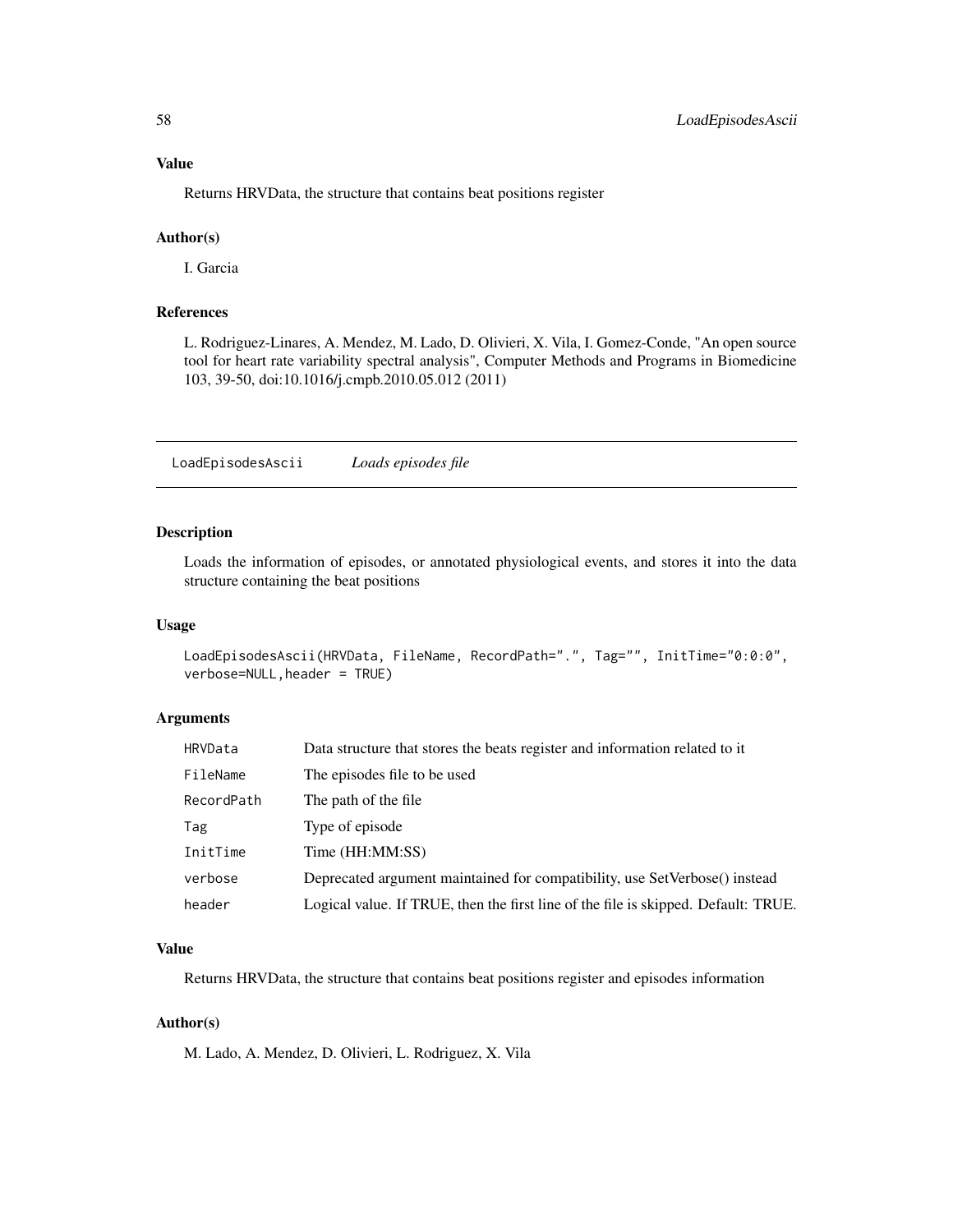### Value

Returns HRVData, the structure that contains beat positions register

### Author(s)

I. Garcia

### References

L. Rodriguez-Linares, A. Mendez, M. Lado, D. Olivieri, X. Vila, I. Gomez-Conde, "An open source tool for heart rate variability spectral analysis", Computer Methods and Programs in Biomedicine 103, 39-50, doi:10.1016/j.cmpb.2010.05.012 (2011)

---

## LoadEpisodesAscii *Loads episodes file*

---

### Description

Loads the information of episodes, or annotated physiological events, and stores it into the data structure containing the beat positions

### Usage

```
LoadEpisodesAscii(HRVData, FileName, RecordPath=".", Tag="", InitTime="0:0:0",
verbose=NULL,header = TRUE)
```

### Arguments

| | |
|---|---|
| HRVData | Data structure that stores the beats register and information related to it |
| FileName | The episodes file to be used |
| RecordPath | The path of the file |
| Tag | Type of episode |
| InitTime | Time (HH:MM:SS) |
| verbose | Deprecated argument maintained for compatibility, use SetVerbose() instead |
| header | Logical value. If TRUE, then the first line of the file is skipped. Default: TRUE. |

### Value

Returns HRVData, the structure that contains beat positions register and episodes information

### Author(s)

M. Lado, A. Mendez, D. Olivieri, L. Rodriguez, X. Vila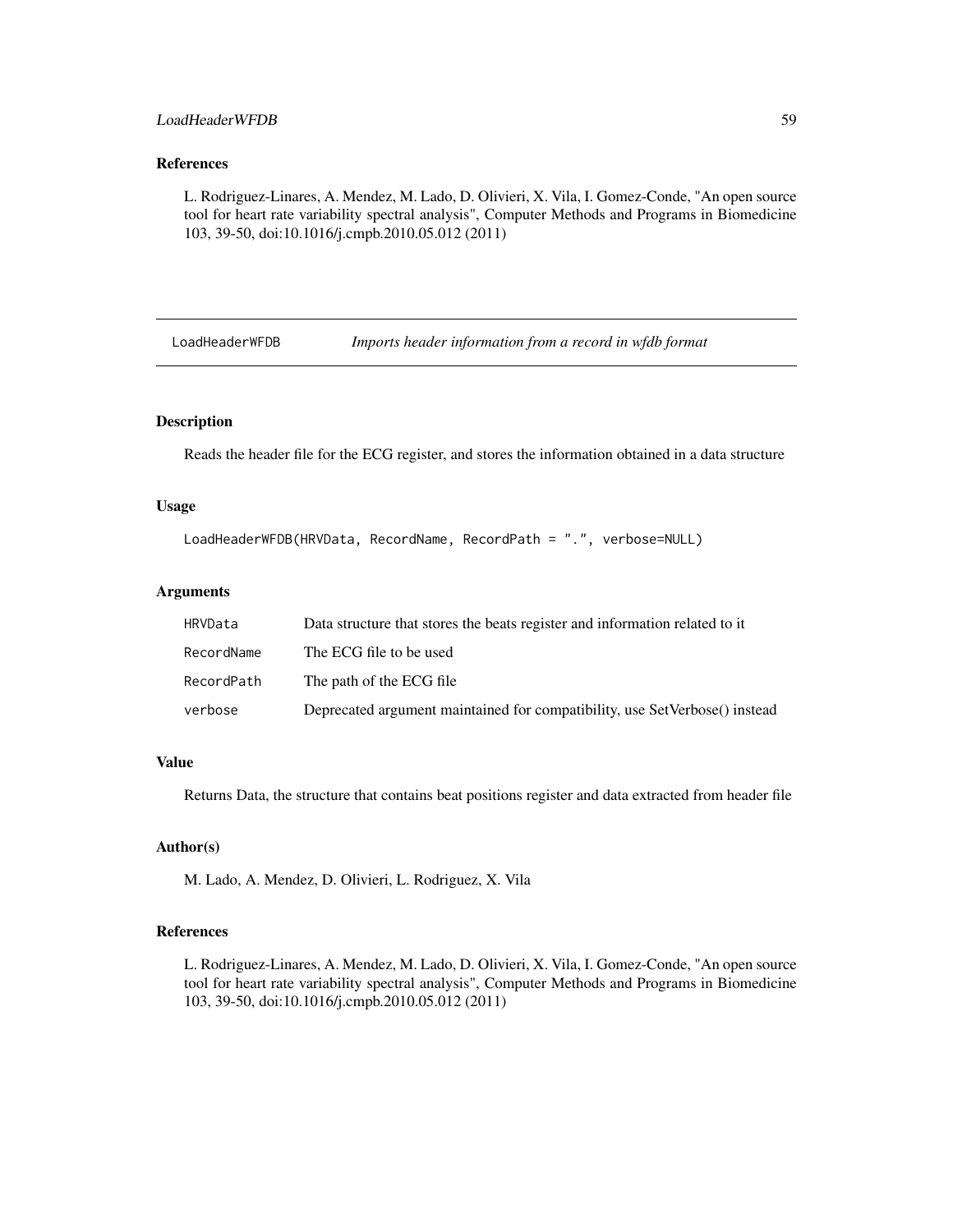### References

L. Rodriguez-Linares, A. Mendez, M. Lado, D. Olivieri, X. Vila, I. Gomez-Conde, "An open source tool for heart rate variability spectral analysis", Computer Methods and Programs in Biomedicine 103, 39-50, doi:10.1016/j.cmpb.2010.05.012 (2011)

---

## LoadHeaderWFDB — *Imports header information from a record in wfdb format*

### Description

Reads the header file for the ECG register, and stores the information obtained in a data structure

### Usage

```
LoadHeaderWFDB(HRVData, RecordName, RecordPath = ".", verbose=NULL)
```

### Arguments

| | |
|---|---|
| HRVData | Data structure that stores the beats register and information related to it |
| RecordName | The ECG file to be used |
| RecordPath | The path of the ECG file |
| verbose | Deprecated argument maintained for compatibility, use SetVerbose() instead |

### Value

Returns Data, the structure that contains beat positions register and data extracted from header file

### Author(s)

M. Lado, A. Mendez, D. Olivieri, L. Rodriguez, X. Vila

### References

L. Rodriguez-Linares, A. Mendez, M. Lado, D. Olivieri, X. Vila, I. Gomez-Conde, "An open source tool for heart rate variability spectral analysis", Computer Methods and Programs in Biomedicine 103, 39-50, doi:10.1016/j.cmpb.2010.05.012 (2011)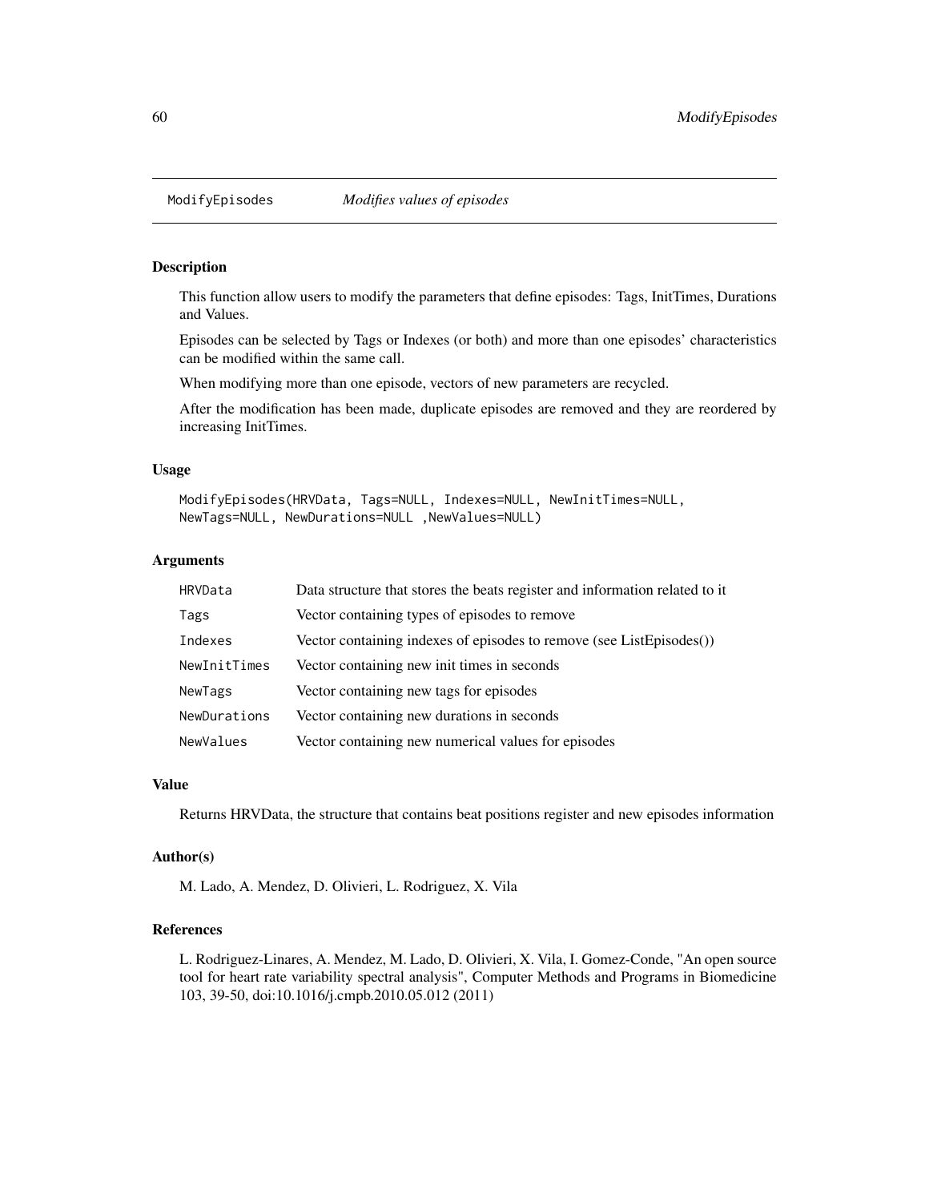# ModifyEpisodes — *Modifies values of episodes*

## Description

This function allow users to modify the parameters that define episodes: Tags, InitTimes, Durations and Values.

Episodes can be selected by Tags or Indexes (or both) and more than one episodes' characteristics can be modified within the same call.

When modifying more than one episode, vectors of new parameters are recycled.

After the modification has been made, duplicate episodes are removed and they are reordered by increasing InitTimes.

## Usage

```
ModifyEpisodes(HRVData, Tags=NULL, Indexes=NULL, NewInitTimes=NULL,
NewTags=NULL, NewDurations=NULL ,NewValues=NULL)
```

## Arguments

| | |
|---|---|
| `HRVData` | Data structure that stores the beats register and information related to it |
| `Tags` | Vector containing types of episodes to remove |
| `Indexes` | Vector containing indexes of episodes to remove (see ListEpisodes()) |
| `NewInitTimes` | Vector containing new init times in seconds |
| `NewTags` | Vector containing new tags for episodes |
| `NewDurations` | Vector containing new durations in seconds |
| `NewValues` | Vector containing new numerical values for episodes |

## Value

Returns HRVData, the structure that contains beat positions register and new episodes information

## Author(s)

M. Lado, A. Mendez, D. Olivieri, L. Rodriguez, X. Vila

## References

L. Rodriguez-Linares, A. Mendez, M. Lado, D. Olivieri, X. Vila, I. Gomez-Conde, "An open source tool for heart rate variability spectral analysis", Computer Methods and Programs in Biomedicine 103, 39-50, doi:10.1016/j.cmpb.2010.05.012 (2011)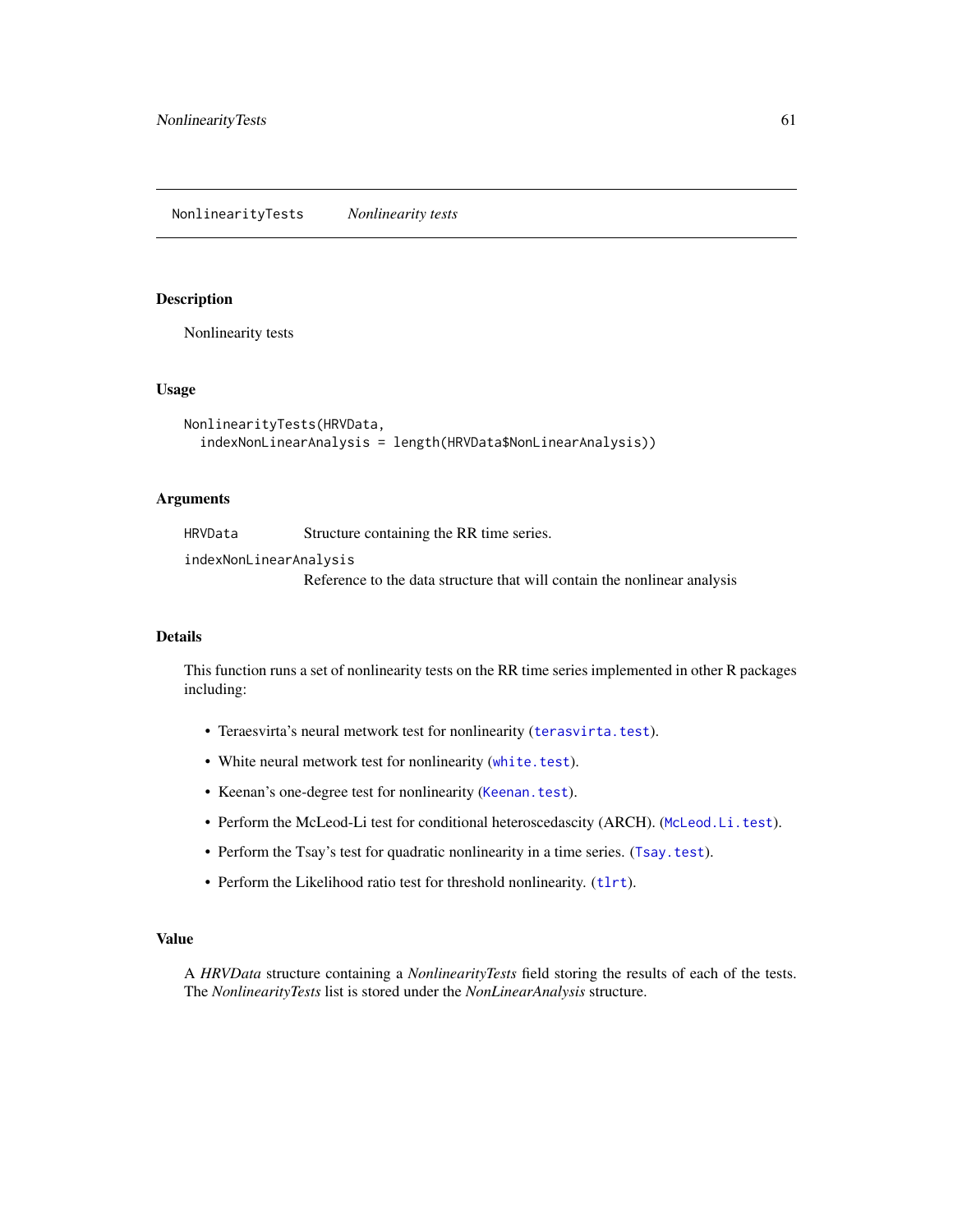## NonlinearityTests — *Nonlinearity tests*

### Description

Nonlinearity tests

### Usage

```
NonlinearityTests(HRVData,
  indexNonLinearAnalysis = length(HRVData$NonLinearAnalysis))
```

### Arguments

| | |
|---|---|
| `HRVData` | Structure containing the RR time series. |
| `indexNonLinearAnalysis` | Reference to the data structure that will contain the nonlinear analysis |

### Details

This function runs a set of nonlinearity tests on the RR time series implemented in other R packages including:

- Teraesvirta's neural metwork test for nonlinearity (`terasvirta.test`).
- White neural metwork test for nonlinearity (`white.test`).
- Keenan's one-degree test for nonlinearity (`Keenan.test`).
- Perform the McLeod-Li test for conditional heteroscedascity (ARCH). (`McLeod.Li.test`).
- Perform the Tsay's test for quadratic nonlinearity in a time series. (`Tsay.test`).
- Perform the Likelihood ratio test for threshold nonlinearity. (`tlrt`).

### Value

A *HRVData* structure containing a *NonlinearityTests* field storing the results of each of the tests. The *NonlinearityTests* list is stored under the *NonLinearAnalysis* structure.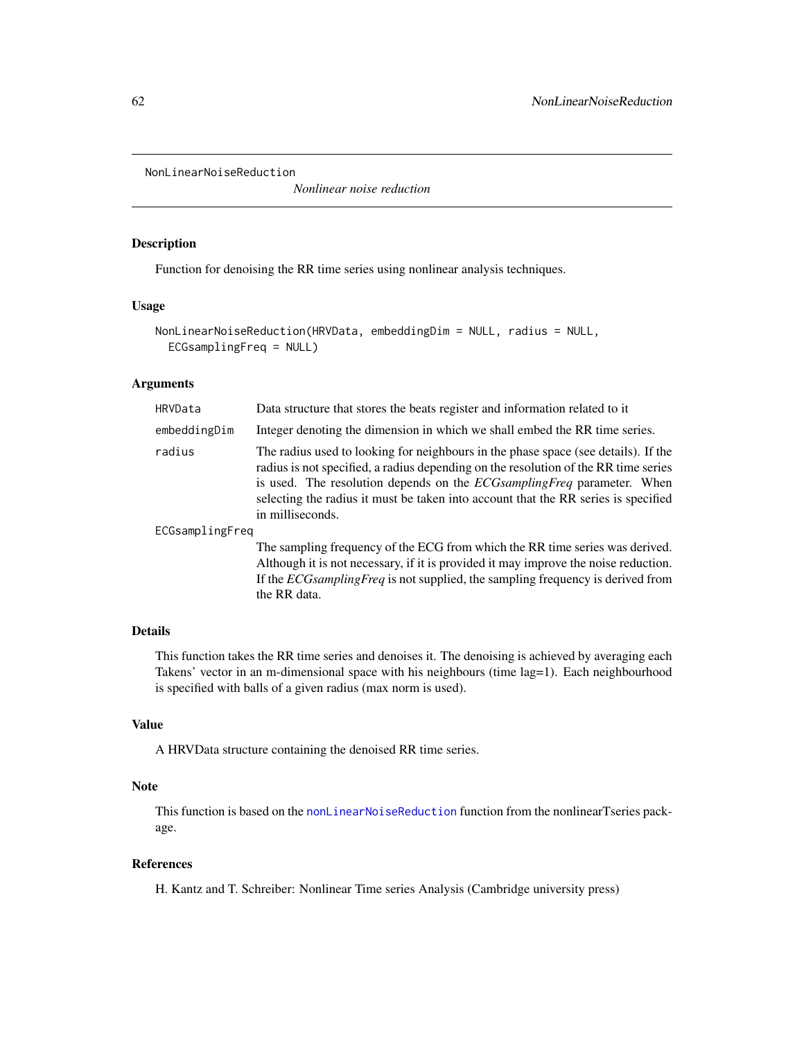NonLinearNoiseReduction *Nonlinear noise reduction*

## Description

Function for denoising the RR time series using nonlinear analysis techniques.

## Usage

```
NonLinearNoiseReduction(HRVData, embeddingDim = NULL, radius = NULL,
  ECGsamplingFreq = NULL)
```

## Arguments

| | |
|---|---|
| HRVData | Data structure that stores the beats register and information related to it |
| embeddingDim | Integer denoting the dimension in which we shall embed the RR time series. |
| radius | The radius used to looking for neighbours in the phase space (see details). If the radius is not specified, a radius depending on the resolution of the RR time series is used. The resolution depends on the *ECGsamplingFreq* parameter. When selecting the radius it must be taken into account that the RR series is specified in milliseconds. |
| ECGsamplingFreq | The sampling frequency of the ECG from which the RR time series was derived. Although it is not necessary, if it is provided it may improve the noise reduction. If the *ECGsamplingFreq* is not supplied, the sampling frequency is derived from the RR data. |

## Details

This function takes the RR time series and denoises it. The denoising is achieved by averaging each Takens' vector in an m-dimensional space with his neighbours (time lag=1). Each neighbourhood is specified with balls of a given radius (max norm is used).

## Value

A HRVData structure containing the denoised RR time series.

## Note

This function is based on the `nonLinearNoiseReduction` function from the nonlinearTseries package.

## References

H. Kantz and T. Schreiber: Nonlinear Time series Analysis (Cambridge university press)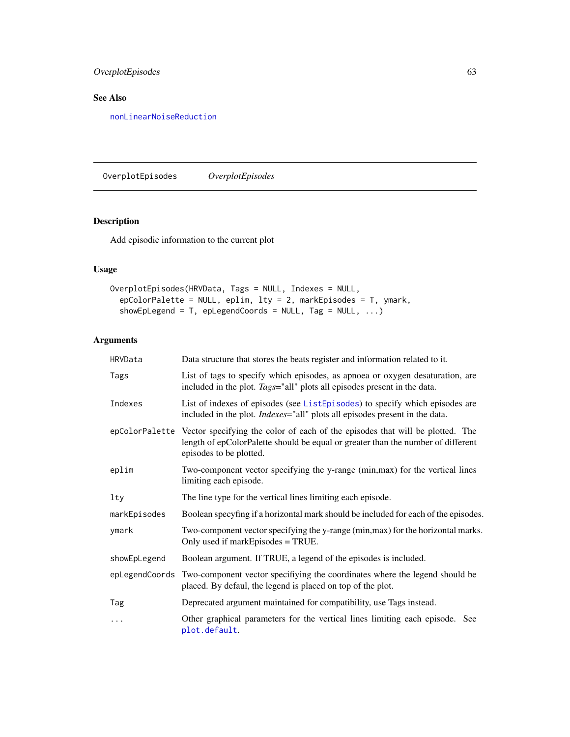## See Also

nonLinearNoiseReduction

---

OverplotEpisodes *OverplotEpisodes*

---

## Description

Add episodic information to the current plot

## Usage

```
OverplotEpisodes(HRVData, Tags = NULL, Indexes = NULL,
  epColorPalette = NULL, eplim, lty = 2, markEpisodes = T, ymark,
  showEpLegend = T, epLegendCoords = NULL, Tag = NULL, ...)
```

## Arguments

| | |
|---|---|
| HRVData | Data structure that stores the beats register and information related to it. |
| Tags | List of tags to specify which episodes, as apnoea or oxygen desaturation, are included in the plot. *Tags*="all" plots all episodes present in the data. |
| Indexes | List of indexes of episodes (see ListEpisodes) to specify which episodes are included in the plot. *Indexes*="all" plots all episodes present in the data. |
| epColorPalette | Vector specifying the color of each of the episodes that will be plotted. The length of epColorPalette should be equal or greater than the number of different episodes to be plotted. |
| eplim | Two-component vector specifying the y-range (min,max) for the vertical lines limiting each episode. |
| lty | The line type for the vertical lines limiting each episode. |
| markEpisodes | Boolean specyfing if a horizontal mark should be included for each of the episodes. |
| ymark | Two-component vector specifying the y-range (min,max) for the horizontal marks. Only used if markEpisodes = TRUE. |
| showEpLegend | Boolean argument. If TRUE, a legend of the episodes is included. |
| epLegendCoords | Two-component vector specifiying the coordinates where the legend should be placed. By defaul, the legend is placed on top of the plot. |
| Tag | Deprecated argument maintained for compatibility, use Tags instead. |
| ... | Other graphical parameters for the vertical lines limiting each episode. See plot.default. |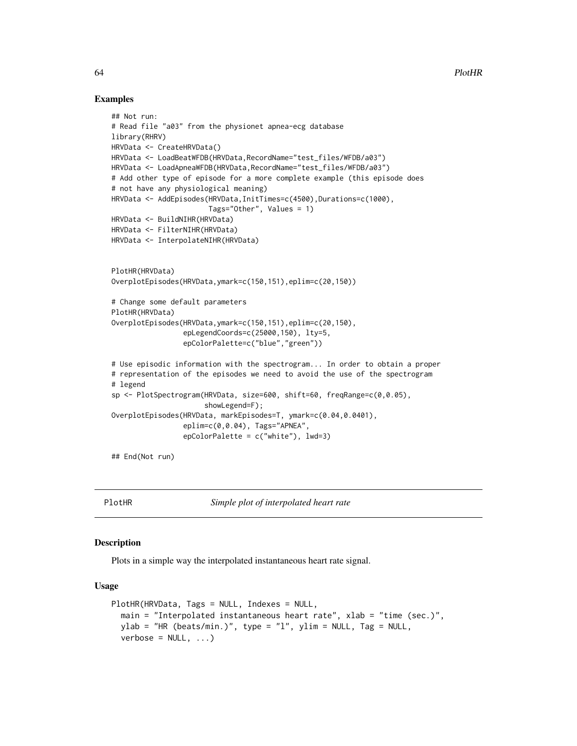### Examples

```
## Not run:
# Read file "a03" from the physionet apnea-ecg database
library(RHRV)
HRVData <- CreateHRVData()
HRVData <- LoadBeatWFDB(HRVData,RecordName="test_files/WFDB/a03")
HRVData <- LoadApneaWFDB(HRVData,RecordName="test_files/WFDB/a03")
# Add other type of episode for a more complete example (this episode does
# not have any physiological meaning)
HRVData <- AddEpisodes(HRVData,InitTimes=c(4500),Durations=c(1000),
                       Tags="Other", Values = 1)
HRVData <- BuildNIHR(HRVData)
HRVData <- FilterNIHR(HRVData)
HRVData <- InterpolateNIHR(HRVData)


PlotHR(HRVData)
OverplotEpisodes(HRVData,ymark=c(150,151),eplim=c(20,150))

# Change some default parameters
PlotHR(HRVData)
OverplotEpisodes(HRVData,ymark=c(150,151),eplim=c(20,150),
                 epLegendCoords=c(25000,150), lty=5,
                 epColorPalette=c("blue","green"))

# Use episodic information with the spectrogram... In order to obtain a proper
# representation of the episodes we need to avoid the use of the spectrogram
# legend
sp <- PlotSpectrogram(HRVData, size=600, shift=60, freqRange=c(0,0.05),
                      showLegend=F);
OverplotEpisodes(HRVData, markEpisodes=T, ymark=c(0.04,0.0401),
                 eplim=c(0,0.04), Tags="APNEA",
                 epColorPalette = c("white"), lwd=3)

## End(Not run)
```

## PlotHR *Simple plot of interpolated heart rate*

### Description

Plots in a simple way the interpolated instantaneous heart rate signal.

### Usage

```
PlotHR(HRVData, Tags = NULL, Indexes = NULL,
  main = "Interpolated instantaneous heart rate", xlab = "time (sec.)",
  ylab = "HR (beats/min.)", type = "l", ylim = NULL, Tag = NULL,
  verbose = NULL, ...)
```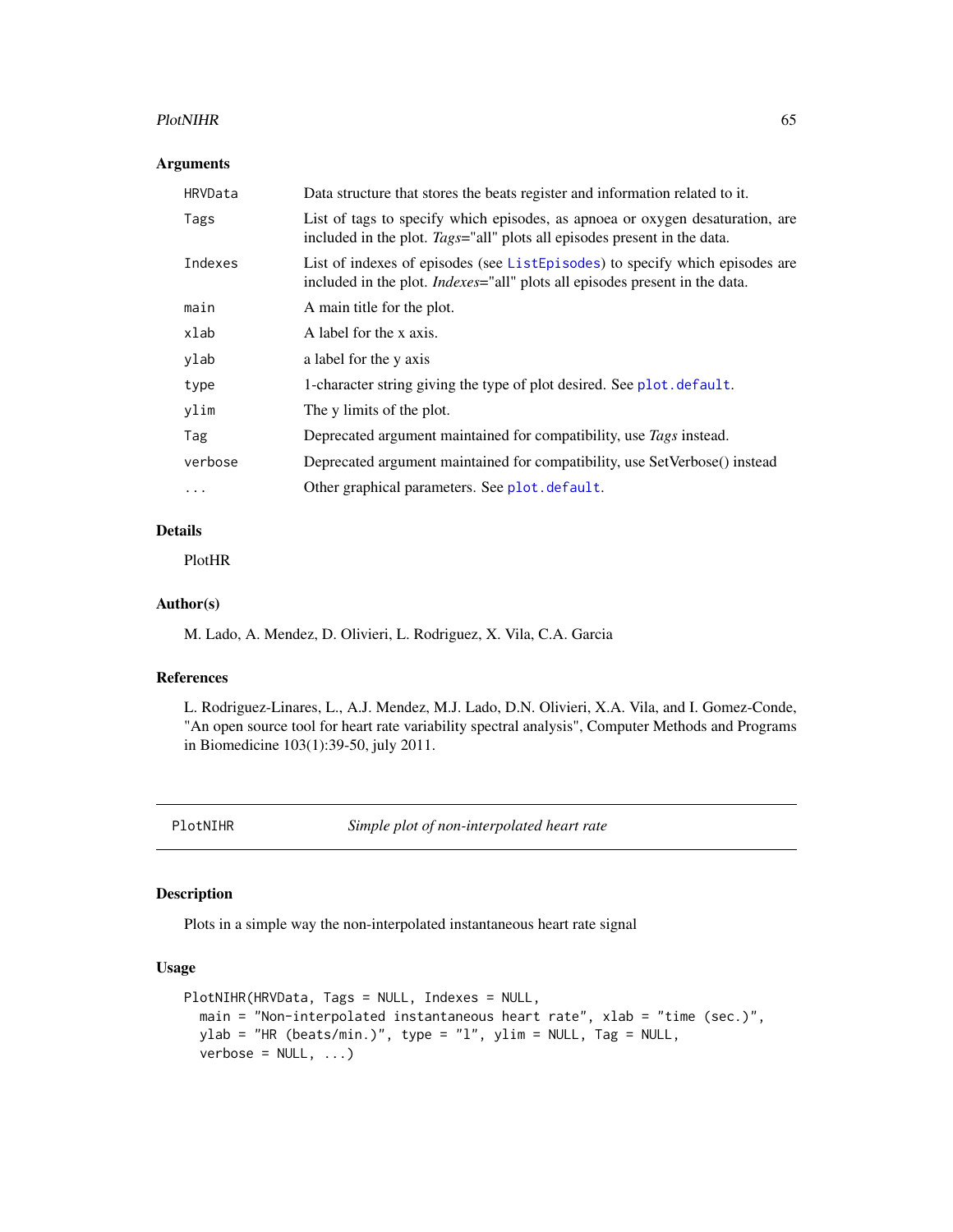### Arguments

| | |
|---|---|
| HRVData | Data structure that stores the beats register and information related to it. |
| Tags | List of tags to specify which episodes, as apnoea or oxygen desaturation, are included in the plot. *Tags*="all" plots all episodes present in the data. |
| Indexes | List of indexes of episodes (see ListEpisodes) to specify which episodes are included in the plot. *Indexes*="all" plots all episodes present in the data. |
| main | A main title for the plot. |
| xlab | A label for the x axis. |
| ylab | a label for the y axis |
| type | 1-character string giving the type of plot desired. See plot.default. |
| ylim | The y limits of the plot. |
| Tag | Deprecated argument maintained for compatibility, use *Tags* instead. |
| verbose | Deprecated argument maintained for compatibility, use SetVerbose() instead |
| ... | Other graphical parameters. See plot.default. |

### Details

PlotHR

### Author(s)

M. Lado, A. Mendez, D. Olivieri, L. Rodriguez, X. Vila, C.A. Garcia

### References

L. Rodriguez-Linares, L., A.J. Mendez, M.J. Lado, D.N. Olivieri, X.A. Vila, and I. Gomez-Conde, "An open source tool for heart rate variability spectral analysis", Computer Methods and Programs in Biomedicine 103(1):39-50, july 2011.

---

## PlotNIHR — *Simple plot of non-interpolated heart rate*

### Description

Plots in a simple way the non-interpolated instantaneous heart rate signal

### Usage

```
PlotNIHR(HRVData, Tags = NULL, Indexes = NULL,
  main = "Non-interpolated instantaneous heart rate", xlab = "time (sec.)",
  ylab = "HR (beats/min.)", type = "l", ylim = NULL, Tag = NULL,
  verbose = NULL, ...)
```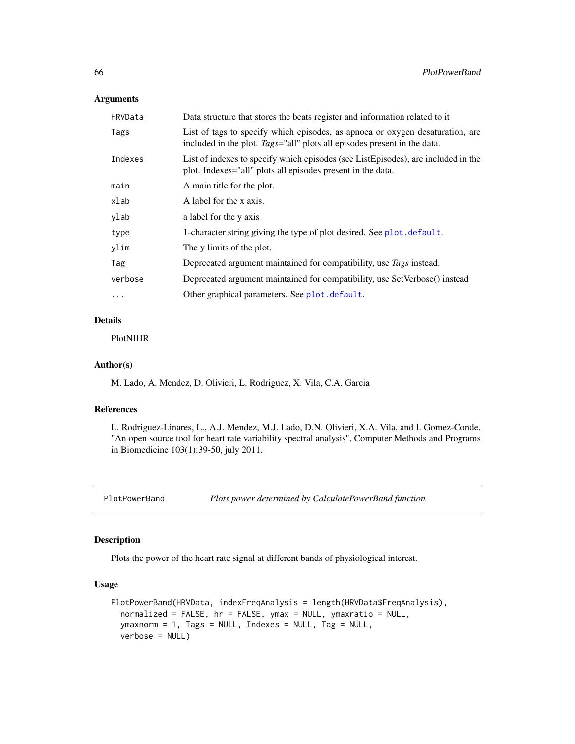### Arguments

| | |
|---|---|
| HRVData | Data structure that stores the beats register and information related to it |
| Tags | List of tags to specify which episodes, as apnoea or oxygen desaturation, are included in the plot. *Tags*="all" plots all episodes present in the data. |
| Indexes | List of indexes to specify which episodes (see ListEpisodes), are included in the plot. Indexes="all" plots all episodes present in the data. |
| main | A main title for the plot. |
| xlab | A label for the x axis. |
| ylab | a label for the y axis |
| type | 1-character string giving the type of plot desired. See plot.default. |
| ylim | The y limits of the plot. |
| Tag | Deprecated argument maintained for compatibility, use *Tags* instead. |
| verbose | Deprecated argument maintained for compatibility, use SetVerbose() instead |
| ... | Other graphical parameters. See plot.default. |

### Details

PlotNIHR

### Author(s)

M. Lado, A. Mendez, D. Olivieri, L. Rodriguez, X. Vila, C.A. Garcia

### References

L. Rodriguez-Linares, L., A.J. Mendez, M.J. Lado, D.N. Olivieri, X.A. Vila, and I. Gomez-Conde, "An open source tool for heart rate variability spectral analysis", Computer Methods and Programs in Biomedicine 103(1):39-50, july 2011.

---

## PlotPowerBand — *Plots power determined by CalculatePowerBand function*

---

### Description

Plots the power of the heart rate signal at different bands of physiological interest.

### Usage

```
PlotPowerBand(HRVData, indexFreqAnalysis = length(HRVData$FreqAnalysis),
  normalized = FALSE, hr = FALSE, ymax = NULL, ymaxratio = NULL,
  ymaxnorm = 1, Tags = NULL, Indexes = NULL, Tag = NULL,
  verbose = NULL)
```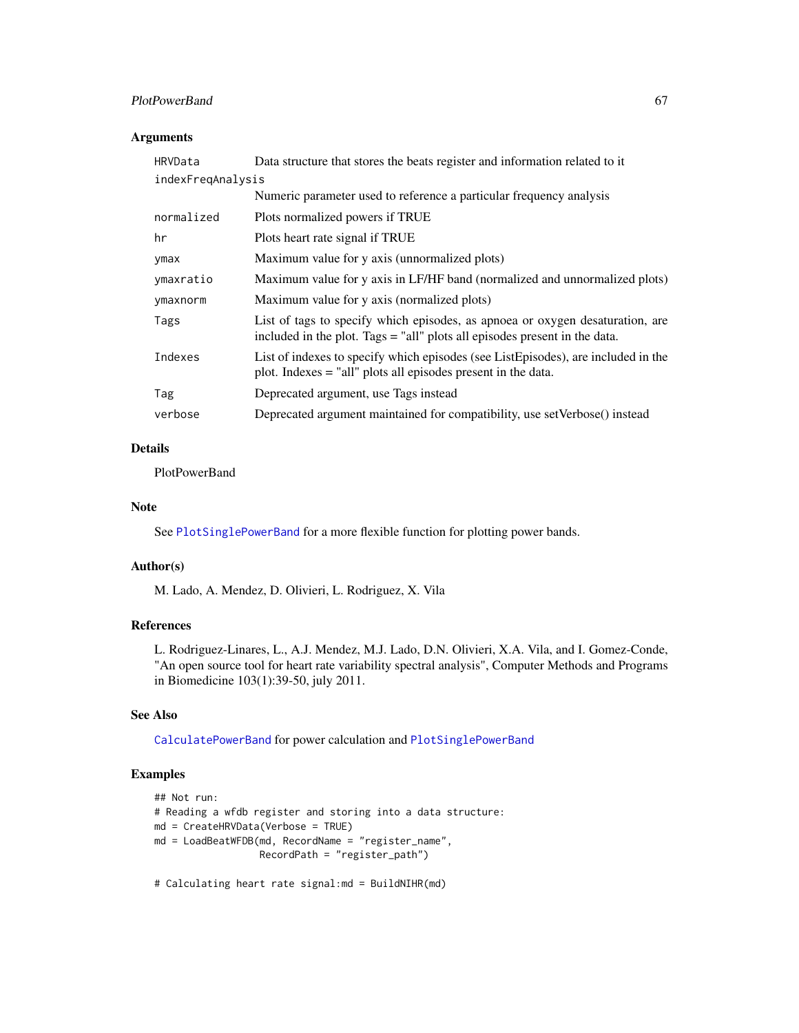## Arguments

| | |
|---|---|
| HRVData | Data structure that stores the beats register and information related to it |
| indexFreqAnalysis | Numeric parameter used to reference a particular frequency analysis |
| normalized | Plots normalized powers if TRUE |
| hr | Plots heart rate signal if TRUE |
| ymax | Maximum value for y axis (unnormalized plots) |
| ymaxratio | Maximum value for y axis in LF/HF band (normalized and unnormalized plots) |
| ymaxnorm | Maximum value for y axis (normalized plots) |
| Tags | List of tags to specify which episodes, as apnoea or oxygen desaturation, are included in the plot. Tags = "all" plots all episodes present in the data. |
| Indexes | List of indexes to specify which episodes (see ListEpisodes), are included in the plot. Indexes = "all" plots all episodes present in the data. |
| Tag | Deprecated argument, use Tags instead |
| verbose | Deprecated argument maintained for compatibility, use setVerbose() instead |

## Details

PlotPowerBand

## Note

See PlotSinglePowerBand for a more flexible function for plotting power bands.

## Author(s)

M. Lado, A. Mendez, D. Olivieri, L. Rodriguez, X. Vila

## References

L. Rodriguez-Linares, L., A.J. Mendez, M.J. Lado, D.N. Olivieri, X.A. Vila, and I. Gomez-Conde, "An open source tool for heart rate variability spectral analysis", Computer Methods and Programs in Biomedicine 103(1):39-50, july 2011.

## See Also

CalculatePowerBand for power calculation and PlotSinglePowerBand

## Examples

```
## Not run:
# Reading a wfdb register and storing into a data structure:
md = CreateHRVData(Verbose = TRUE)
md = LoadBeatWFDB(md, RecordName = "register_name",
                  RecordPath = "register_path")

# Calculating heart rate signal:md = BuildNIHR(md)
```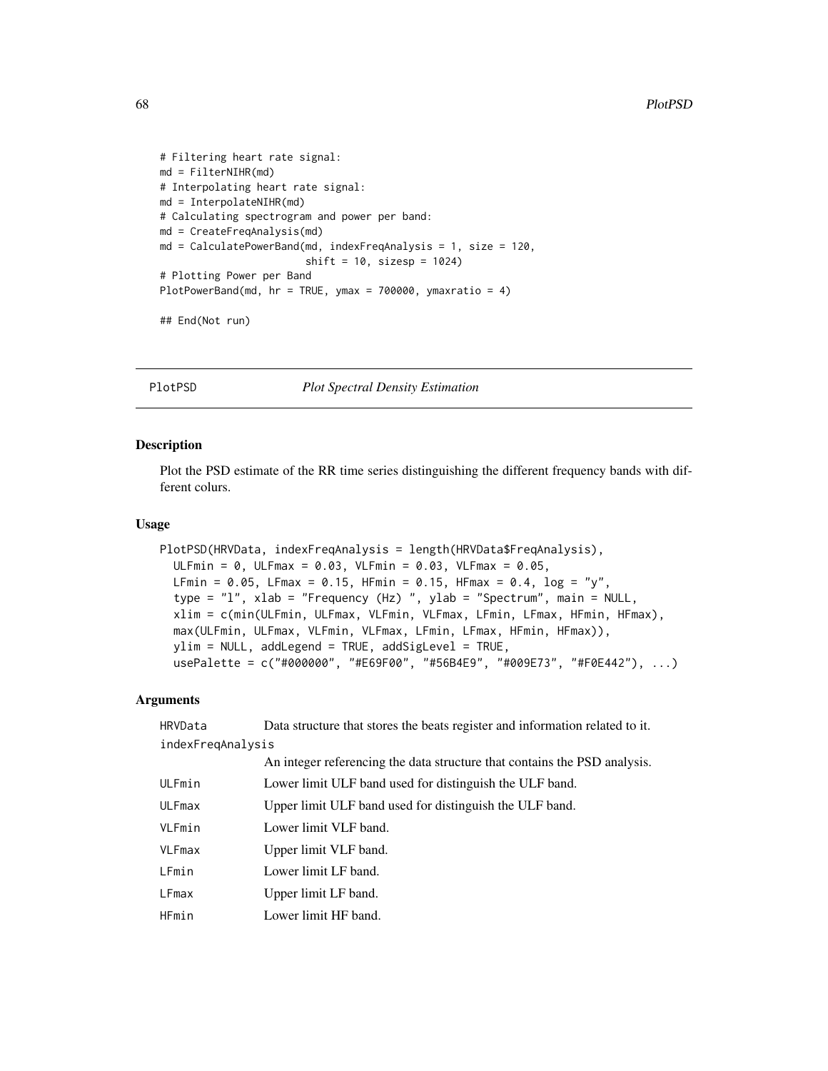```
# Filtering heart rate signal:
md = FilterNIHR(md)
# Interpolating heart rate signal:
md = InterpolateNIHR(md)
# Calculating spectrogram and power per band:
md = CreateFreqAnalysis(md)
md = CalculatePowerBand(md, indexFreqAnalysis = 1, size = 120,
                        shift = 10, sizesp = 1024)
# Plotting Power per Band
PlotPowerBand(md, hr = TRUE, ymax = 700000, ymaxratio = 4)

## End(Not run)
```

## PlotPSD — *Plot Spectral Density Estimation*

### Description

Plot the PSD estimate of the RR time series distinguishing the different frequency bands with different colurs.

### Usage

```
PlotPSD(HRVData, indexFreqAnalysis = length(HRVData$FreqAnalysis),
  ULFmin = 0, ULFmax = 0.03, VLFmin = 0.03, VLFmax = 0.05,
  LFmin = 0.05, LFmax = 0.15, HFmin = 0.15, HFmax = 0.4, log = "y",
  type = "l", xlab = "Frequency (Hz) ", ylab = "Spectrum", main = NULL,
  xlim = c(min(ULFmin, ULFmax, VLFmin, VLFmax, LFmin, LFmax, HFmin, HFmax),
  max(ULFmin, ULFmax, VLFmin, VLFmax, LFmin, LFmax, HFmin, HFmax)),
  ylim = NULL, addLegend = TRUE, addSigLevel = TRUE,
  usePalette = c("#000000", "#E69F00", "#56B4E9", "#009E73", "#F0E442"), ...)
```

### Arguments

| | |
|---|---|
| HRVData | Data structure that stores the beats register and information related to it. |
| indexFreqAnalysis | An integer referencing the data structure that contains the PSD analysis. |
| ULFmin | Lower limit ULF band used for distinguish the ULF band. |
| ULFmax | Upper limit ULF band used for distinguish the ULF band. |
| VLFmin | Lower limit VLF band. |
| VLFmax | Upper limit VLF band. |
| LFmin | Lower limit LF band. |
| LFmax | Upper limit LF band. |
| HFmin | Lower limit HF band. |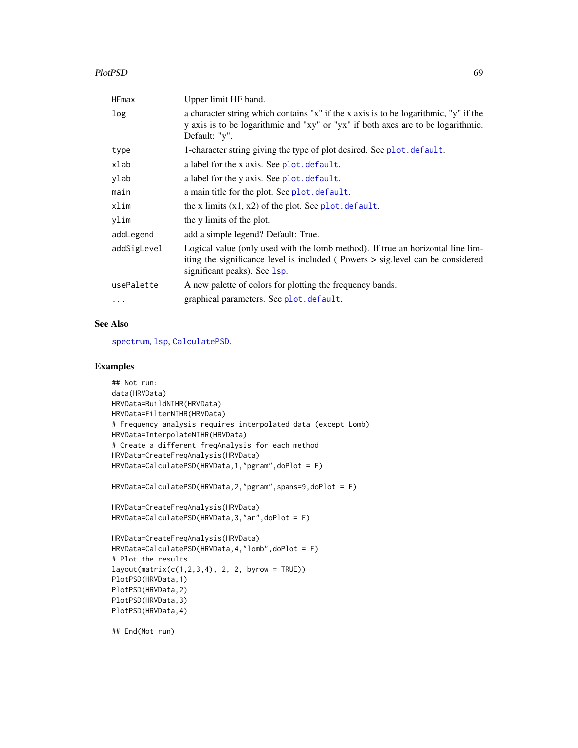| | |
|---|---|
| HFmax | Upper limit HF band. |
| log | a character string which contains "x" if the x axis is to be logarithmic, "y" if the y axis is to be logarithmic and "xy" or "yx" if both axes are to be logarithmic. Default: "y". |
| type | 1-character string giving the type of plot desired. See plot.default. |
| xlab | a label for the x axis. See plot.default. |
| ylab | a label for the y axis. See plot.default. |
| main | a main title for the plot. See plot.default. |
| xlim | the x limits (x1, x2) of the plot. See plot.default. |
| ylim | the y limits of the plot. |
| addLegend | add a simple legend? Default: True. |
| addSigLevel | Logical value (only used with the lomb method). If true an horizontal line limiting the significance level is included ( Powers > sig.level can be considered significant peaks). See lsp. |
| usePalette | A new palette of colors for plotting the frequency bands. |
| ... | graphical parameters. See plot.default. |

## See Also

spectrum, lsp, CalculatePSD.

## Examples

```
## Not run:
data(HRVData)
HRVData=BuildNIHR(HRVData)
HRVData=FilterNIHR(HRVData)
# Frequency analysis requires interpolated data (except Lomb)
HRVData=InterpolateNIHR(HRVData)
# Create a different freqAnalysis for each method
HRVData=CreateFreqAnalysis(HRVData)
HRVData=CalculatePSD(HRVData,1,"pgram",doPlot = F)

HRVData=CalculatePSD(HRVData,2,"pgram",spans=9,doPlot = F)

HRVData=CreateFreqAnalysis(HRVData)
HRVData=CalculatePSD(HRVData,3,"ar",doPlot = F)

HRVData=CreateFreqAnalysis(HRVData)
HRVData=CalculatePSD(HRVData,4,"lomb",doPlot = F)
# Plot the results
layout(matrix(c(1,2,3,4), 2, 2, byrow = TRUE))
PlotPSD(HRVData,1)
PlotPSD(HRVData,2)
PlotPSD(HRVData,3)
PlotPSD(HRVData,4)

## End(Not run)
```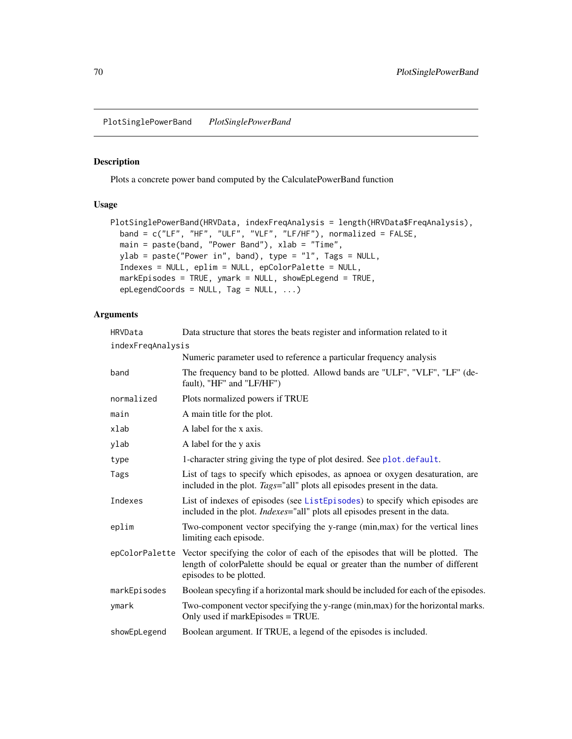PlotSinglePowerBand *PlotSinglePowerBand*

## Description

Plots a concrete power band computed by the CalculatePowerBand function

## Usage

```
PlotSinglePowerBand(HRVData, indexFreqAnalysis = length(HRVData$FreqAnalysis),
  band = c("LF", "HF", "ULF", "VLF", "LF/HF"), normalized = FALSE,
  main = paste(band, "Power Band"), xlab = "Time",
  ylab = paste("Power in", band), type = "l", Tags = NULL,
  Indexes = NULL, eplim = NULL, epColorPalette = NULL,
  markEpisodes = TRUE, ymark = NULL, showEpLegend = TRUE,
  epLegendCoords = NULL, Tag = NULL, ...)
```

## Arguments

| | |
|---|---|
| HRVData | Data structure that stores the beats register and information related to it |
| indexFreqAnalysis | Numeric parameter used to reference a particular frequency analysis |
| band | The frequency band to be plotted. Allowd bands are "ULF", "VLF", "LF" (default), "HF" and "LF/HF") |
| normalized | Plots normalized powers if TRUE |
| main | A main title for the plot. |
| xlab | A label for the x axis. |
| ylab | A label for the y axis |
| type | 1-character string giving the type of plot desired. See plot.default. |
| Tags | List of tags to specify which episodes, as apnoea or oxygen desaturation, are included in the plot. *Tags*="all" plots all episodes present in the data. |
| Indexes | List of indexes of episodes (see ListEpisodes) to specify which episodes are included in the plot. *Indexes*="all" plots all episodes present in the data. |
| eplim | Two-component vector specifying the y-range (min,max) for the vertical lines limiting each episode. |
| epColorPalette | Vector specifying the color of each of the episodes that will be plotted. The length of colorPalette should be equal or greater than the number of different episodes to be plotted. |
| markEpisodes | Boolean specyfing if a horizontal mark should be included for each of the episodes. |
| ymark | Two-component vector specifying the y-range (min,max) for the horizontal marks. Only used if markEpisodes = TRUE. |
| showEpLegend | Boolean argument. If TRUE, a legend of the episodes is included. |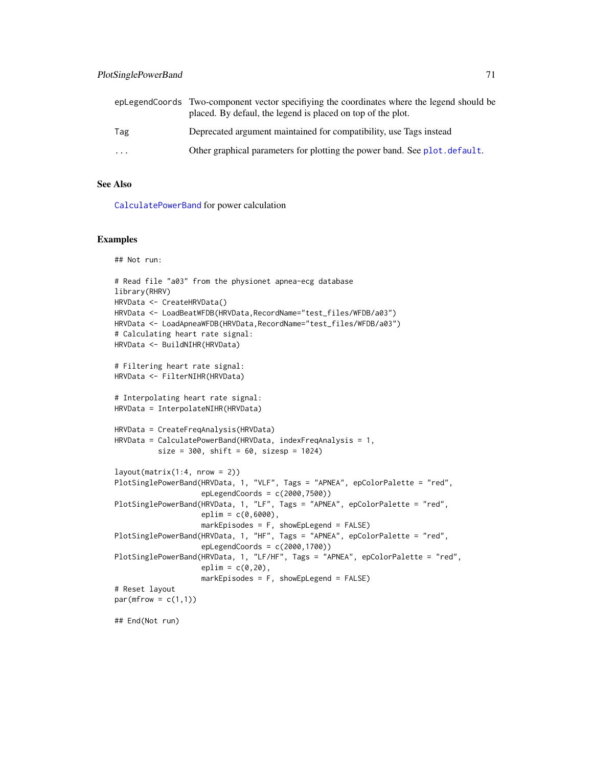| | |
|---|---|
| epLegendCoords | Two-component vector specifiying the coordinates where the legend should be placed. By defaul, the legend is placed on top of the plot. |
| Tag | Deprecated argument maintained for compatibility, use Tags instead |
| ... | Other graphical parameters for plotting the power band. See plot.default. |

## See Also

CalculatePowerBand for power calculation

## Examples

```
## Not run:

# Read file "a03" from the physionet apnea-ecg database
library(RHRV)
HRVData <- CreateHRVData()
HRVData <- LoadBeatWFDB(HRVData,RecordName="test_files/WFDB/a03")
HRVData <- LoadApneaWFDB(HRVData,RecordName="test_files/WFDB/a03")
# Calculating heart rate signal:
HRVData <- BuildNIHR(HRVData)

# Filtering heart rate signal:
HRVData <- FilterNIHR(HRVData)

# Interpolating heart rate signal:
HRVData = InterpolateNIHR(HRVData)

HRVData = CreateFreqAnalysis(HRVData)
HRVData = CalculatePowerBand(HRVData, indexFreqAnalysis = 1,
          size = 300, shift = 60, sizesp = 1024)

layout(matrix(1:4, nrow = 2))
PlotSinglePowerBand(HRVData, 1, "VLF", Tags = "APNEA", epColorPalette = "red",
                    epLegendCoords = c(2000,7500))
PlotSinglePowerBand(HRVData, 1, "LF", Tags = "APNEA", epColorPalette = "red",
                    eplim = c(0,6000),
                    markEpisodes = F, showEpLegend = FALSE)
PlotSinglePowerBand(HRVData, 1, "HF", Tags = "APNEA", epColorPalette = "red",
                    epLegendCoords = c(2000,1700))
PlotSinglePowerBand(HRVData, 1, "LF/HF", Tags = "APNEA", epColorPalette = "red",
                    eplim = c(0,20),
                    markEpisodes = F, showEpLegend = FALSE)
# Reset layout
par(mfrow = c(1,1))

## End(Not run)
```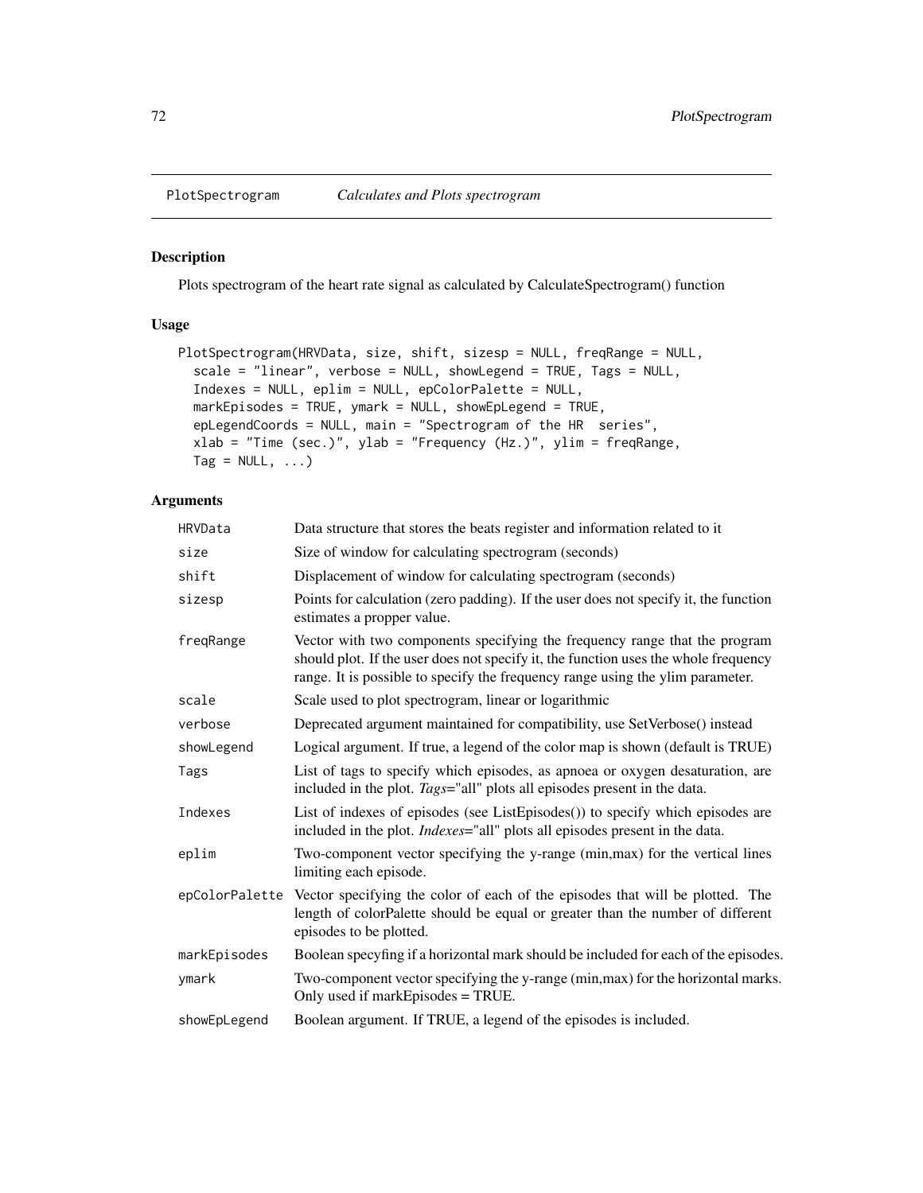## PlotSpectrogram *Calculates and Plots spectrogram*

### Description

Plots spectrogram of the heart rate signal as calculated by CalculateSpectrogram() function

### Usage

```
PlotSpectrogram(HRVData, size, shift, sizesp = NULL, freqRange = NULL,
  scale = "linear", verbose = NULL, showLegend = TRUE, Tags = NULL,
  Indexes = NULL, eplim = NULL, epColorPalette = NULL,
  markEpisodes = TRUE, ymark = NULL, showEpLegend = TRUE,
  epLegendCoords = NULL, main = "Spectrogram of the HR  series",
  xlab = "Time (sec.)", ylab = "Frequency (Hz.)", ylim = freqRange,
  Tag = NULL, ...)
```

### Arguments

| | |
|---|---|
| HRVData | Data structure that stores the beats register and information related to it |
| size | Size of window for calculating spectrogram (seconds) |
| shift | Displacement of window for calculating spectrogram (seconds) |
| sizesp | Points for calculation (zero padding). If the user does not specify it, the function estimates a propper value. |
| freqRange | Vector with two components specifying the frequency range that the program should plot. If the user does not specify it, the function uses the whole frequency range. It is possible to specify the frequency range using the ylim parameter. |
| scale | Scale used to plot spectrogram, linear or logarithmic |
| verbose | Deprecated argument maintained for compatibility, use SetVerbose() instead |
| showLegend | Logical argument. If true, a legend of the color map is shown (default is TRUE) |
| Tags | List of tags to specify which episodes, as apnoea or oxygen desaturation, are included in the plot. *Tags*="all" plots all episodes present in the data. |
| Indexes | List of indexes of episodes (see ListEpisodes()) to specify which episodes are included in the plot. *Indexes*="all" plots all episodes present in the data. |
| eplim | Two-component vector specifying the y-range (min,max) for the vertical lines limiting each episode. |
| epColorPalette | Vector specifying the color of each of the episodes that will be plotted. The length of colorPalette should be equal or greater than the number of different episodes to be plotted. |
| markEpisodes | Boolean specyfing if a horizontal mark should be included for each of the episodes. |
| ymark | Two-component vector specifying the y-range (min,max) for the horizontal marks. Only used if markEpisodes = TRUE. |
| showEpLegend | Boolean argument. If TRUE, a legend of the episodes is included. |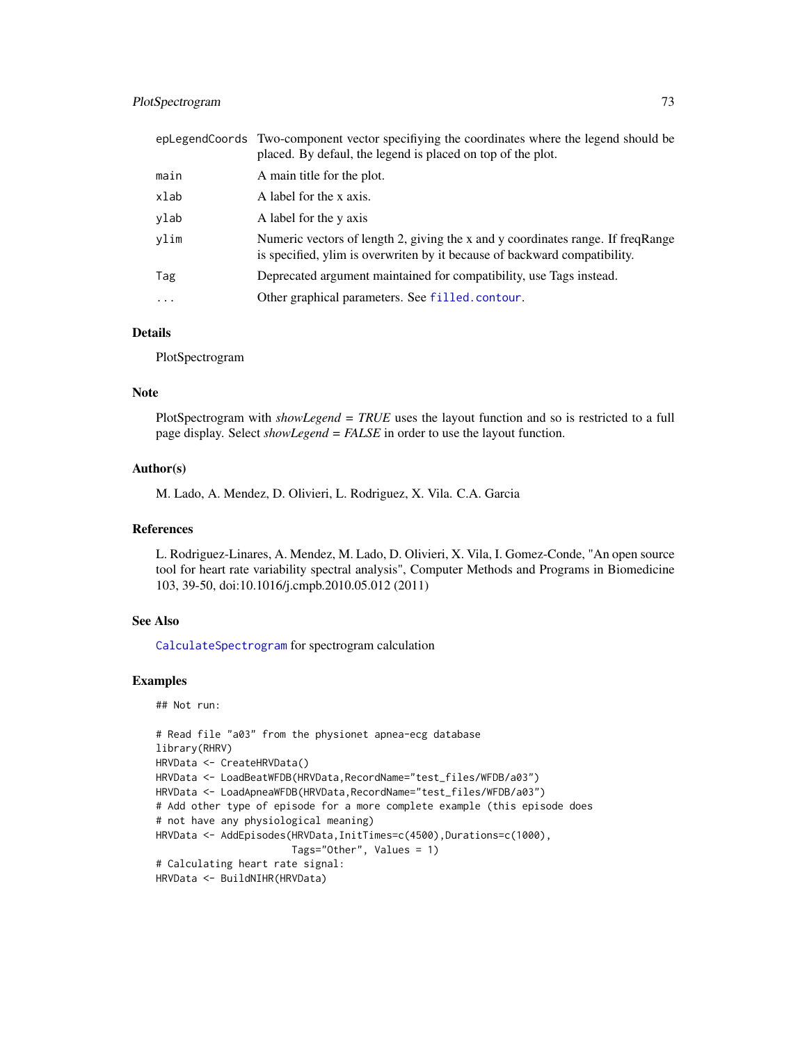| | |
|---|---|
| epLegendCoords | Two-component vector specifiying the coordinates where the legend should be placed. By defaul, the legend is placed on top of the plot. |
| main | A main title for the plot. |
| xlab | A label for the x axis. |
| ylab | A label for the y axis |
| ylim | Numeric vectors of length 2, giving the x and y coordinates range. If freqRange is specified, ylim is overwriten by it because of backward compatibility. |
| Tag | Deprecated argument maintained for compatibility, use Tags instead. |
| ... | Other graphical parameters. See filled.contour. |

### Details

PlotSpectrogram

### Note

PlotSpectrogram with *showLegend = TRUE* uses the layout function and so is restricted to a full page display. Select *showLegend = FALSE* in order to use the layout function.

### Author(s)

M. Lado, A. Mendez, D. Olivieri, L. Rodriguez, X. Vila. C.A. Garcia

### References

L. Rodriguez-Linares, A. Mendez, M. Lado, D. Olivieri, X. Vila, I. Gomez-Conde, "An open source tool for heart rate variability spectral analysis", Computer Methods and Programs in Biomedicine 103, 39-50, doi:10.1016/j.cmpb.2010.05.012 (2011)

### See Also

CalculateSpectrogram for spectrogram calculation

### Examples

```
## Not run:

# Read file "a03" from the physionet apnea-ecg database
library(RHRV)
HRVData <- CreateHRVData()
HRVData <- LoadBeatWFDB(HRVData,RecordName="test_files/WFDB/a03")
HRVData <- LoadApneaWFDB(HRVData,RecordName="test_files/WFDB/a03")
# Add other type of episode for a more complete example (this episode does
# not have any physiological meaning)
HRVData <- AddEpisodes(HRVData,InitTimes=c(4500),Durations=c(1000),
                       Tags="Other", Values = 1)
# Calculating heart rate signal:
HRVData <- BuildNIHR(HRVData)
```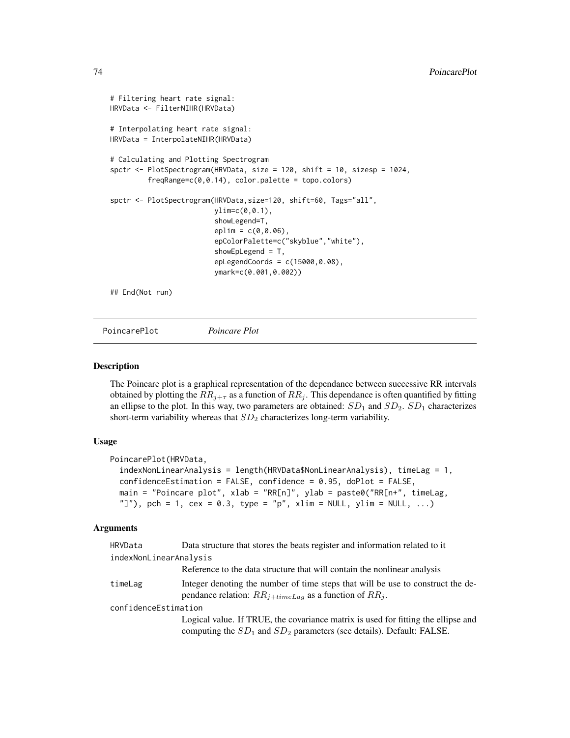```
# Filtering heart rate signal:
HRVData <- FilterNIHR(HRVData)

# Interpolating heart rate signal:
HRVData = InterpolateNIHR(HRVData)

# Calculating and Plotting Spectrogram
spctr <- PlotSpectrogram(HRVData, size = 120, shift = 10, sizesp = 1024,
         freqRange=c(0,0.14), color.palette = topo.colors)

spctr <- PlotSpectrogram(HRVData,size=120, shift=60, Tags="all",
                         ylim=c(0,0.1),
                         showLegend=T,
                         eplim = c(0,0.06),
                         epColorPalette=c("skyblue","white"),
                         showEpLegend = T,
                         epLegendCoords = c(15000,0.08),
                         ymark=c(0.001,0.002))

## End(Not run)
```

## PoincarePlot *Poincare Plot*

### Description

The Poincare plot is a graphical representation of the dependance between successive RR intervals obtained by plotting the $RR_{j+\tau}$ as a function of $RR_j$. This dependance is often quantified by fitting an ellipse to the plot. In this way, two parameters are obtained: $SD_1$ and $SD_2$. $SD_1$ characterizes short-term variability whereas that $SD_2$ characterizes long-term variability.

### Usage

```
PoincarePlot(HRVData,
  indexNonLinearAnalysis = length(HRVData$NonLinearAnalysis), timeLag = 1,
  confidenceEstimation = FALSE, confidence = 0.95, doPlot = FALSE,
  main = "Poincare plot", xlab = "RR[n]", ylab = paste0("RR[n+", timeLag,
  "]"), pch = 1, cex = 0.3, type = "p", xlim = NULL, ylim = NULL, ...)
```

### Arguments

| | |
|---|---|
| HRVData | Data structure that stores the beats register and information related to it |
| indexNonLinearAnalysis | Reference to the data structure that will contain the nonlinear analysis |
| timeLag | Integer denoting the number of time steps that will be use to construct the dependance relation: $RR_{j+timeLag}$ as a function of $RR_j$. |
| confidenceEstimation | Logical value. If TRUE, the covariance matrix is used for fitting the ellipse and computing the $SD_1$ and $SD_2$ parameters (see details). Default: FALSE. |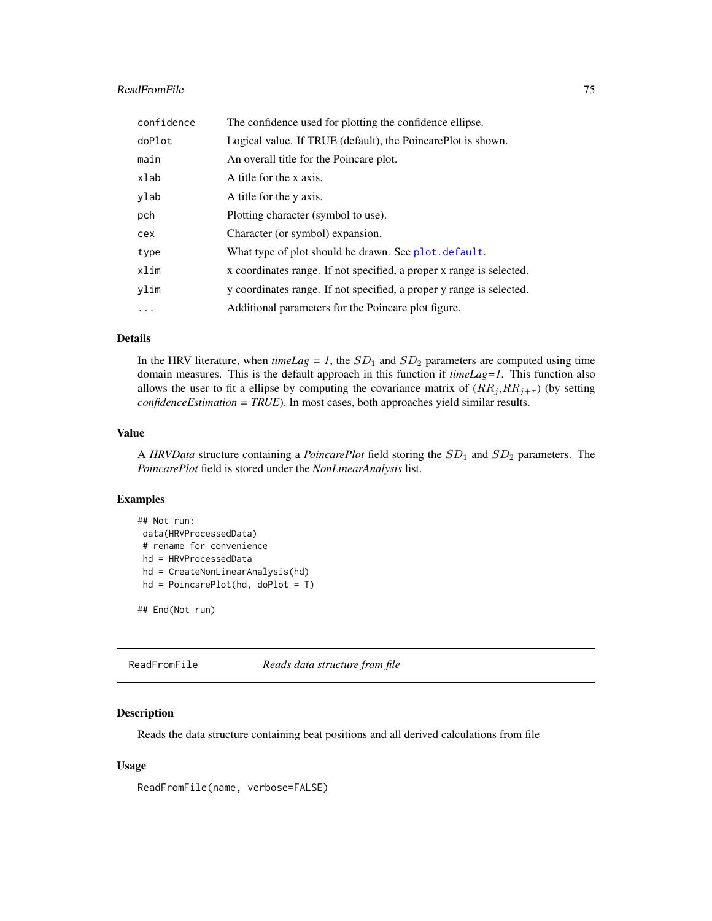| | |
|---|---|
| confidence | The confidence used for plotting the confidence ellipse. |
| doPlot | Logical value. If TRUE (default), the PoincarePlot is shown. |
| main | An overall title for the Poincare plot. |
| xlab | A title for the x axis. |
| ylab | A title for the y axis. |
| pch | Plotting character (symbol to use). |
| cex | Character (or symbol) expansion. |
| type | What type of plot should be drawn. See plot.default. |
| xlim | x coordinates range. If not specified, a proper x range is selected. |
| ylim | y coordinates range. If not specified, a proper y range is selected. |
| ... | Additional parameters for the Poincare plot figure. |

### Details

In the HRV literature, when *timeLag = 1*, the $SD_1$ and $SD_2$ parameters are computed using time domain measures. This is the default approach in this function if *timeLag=1*. This function also allows the user to fit a ellipse by computing the covariance matrix of ($RR_j$,$RR_{j+\tau}$) (by setting *confidenceEstimation = TRUE*). In most cases, both approaches yield similar results.

### Value

A *HRVData* structure containing a *PoincarePlot* field storing the $SD_1$ and $SD_2$ parameters. The *PoincarePlot* field is stored under the *NonLinearAnalysis* list.

### Examples

```
## Not run:
 data(HRVProcessedData)
 # rename for convenience
 hd = HRVProcessedData
 hd = CreateNonLinearAnalysis(hd)
 hd = PoincarePlot(hd, doPlot = T)

## End(Not run)
```

---

## ReadFromFile    *Reads data structure from file*

---

### Description

Reads the data structure containing beat positions and all derived calculations from file

### Usage

```
ReadFromFile(name, verbose=FALSE)
```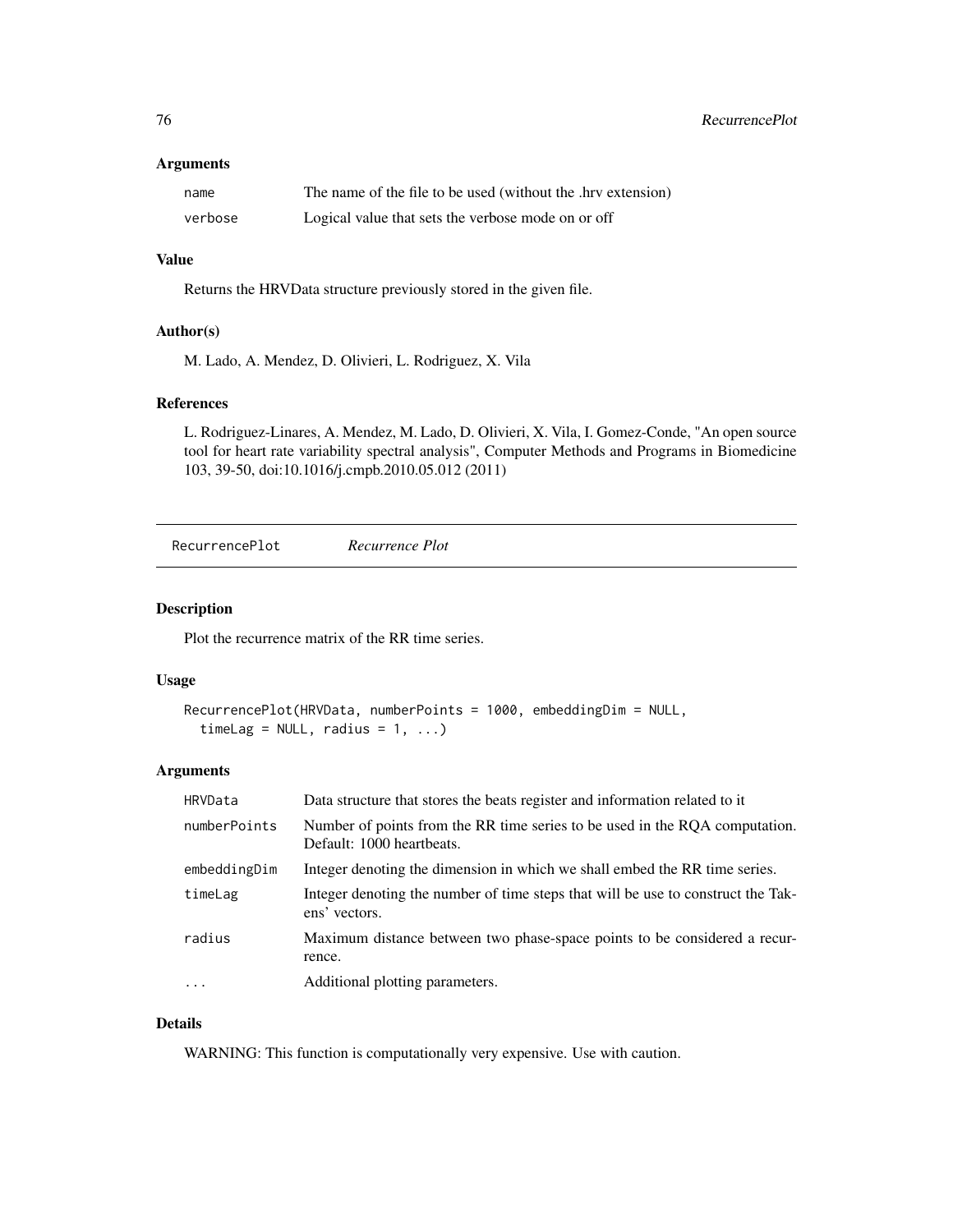### Arguments

| | |
|---|---|
| name | The name of the file to be used (without the .hrv extension) |
| verbose | Logical value that sets the verbose mode on or off |

### Value

Returns the HRVData structure previously stored in the given file.

### Author(s)

M. Lado, A. Mendez, D. Olivieri, L. Rodriguez, X. Vila

### References

L. Rodriguez-Linares, A. Mendez, M. Lado, D. Olivieri, X. Vila, I. Gomez-Conde, "An open source tool for heart rate variability spectral analysis", Computer Methods and Programs in Biomedicine 103, 39-50, doi:10.1016/j.cmpb.2010.05.012 (2011)

---

## RecurrencePlot *Recurrence Plot*

### Description

Plot the recurrence matrix of the RR time series.

### Usage

```
RecurrencePlot(HRVData, numberPoints = 1000, embeddingDim = NULL,
  timeLag = NULL, radius = 1, ...)
```

### Arguments

| | |
|---|---|
| HRVData | Data structure that stores the beats register and information related to it |
| numberPoints | Number of points from the RR time series to be used in the RQA computation. Default: 1000 heartbeats. |
| embeddingDim | Integer denoting the dimension in which we shall embed the RR time series. |
| timeLag | Integer denoting the number of time steps that will be use to construct the Takens' vectors. |
| radius | Maximum distance between two phase-space points to be considered a recurrence. |
| ... | Additional plotting parameters. |

### Details

WARNING: This function is computationally very expensive. Use with caution.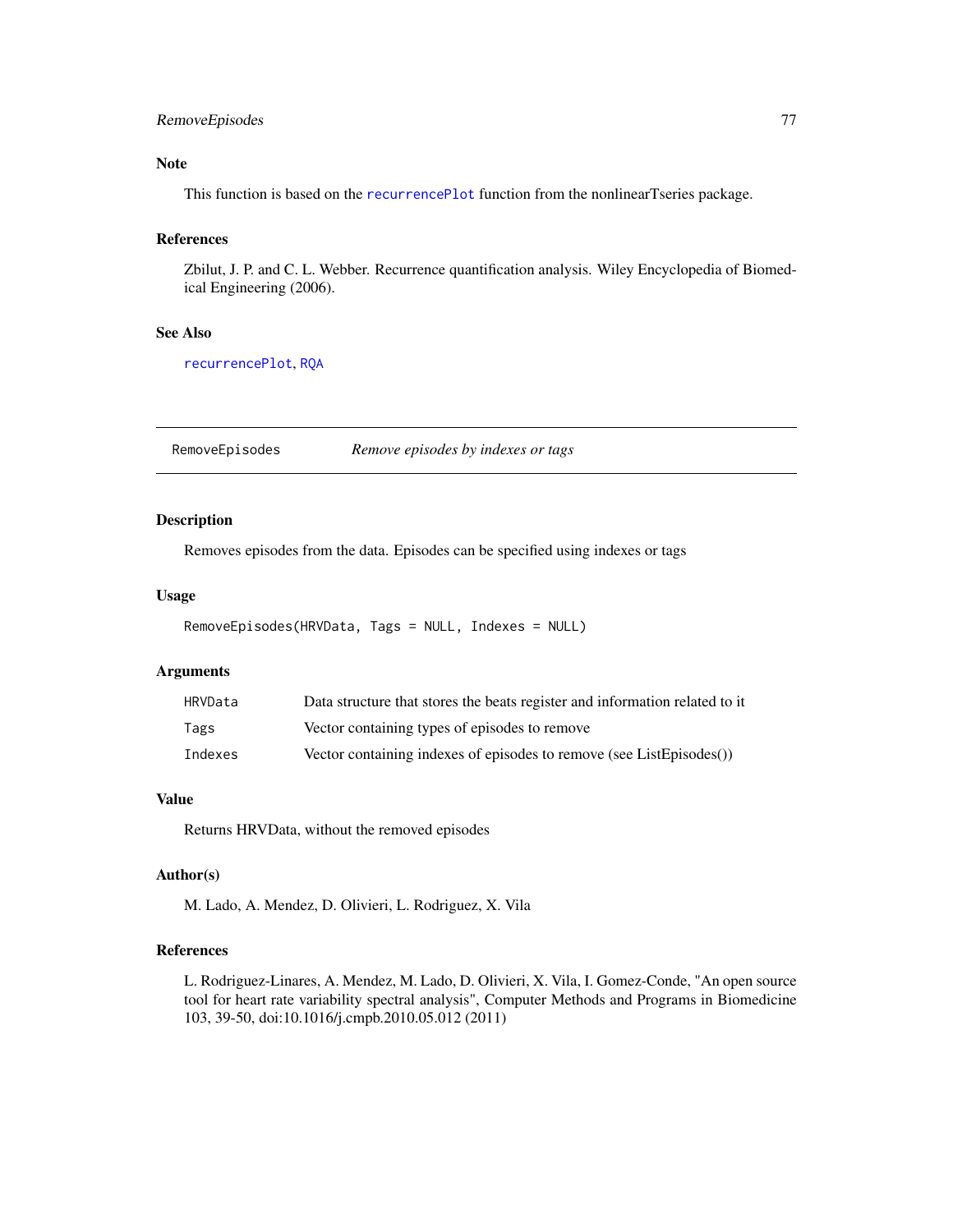### Note

This function is based on the recurrencePlot function from the nonlinearTseries package.

### References

Zbilut, J. P. and C. L. Webber. Recurrence quantification analysis. Wiley Encyclopedia of Biomedical Engineering (2006).

### See Also

recurrencePlot, RQA

---

## RemoveEpisodes — *Remove episodes by indexes or tags*

### Description

Removes episodes from the data. Episodes can be specified using indexes or tags

### Usage

```
RemoveEpisodes(HRVData, Tags = NULL, Indexes = NULL)
```

### Arguments

| | |
|---|---|
| HRVData | Data structure that stores the beats register and information related to it |
| Tags | Vector containing types of episodes to remove |
| Indexes | Vector containing indexes of episodes to remove (see ListEpisodes()) |

### Value

Returns HRVData, without the removed episodes

### Author(s)

M. Lado, A. Mendez, D. Olivieri, L. Rodriguez, X. Vila

### References

L. Rodriguez-Linares, A. Mendez, M. Lado, D. Olivieri, X. Vila, I. Gomez-Conde, "An open source tool for heart rate variability spectral analysis", Computer Methods and Programs in Biomedicine 103, 39-50, doi:10.1016/j.cmpb.2010.05.012 (2011)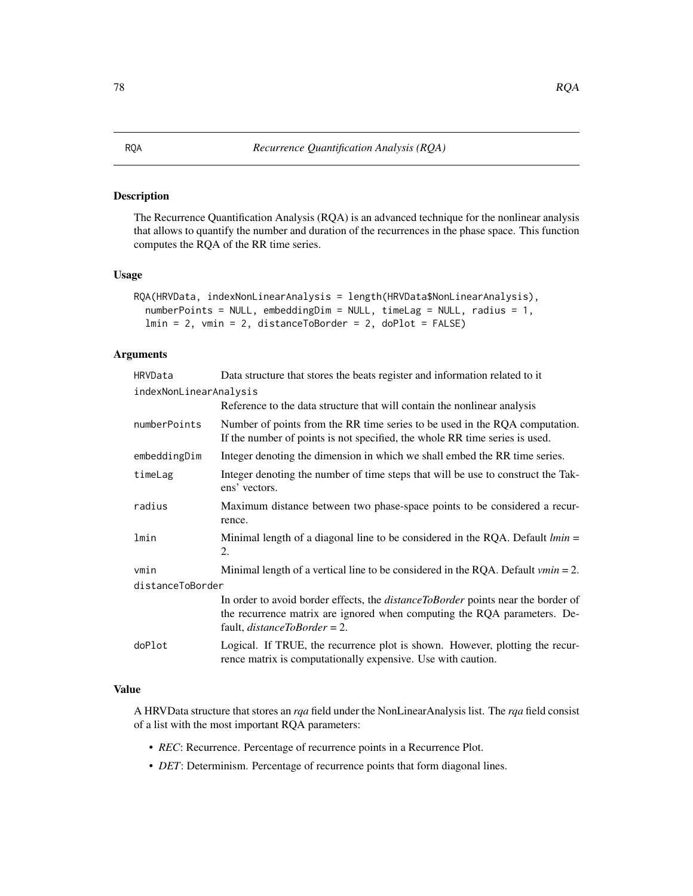RQA *Recurrence Quantification Analysis (RQA)*

### Description

The Recurrence Quantification Analysis (RQA) is an advanced technique for the nonlinear analysis that allows to quantify the number and duration of the recurrences in the phase space. This function computes the RQA of the RR time series.

### Usage

```
RQA(HRVData, indexNonLinearAnalysis = length(HRVData$NonLinearAnalysis),
  numberPoints = NULL, embeddingDim = NULL, timeLag = NULL, radius = 1,
  lmin = 2, vmin = 2, distanceToBorder = 2, doPlot = FALSE)
```

### Arguments

| | |
|---|---|
| HRVData | Data structure that stores the beats register and information related to it |
| indexNonLinearAnalysis | Reference to the data structure that will contain the nonlinear analysis |
| numberPoints | Number of points from the RR time series to be used in the RQA computation. If the number of points is not specified, the whole RR time series is used. |
| embeddingDim | Integer denoting the dimension in which we shall embed the RR time series. |
| timeLag | Integer denoting the number of time steps that will be use to construct the Takens' vectors. |
| radius | Maximum distance between two phase-space points to be considered a recurrence. |
| lmin | Minimal length of a diagonal line to be considered in the RQA. Default *lmin* = 2. |
| vmin | Minimal length of a vertical line to be considered in the RQA. Default *vmin* = 2. |
| distanceToBorder | In order to avoid border effects, the *distanceToBorder* points near the border of the recurrence matrix are ignored when computing the RQA parameters. Default, *distanceToBorder* = 2. |
| doPlot | Logical. If TRUE, the recurrence plot is shown. However, plotting the recurrence matrix is computationally expensive. Use with caution. |

### Value

A HRVData structure that stores an *rqa* field under the NonLinearAnalysis list. The *rqa* field consist of a list with the most important RQA parameters:

- *REC*: Recurrence. Percentage of recurrence points in a Recurrence Plot.
- *DET*: Determinism. Percentage of recurrence points that form diagonal lines.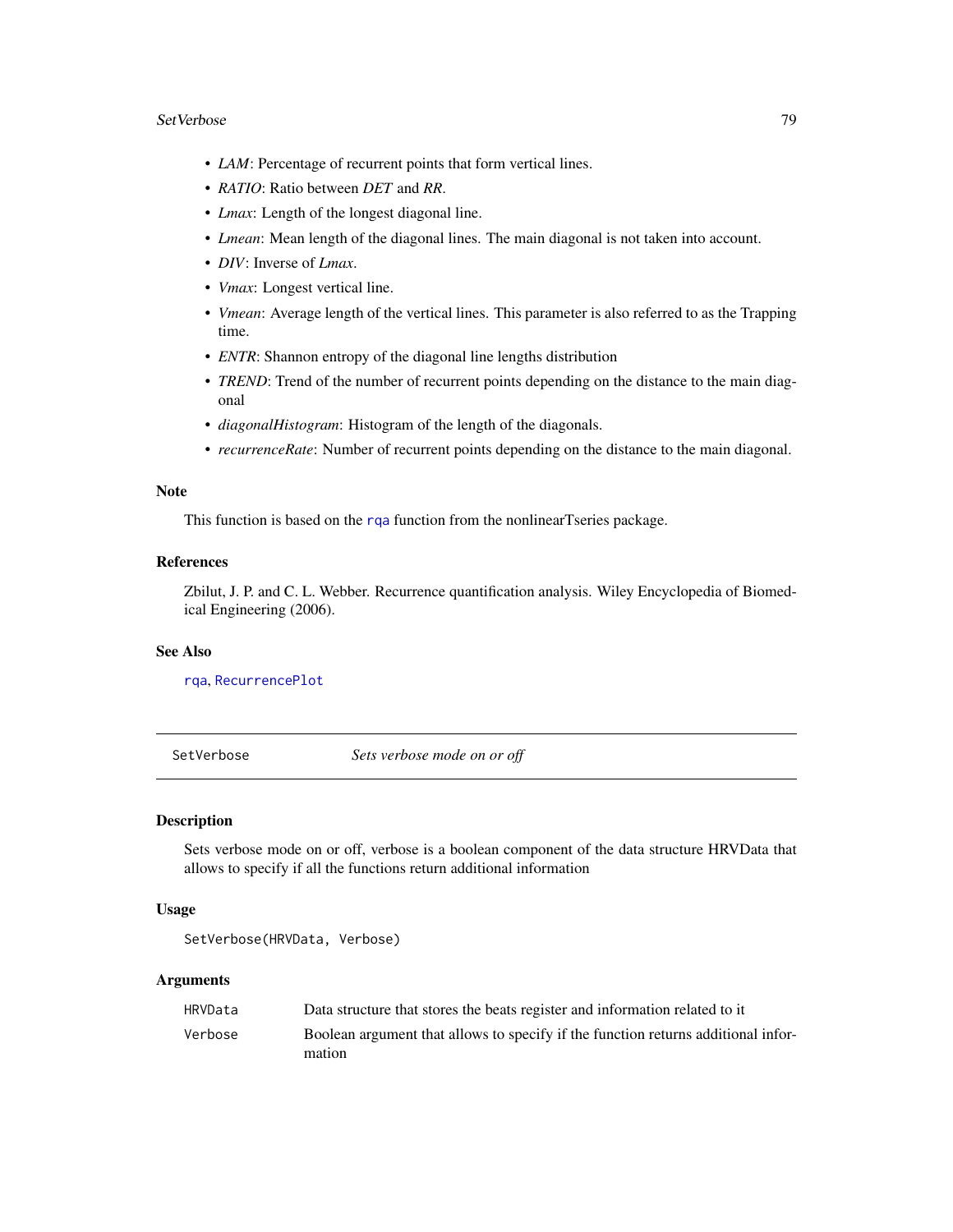- *LAM*: Percentage of recurrent points that form vertical lines.
- *RATIO*: Ratio between *DET* and *RR*.
- *Lmax*: Length of the longest diagonal line.
- *Lmean*: Mean length of the diagonal lines. The main diagonal is not taken into account.
- *DIV*: Inverse of *Lmax*.
- *Vmax*: Longest vertical line.
- *Vmean*: Average length of the vertical lines. This parameter is also referred to as the Trapping time.
- *ENTR*: Shannon entropy of the diagonal line lengths distribution
- *TREND*: Trend of the number of recurrent points depending on the distance to the main diagonal
- *diagonalHistogram*: Histogram of the length of the diagonals.
- *recurrenceRate*: Number of recurrent points depending on the distance to the main diagonal.

### Note

This function is based on the rqa function from the nonlinearTseries package.

### References

Zbilut, J. P. and C. L. Webber. Recurrence quantification analysis. Wiley Encyclopedia of Biomedical Engineering (2006).

### See Also

rqa, RecurrencePlot

---

## SetVerbose *Sets verbose mode on or off*

### Description

Sets verbose mode on or off, verbose is a boolean component of the data structure HRVData that allows to specify if all the functions return additional information

### Usage

```
SetVerbose(HRVData, Verbose)
```

### Arguments

| | |
|---|---|
| HRVData | Data structure that stores the beats register and information related to it |
| Verbose | Boolean argument that allows to specify if the function returns additional information |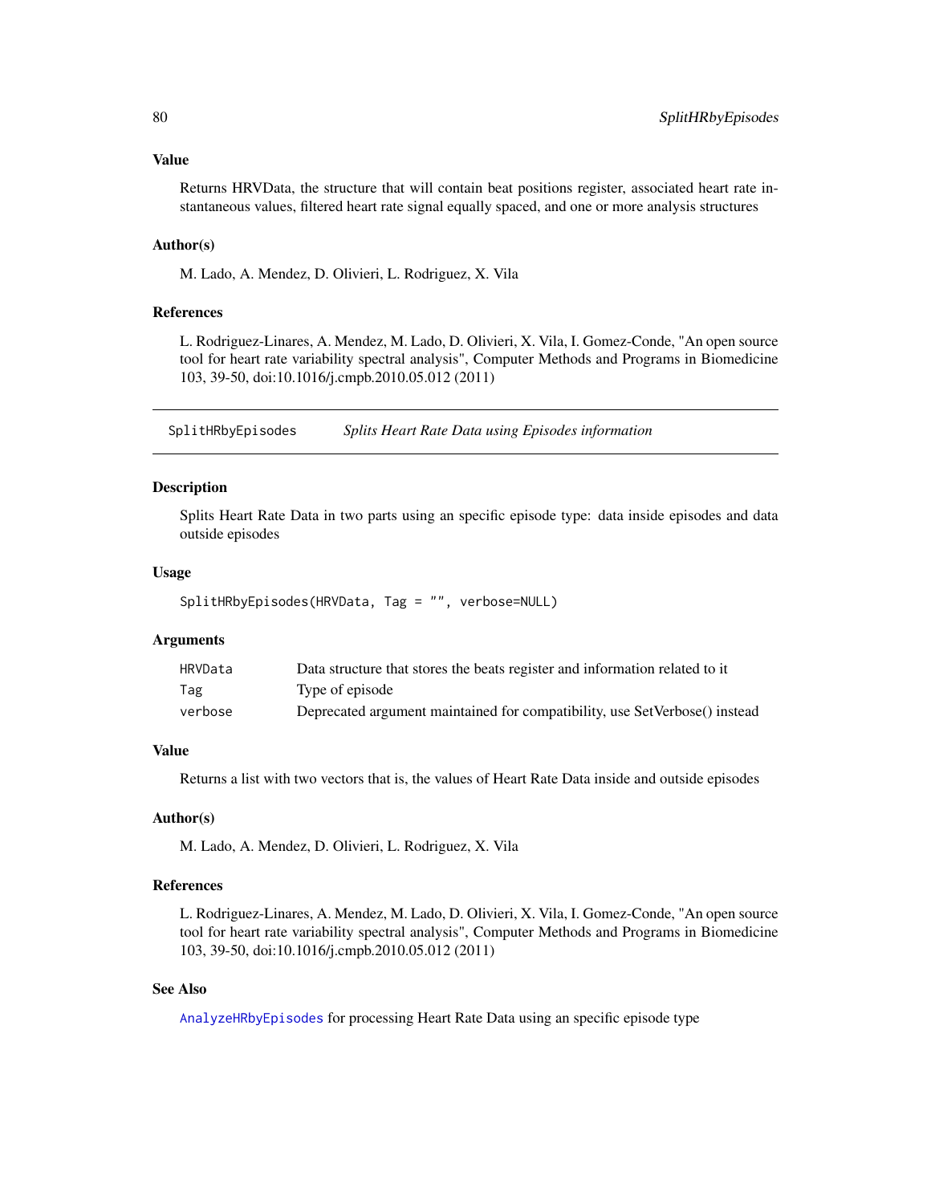### Value

Returns HRVData, the structure that will contain beat positions register, associated heart rate instantaneous values, filtered heart rate signal equally spaced, and one or more analysis structures

### Author(s)

M. Lado, A. Mendez, D. Olivieri, L. Rodriguez, X. Vila

### References

L. Rodriguez-Linares, A. Mendez, M. Lado, D. Olivieri, X. Vila, I. Gomez-Conde, "An open source tool for heart rate variability spectral analysis", Computer Methods and Programs in Biomedicine 103, 39-50, doi:10.1016/j.cmpb.2010.05.012 (2011)

---

## SplitHRbyEpisodes — *Splits Heart Rate Data using Episodes information*

### Description

Splits Heart Rate Data in two parts using an specific episode type: data inside episodes and data outside episodes

### Usage

```
SplitHRbyEpisodes(HRVData, Tag = "", verbose=NULL)
```

### Arguments

| | |
|---|---|
| HRVData | Data structure that stores the beats register and information related to it |
| Tag | Type of episode |
| verbose | Deprecated argument maintained for compatibility, use SetVerbose() instead |

### Value

Returns a list with two vectors that is, the values of Heart Rate Data inside and outside episodes

### Author(s)

M. Lado, A. Mendez, D. Olivieri, L. Rodriguez, X. Vila

### References

L. Rodriguez-Linares, A. Mendez, M. Lado, D. Olivieri, X. Vila, I. Gomez-Conde, "An open source tool for heart rate variability spectral analysis", Computer Methods and Programs in Biomedicine 103, 39-50, doi:10.1016/j.cmpb.2010.05.012 (2011)

### See Also

AnalyzeHRbyEpisodes for processing Heart Rate Data using an specific episode type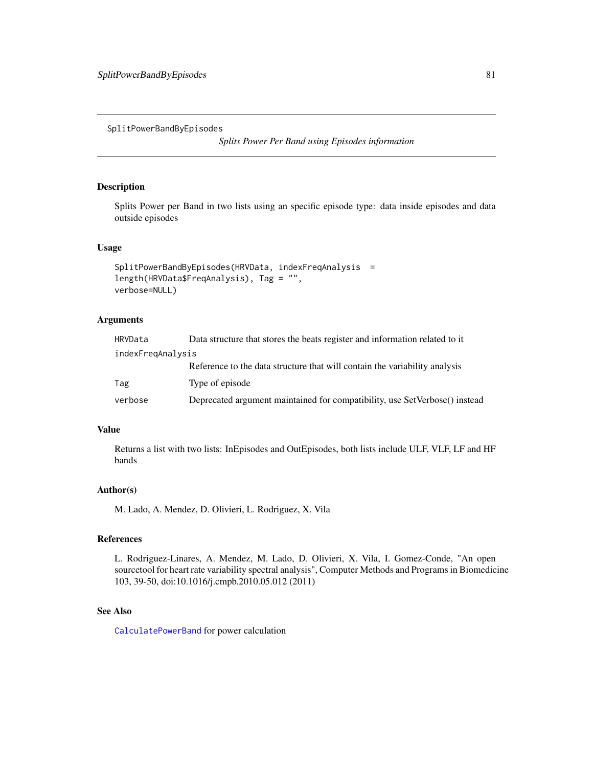SplitPowerBandByEpisodes

*Splits Power Per Band using Episodes information*

## Description

Splits Power per Band in two lists using an specific episode type: data inside episodes and data outside episodes

## Usage

```
SplitPowerBandByEpisodes(HRVData, indexFreqAnalysis  =
length(HRVData$FreqAnalysis), Tag = "",
verbose=NULL)
```

## Arguments

| | |
|---|---|
| `HRVData` | Data structure that stores the beats register and information related to it |
| `indexFreqAnalysis` | Reference to the data structure that will contain the variability analysis |
| `Tag` | Type of episode |
| `verbose` | Deprecated argument maintained for compatibility, use SetVerbose() instead |

## Value

Returns a list with two lists: InEpisodes and OutEpisodes, both lists include ULF, VLF, LF and HF bands

## Author(s)

M. Lado, A. Mendez, D. Olivieri, L. Rodriguez, X. Vila

## References

L. Rodriguez-Linares, A. Mendez, M. Lado, D. Olivieri, X. Vila, I. Gomez-Conde, "An open sourcetool for heart rate variability spectral analysis", Computer Methods and Programs in Biomedicine 103, 39-50, doi:10.1016/j.cmpb.2010.05.012 (2011)

## See Also

`CalculatePowerBand` for power calculation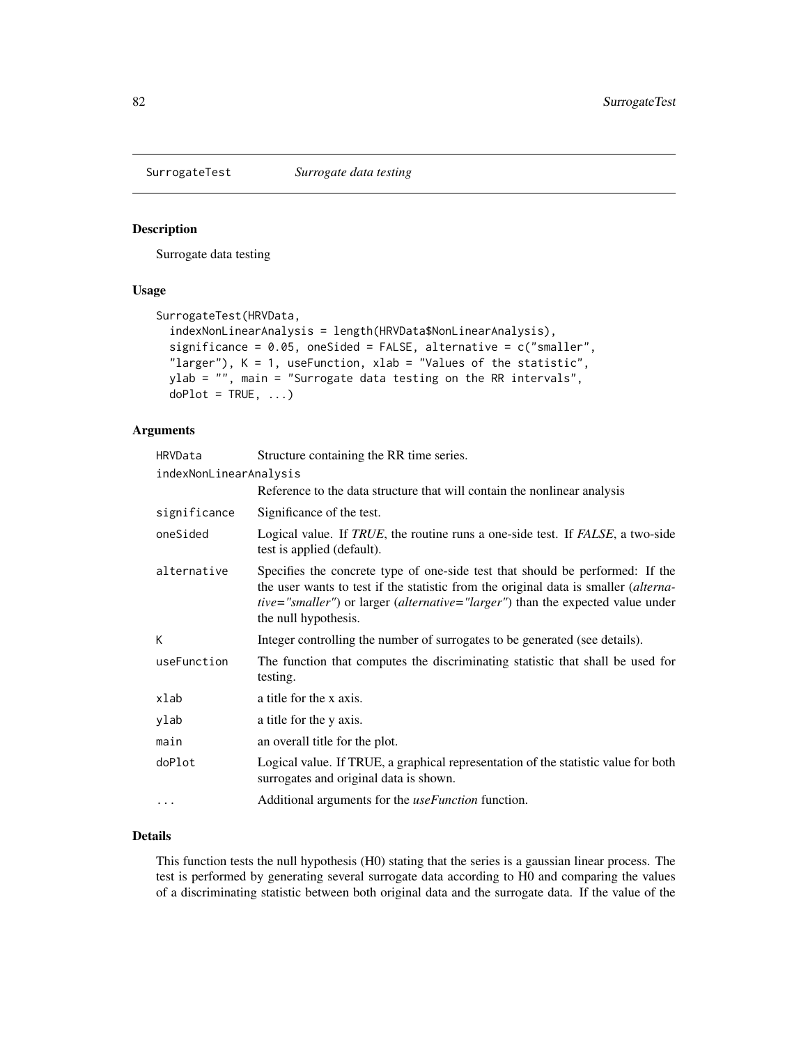## SurrogateTest *Surrogate data testing*

### Description

Surrogate data testing

### Usage

```
SurrogateTest(HRVData,
  indexNonLinearAnalysis = length(HRVData$NonLinearAnalysis),
  significance = 0.05, oneSided = FALSE, alternative = c("smaller",
  "larger"), K = 1, useFunction, xlab = "Values of the statistic",
  ylab = "", main = "Surrogate data testing on the RR intervals",
  doPlot = TRUE, ...)
```

### Arguments

| | |
|---|---|
| HRVData | Structure containing the RR time series. |
| indexNonLinearAnalysis | Reference to the data structure that will contain the nonlinear analysis |
| significance | Significance of the test. |
| oneSided | Logical value. If *TRUE*, the routine runs a one-side test. If *FALSE*, a two-side test is applied (default). |
| alternative | Specifies the concrete type of one-side test that should be performed: If the the user wants to test if the statistic from the original data is smaller (*alternative="smaller"*) or larger (*alternative="larger"*) than the expected value under the null hypothesis. |
| K | Integer controlling the number of surrogates to be generated (see details). |
| useFunction | The function that computes the discriminating statistic that shall be used for testing. |
| xlab | a title for the x axis. |
| ylab | a title for the y axis. |
| main | an overall title for the plot. |
| doPlot | Logical value. If TRUE, a graphical representation of the statistic value for both surrogates and original data is shown. |
| ... | Additional arguments for the *useFunction* function. |

### Details

This function tests the null hypothesis (H0) stating that the series is a gaussian linear process. The test is performed by generating several surrogate data according to H0 and comparing the values of a discriminating statistic between both original data and the surrogate data. If the value of the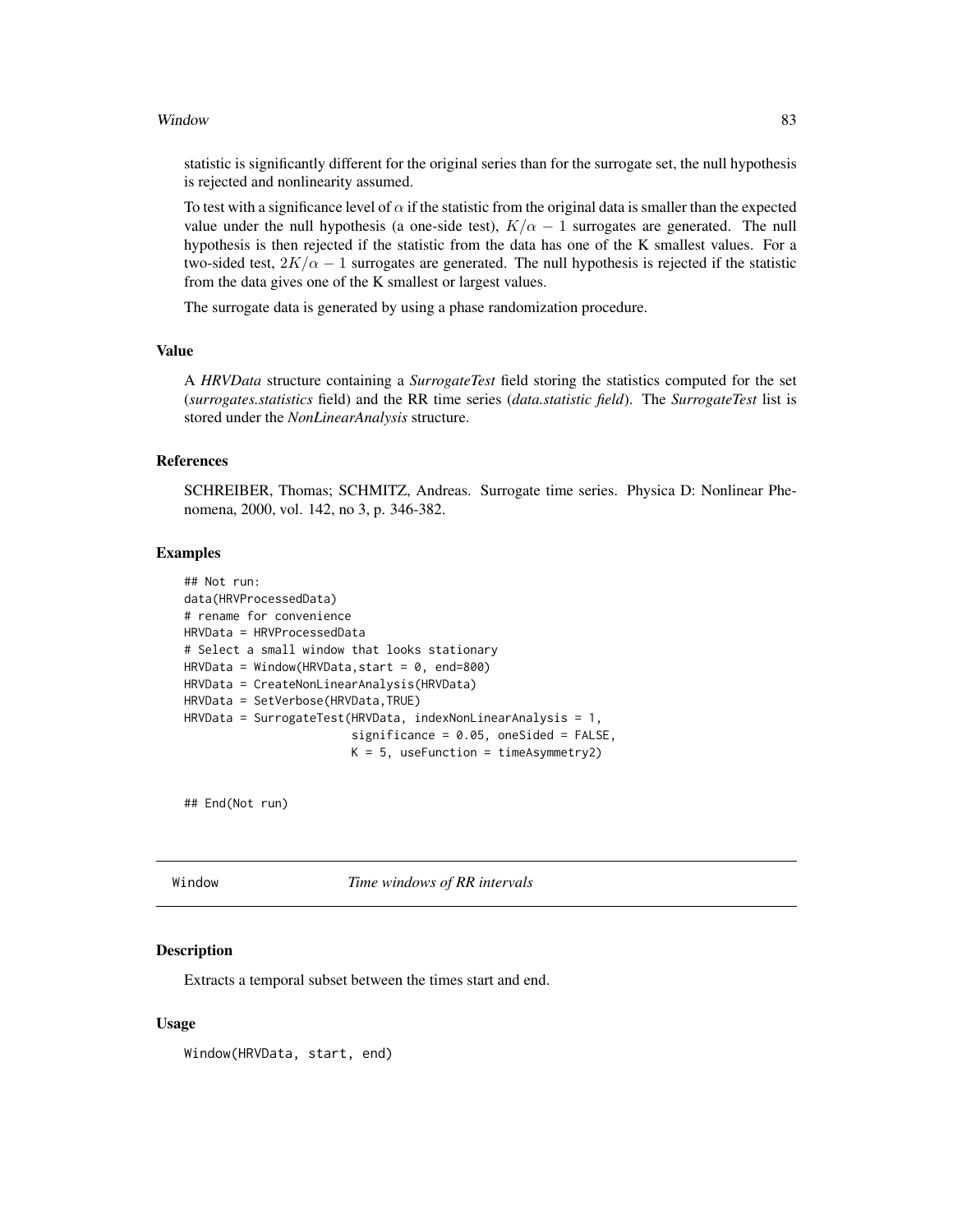statistic is significantly different for the original series than for the surrogate set, the null hypothesis is rejected and nonlinearity assumed.

To test with a significance level of $\alpha$ if the statistic from the original data is smaller than the expected value under the null hypothesis (a one-side test), $K/\alpha - 1$ surrogates are generated. The null hypothesis is then rejected if the statistic from the data has one of the K smallest values. For a two-sided test, $2K/\alpha - 1$ surrogates are generated. The null hypothesis is rejected if the statistic from the data gives one of the K smallest or largest values.

The surrogate data is generated by using a phase randomization procedure.

### Value

A *HRVData* structure containing a *SurrogateTest* field storing the statistics computed for the set (*surrogates.statistics* field) and the RR time series (*data.statistic field*). The *SurrogateTest* list is stored under the *NonLinearAnalysis* structure.

### References

SCHREIBER, Thomas; SCHMITZ, Andreas. Surrogate time series. Physica D: Nonlinear Phenomena, 2000, vol. 142, no 3, p. 346-382.

### Examples

```
## Not run:
data(HRVProcessedData)
# rename for convenience
HRVData = HRVProcessedData
# Select a small window that looks stationary
HRVData = Window(HRVData,start = 0, end=800)
HRVData = CreateNonLinearAnalysis(HRVData)
HRVData = SetVerbose(HRVData,TRUE)
HRVData = SurrogateTest(HRVData, indexNonLinearAnalysis = 1,
                        significance = 0.05, oneSided = FALSE,
                        K = 5, useFunction = timeAsymmetry2)


## End(Not run)
```

## Window *Time windows of RR intervals*

### Description

Extracts a temporal subset between the times start and end.

### Usage

```
Window(HRVData, start, end)
```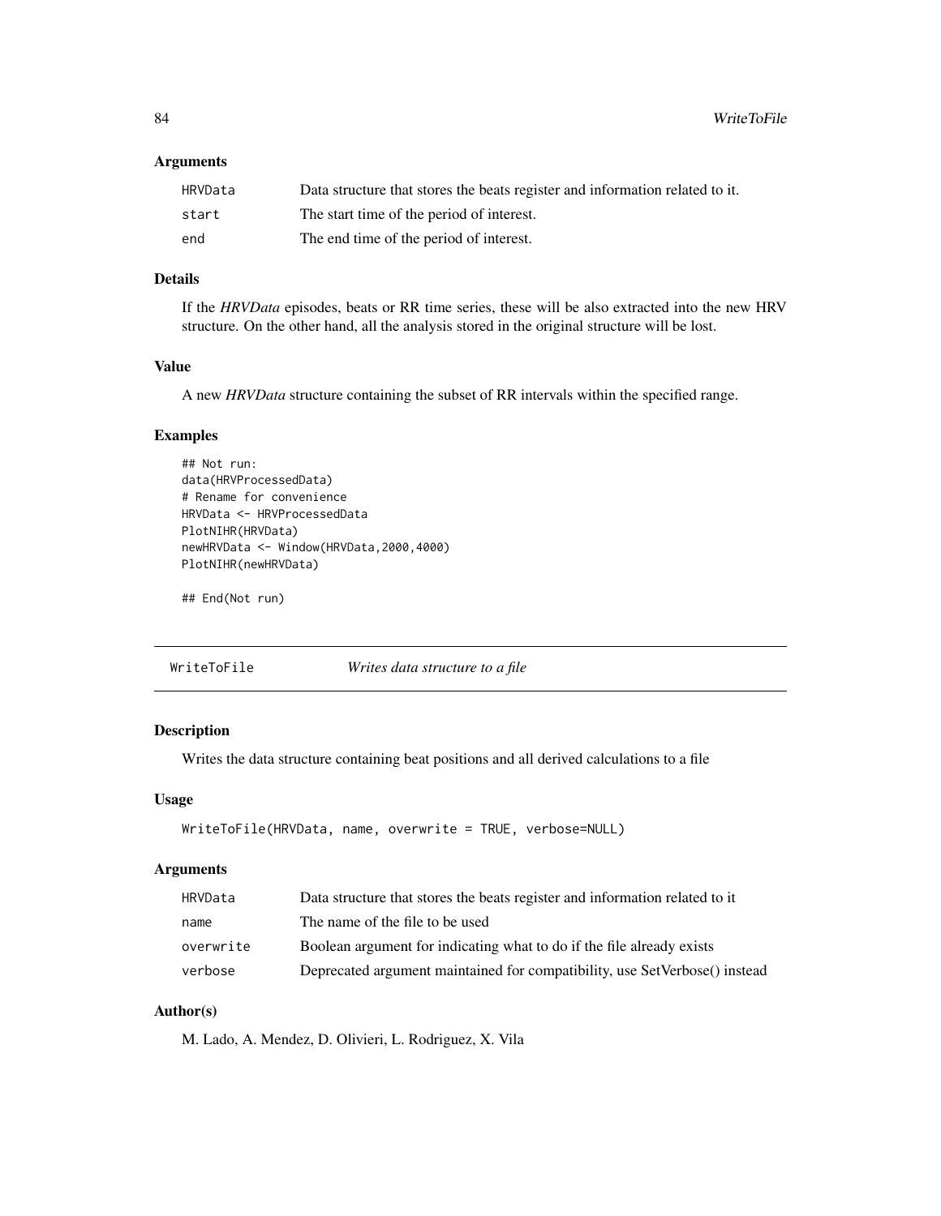### Arguments

| | |
|---|---|
| HRVData | Data structure that stores the beats register and information related to it. |
| start | The start time of the period of interest. |
| end | The end time of the period of interest. |

### Details

If the *HRVData* episodes, beats or RR time series, these will be also extracted into the new HRV structure. On the other hand, all the analysis stored in the original structure will be lost.

### Value

A new *HRVData* structure containing the subset of RR intervals within the specified range.

### Examples

```
## Not run:
data(HRVProcessedData)
# Rename for convenience
HRVData <- HRVProcessedData
PlotNIHR(HRVData)
newHRVData <- Window(HRVData,2000,4000)
PlotNIHR(newHRVData)

## End(Not run)
```

---

## WriteToFile *Writes data structure to a file*

---

### Description

Writes the data structure containing beat positions and all derived calculations to a file

### Usage

```
WriteToFile(HRVData, name, overwrite = TRUE, verbose=NULL)
```

### Arguments

| | |
|---|---|
| HRVData | Data structure that stores the beats register and information related to it |
| name | The name of the file to be used |
| overwrite | Boolean argument for indicating what to do if the file already exists |
| verbose | Deprecated argument maintained for compatibility, use SetVerbose() instead |

### Author(s)

M. Lado, A. Mendez, D. Olivieri, L. Rodriguez, X. Vila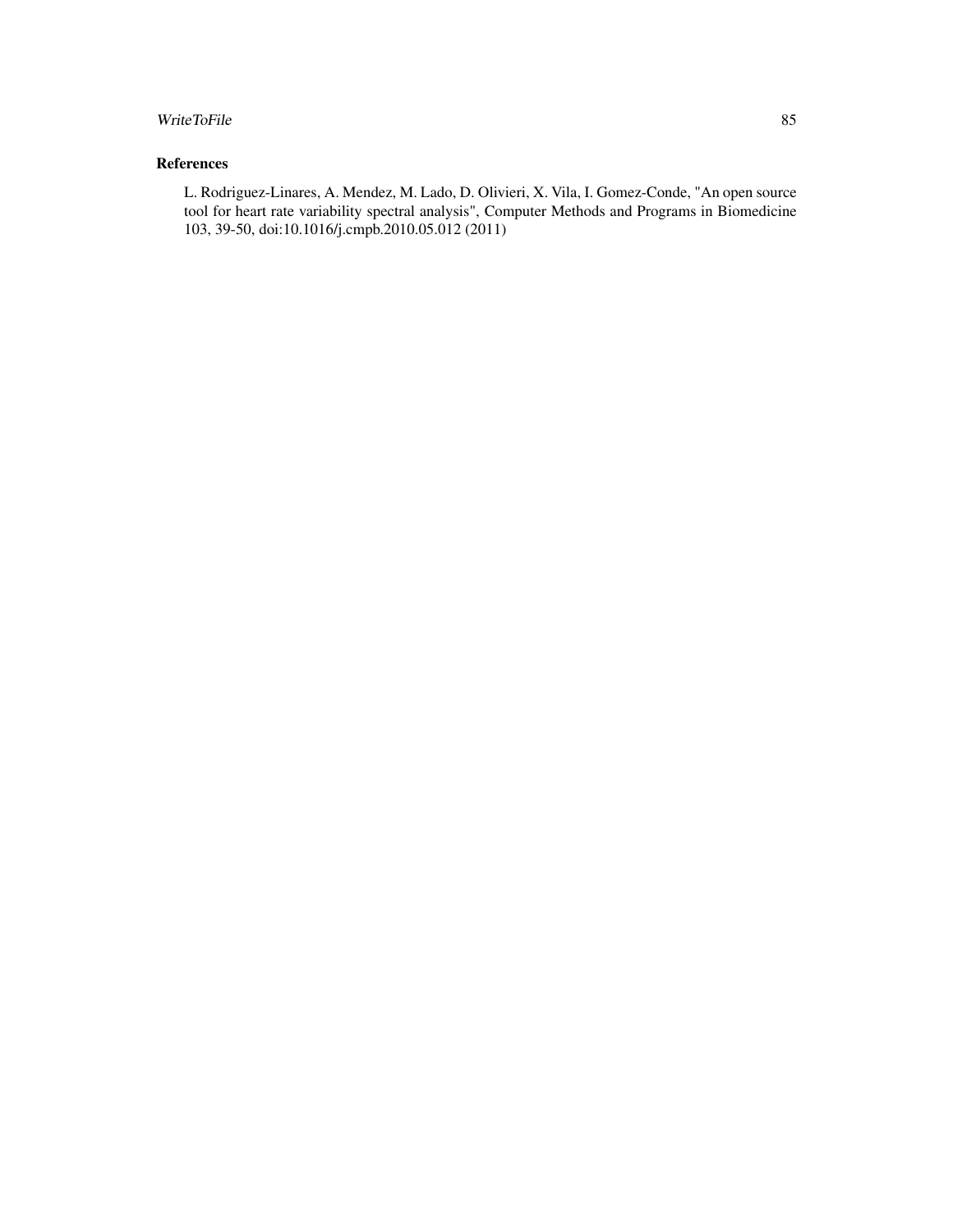### References

L. Rodriguez-Linares, A. Mendez, M. Lado, D. Olivieri, X. Vila, I. Gomez-Conde, "An open source tool for heart rate variability spectral analysis", Computer Methods and Programs in Biomedicine 103, 39-50, doi:10.1016/j.cmpb.2010.05.012 (2011)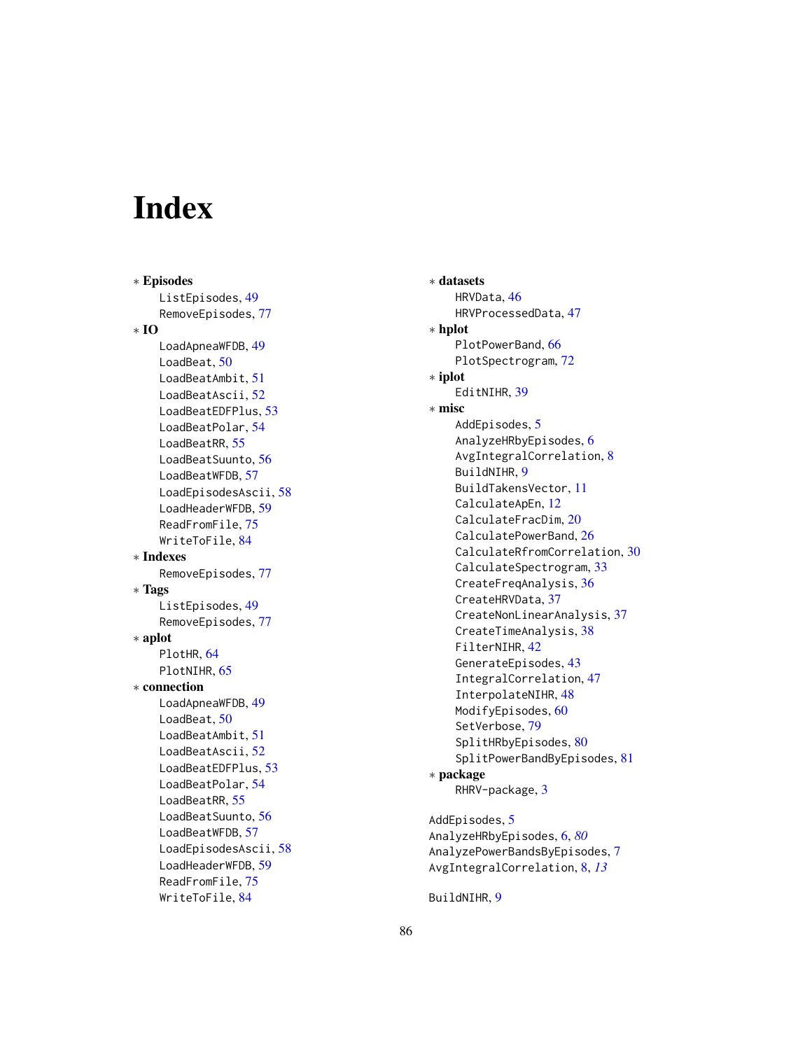# Index

∗ **Episodes**
- ListEpisodes, 49
- RemoveEpisodes, 77

∗ **IO**
- LoadApneaWFDB, 49
- LoadBeat, 50
- LoadBeatAmbit, 51
- LoadBeatAscii, 52
- LoadBeatEDFPlus, 53
- LoadBeatPolar, 54
- LoadBeatRR, 55
- LoadBeatSuunto, 56
- LoadBeatWFDB, 57
- LoadEpisodesAscii, 58
- LoadHeaderWFDB, 59
- ReadFromFile, 75
- WriteToFile, 84

∗ **Indexes**
- RemoveEpisodes, 77

∗ **Tags**
- ListEpisodes, 49
- RemoveEpisodes, 77

∗ **aplot**
- PlotHR, 64
- PlotNIHR, 65

∗ **connection**
- LoadApneaWFDB, 49
- LoadBeat, 50
- LoadBeatAmbit, 51
- LoadBeatAscii, 52
- LoadBeatEDFPlus, 53
- LoadBeatPolar, 54
- LoadBeatRR, 55
- LoadBeatSuunto, 56
- LoadBeatWFDB, 57
- LoadEpisodesAscii, 58
- LoadHeaderWFDB, 59
- ReadFromFile, 75
- WriteToFile, 84

∗ **datasets**
- HRVData, 46
- HRVProcessedData, 47

∗ **hplot**
- PlotPowerBand, 66
- PlotSpectrogram, 72

∗ **iplot**
- EditNIHR, 39

∗ **misc**
- AddEpisodes, 5
- AnalyzeHRbyEpisodes, 6
- AvgIntegralCorrelation, 8
- BuildNIHR, 9
- BuildTakensVector, 11
- CalculateApEn, 12
- CalculateFracDim, 20
- CalculatePowerBand, 26
- CalculateRfromCorrelation, 30
- CalculateSpectrogram, 33
- CreateFreqAnalysis, 36
- CreateHRVData, 37
- CreateNonLinearAnalysis, 37
- CreateTimeAnalysis, 38
- FilterNIHR, 42
- GenerateEpisodes, 43
- IntegralCorrelation, 47
- InterpolateNIHR, 48
- ModifyEpisodes, 60
- SetVerbose, 79
- SplitHRbyEpisodes, 80
- SplitPowerBandByEpisodes, 81

∗ **package**
- RHRV-package, 3

AddEpisodes, 5
AnalyzeHRbyEpisodes, 6, *80*
AnalyzePowerBandsByEpisodes, 7
AvgIntegralCorrelation, 8, *13*

BuildNIHR, 9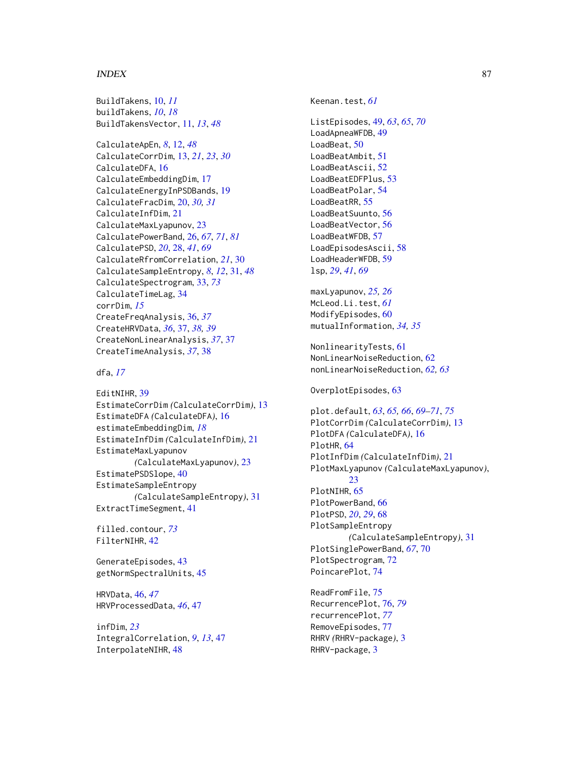BuildTakens, 10, *11*
buildTakens, *10*, *18*
BuildTakensVector, 11, *13*, *48*

CalculateApEn, *8*, 12, *48*
CalculateCorrDim, 13, *21*, *23*, *30*
CalculateDFA, 16
CalculateEmbeddingDim, 17
CalculateEnergyInPSDBands, 19
CalculateFracDim, 20, *30*, *31*
CalculateInfDim, 21
CalculateMaxLyapunov, 23
CalculatePowerBand, 26, *67*, *71*, *81*
CalculatePSD, *20*, 28, *41*, *69*
CalculateRfromCorrelation, *21*, 30
CalculateSampleEntropy, *8*, *12*, 31, *48*
CalculateSpectrogram, 33, *73*
CalculateTimeLag, 34
corrDim, *15*
CreateFreqAnalysis, 36, *37*
CreateHRVData, *36*, 37, *38*, *39*
CreateNonLinearAnalysis, *37*, 37
CreateTimeAnalysis, *37*, 38

dfa, *17*

EditNIHR, 39
EstimateCorrDim *(*CalculateCorrDim*)*, 13
EstimateDFA *(*CalculateDFA*)*, 16
estimateEmbeddingDim, *18*
EstimateInfDim *(*CalculateInfDim*)*, 21
EstimateMaxLyapunov
*(*CalculateMaxLyapunov*)*, 23
EstimatePSDSlope, 40
EstimateSampleEntropy
*(*CalculateSampleEntropy*)*, 31
ExtractTimeSegment, 41

filled.contour, *73*
FilterNIHR, 42

GenerateEpisodes, 43
getNormSpectralUnits, 45

HRVData, 46, *47*
HRVProcessedData, *46*, 47

infDim, *23*
IntegralCorrelation, *9*, *13*, 47
InterpolateNIHR, 48

Keenan.test, *61*

ListEpisodes, 49, *63*, *65*, *70*
LoadApneaWFDB, 49
LoadBeat, 50
LoadBeatAmbit, 51
LoadBeatAscii, 52
LoadBeatEDFPlus, 53
LoadBeatPolar, 54
LoadBeatRR, 55
LoadBeatSuunto, 56
LoadBeatVector, 56
LoadBeatWFDB, 57
LoadEpisodesAscii, 58
LoadHeaderWFDB, 59
lsp, *29*, *41*, *69*

maxLyapunov, *25*, *26*
McLeod.Li.test, *61*
ModifyEpisodes, 60
mutualInformation, *34*, *35*

NonlinearityTests, 61
NonLinearNoiseReduction, 62
nonLinearNoiseReduction, *62*, *63*

OverplotEpisodes, 63

plot.default, *63*, *65*, *66*, *69–71*, *75*
PlotCorrDim *(*CalculateCorrDim*)*, 13
PlotDFA *(*CalculateDFA*)*, 16
PlotHR, 64
PlotInfDim *(*CalculateInfDim*)*, 21
PlotMaxLyapunov *(*CalculateMaxLyapunov*)*, 23
PlotNIHR, 65
PlotPowerBand, 66
PlotPSD, *20*, *29*, 68
PlotSampleEntropy
*(*CalculateSampleEntropy*)*, 31
PlotSinglePowerBand, *67*, 70
PlotSpectrogram, 72
PoincarePlot, 74

ReadFromFile, 75
RecurrencePlot, 76, *79*
recurrencePlot, *77*
RemoveEpisodes, 77
RHRV *(*RHRV-package*)*, 3
RHRV-package, 3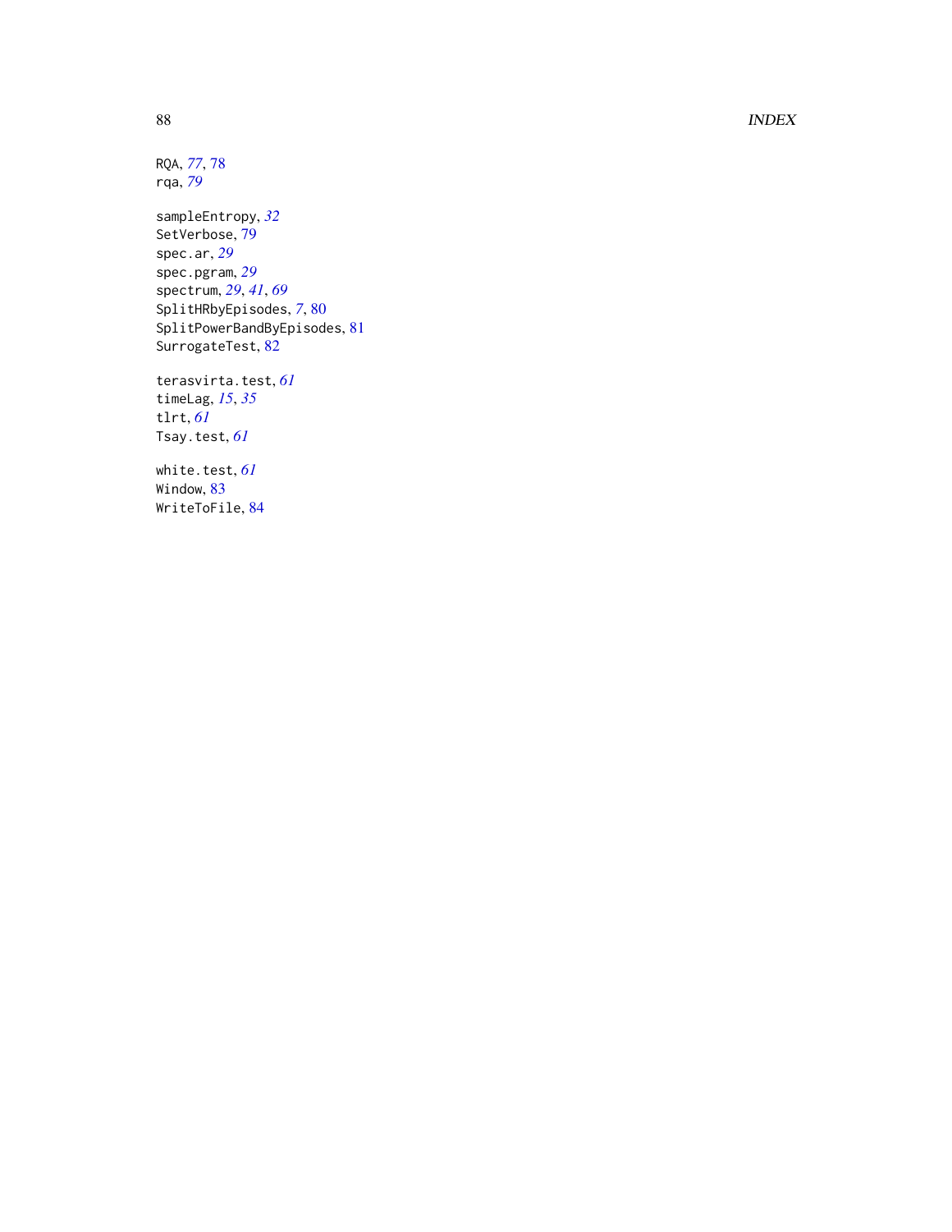RQA, *77*, 78
rqa, *79*

sampleEntropy, *32*
SetVerbose, 79
spec.ar, *29*
spec.pgram, *29*
spectrum, *29*, *41*, *69*
SplitHRbyEpisodes, *7*, 80
SplitPowerBandByEpisodes, 81
SurrogateTest, 82

terasvirta.test, *61*
timeLag, *15*, *35*
tlrt, *61*
Tsay.test, *61*

white.test, *61*
Window, 83
WriteToFile, 84